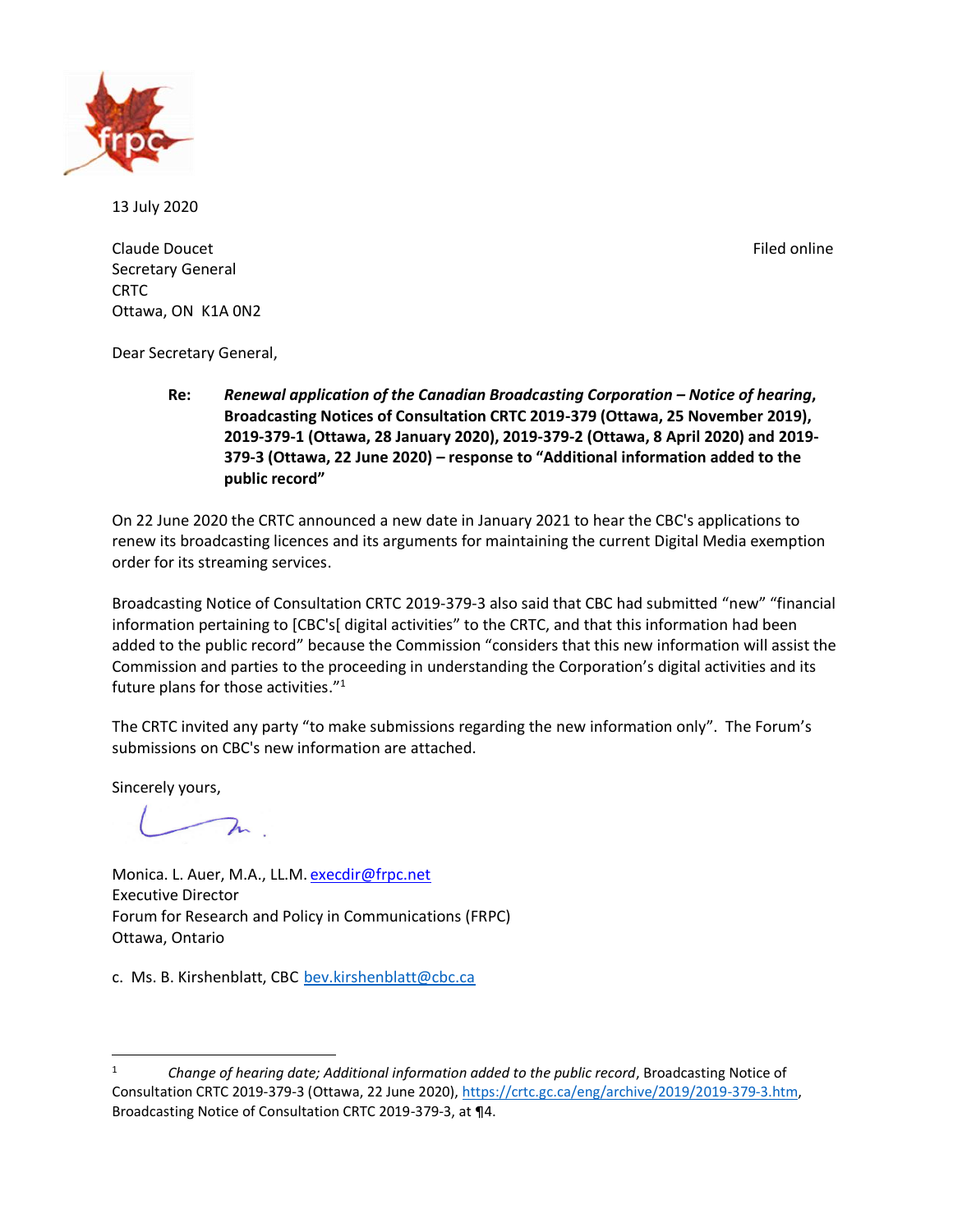13 July 2020

Claude Doucet
Secretary General
CRTC
Ottawa, ON  K1A 0N2

Filed online

Dear Secretary General,

**Re:** ***Renewal application of the Canadian Broadcasting Corporation – Notice of hearing*, Broadcasting Notices of Consultation CRTC 2019-379 (Ottawa, 25 November 2019), 2019-379-1 (Ottawa, 28 January 2020), 2019-379-2 (Ottawa, 8 April 2020) and 2019-379-3 (Ottawa, 22 June 2020) – response to "Additional information added to the public record"**

On 22 June 2020 the CRTC announced a new date in January 2021 to hear the CBC's applications to renew its broadcasting licences and its arguments for maintaining the current Digital Media exemption order for its streaming services.

Broadcasting Notice of Consultation CRTC 2019-379-3 also said that CBC had submitted "new" "financial information pertaining to [CBC's[ digital activities" to the CRTC, and that this information had been added to the public record" because the Commission "considers that this new information will assist the Commission and parties to the proceeding in understanding the Corporation's digital activities and its future plans for those activities."[1]

The CRTC invited any party "to make submissions regarding the new information only". The Forum's submissions on CBC's new information are attached.

Sincerely yours,

Monica. L. Auer, M.A., LL.M. execdir@frpc.net
Executive Director
Forum for Research and Policy in Communications (FRPC)
Ottawa, Ontario

c. Ms. B. Kirshenblatt, CBC bev.kirshenblatt@cbc.ca

---

[1] *Change of hearing date; Additional information added to the public record*, Broadcasting Notice of Consultation CRTC 2019-379-3 (Ottawa, 22 June 2020), https://crtc.gc.ca/eng/archive/2019/2019-379-3.htm, Broadcasting Notice of Consultation CRTC 2019-379-3, at ¶4.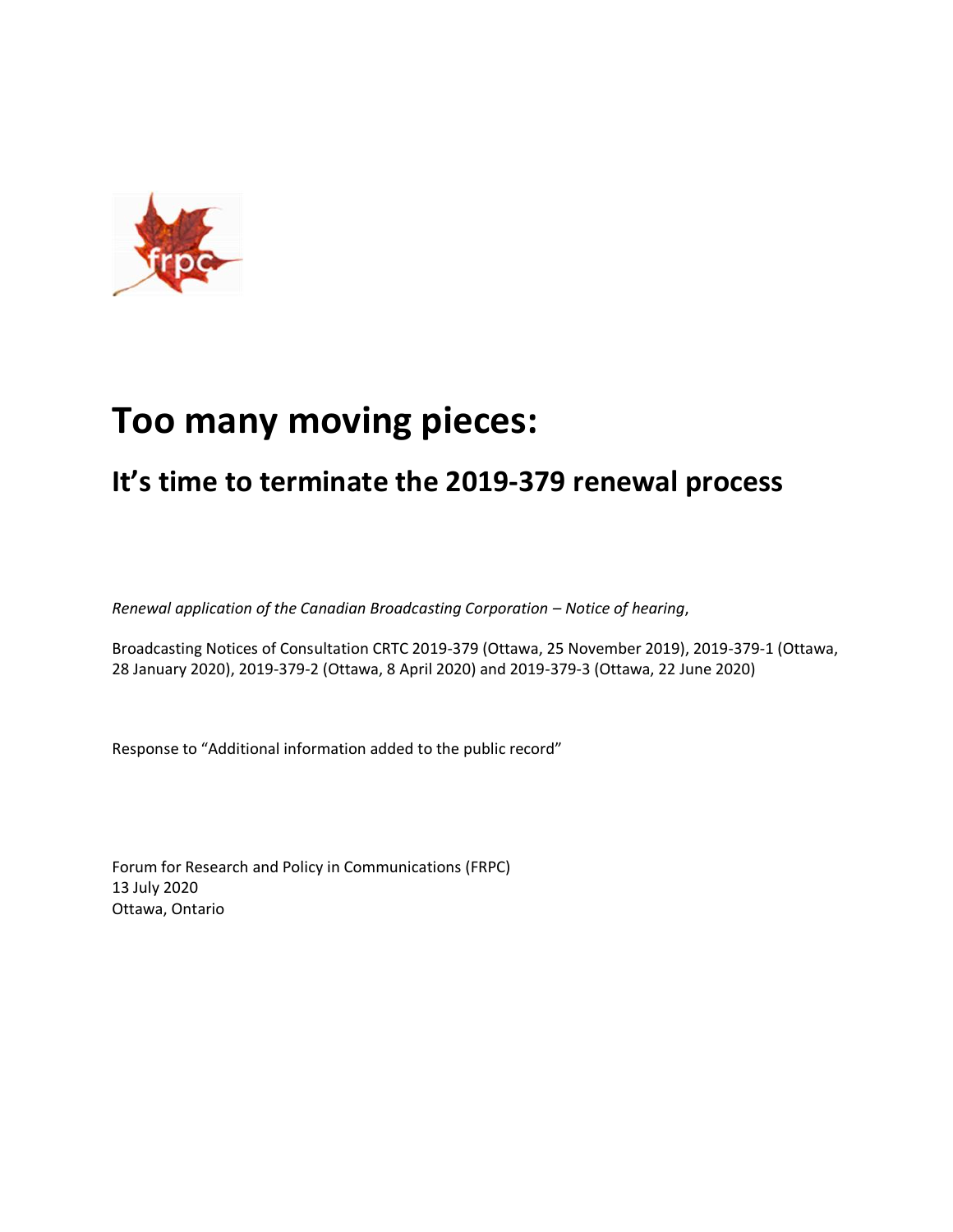# Too many moving pieces:

## It's time to terminate the 2019-379 renewal process

*Renewal application of the Canadian Broadcasting Corporation – Notice of hearing*,

Broadcasting Notices of Consultation CRTC 2019-379 (Ottawa, 25 November 2019), 2019-379-1 (Ottawa, 28 January 2020), 2019-379-2 (Ottawa, 8 April 2020) and 2019-379-3 (Ottawa, 22 June 2020)

Response to "Additional information added to the public record"

Forum for Research and Policy in Communications (FRPC)
13 July 2020
Ottawa, Ontario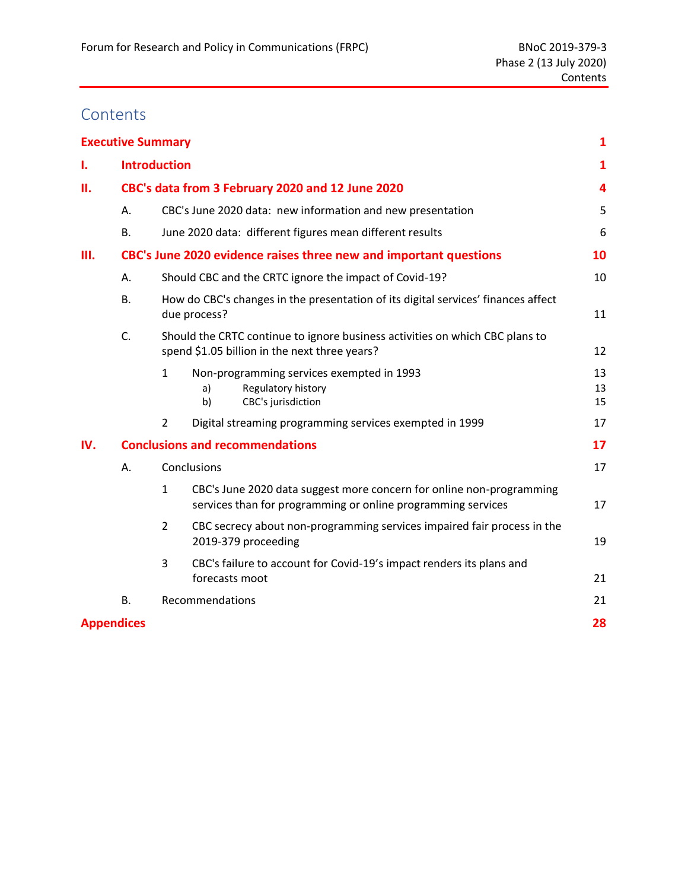# Contents

| | | | | |
|---|---|---|---|---|
| **Executive Summary** | | | | **1** |
| **I.** | **Introduction** | | | **1** |
| **II.** | **CBC's data from 3 February 2020 and 12 June 2020** | | | **4** |
| | A. | CBC's June 2020 data: new information and new presentation | | 5 |
| | B. | June 2020 data: different figures mean different results | | 6 |
| **III.** | **CBC's June 2020 evidence raises three new and important questions** | | | **10** |
| | A. | Should CBC and the CRTC ignore the impact of Covid-19? | | 10 |
| | B. | How do CBC's changes in the presentation of its digital services' finances affect due process? | | 11 |
| | C. | Should the CRTC continue to ignore business activities on which CBC plans to spend $1.05 billion in the next three years? | | 12 |
| | | 1 | Non-programming services exempted in 1993 | 13 |
| | | | a) Regulatory history | 13 |
| | | | b) CBC's jurisdiction | 15 |
| | | 2 | Digital streaming programming services exempted in 1999 | 17 |
| **IV.** | **Conclusions and recommendations** | | | **17** |
| | A. | Conclusions | | 17 |
| | | 1 | CBC's June 2020 data suggest more concern for online non-programming services than for programming or online programming services | 17 |
| | | 2 | CBC secrecy about non-programming services impaired fair process in the 2019-379 proceeding | 19 |
| | | 3 | CBC's failure to account for Covid-19's impact renders its plans and forecasts moot | 21 |
| | B. | Recommendations | | 21 |
| **Appendices** | | | | **28** |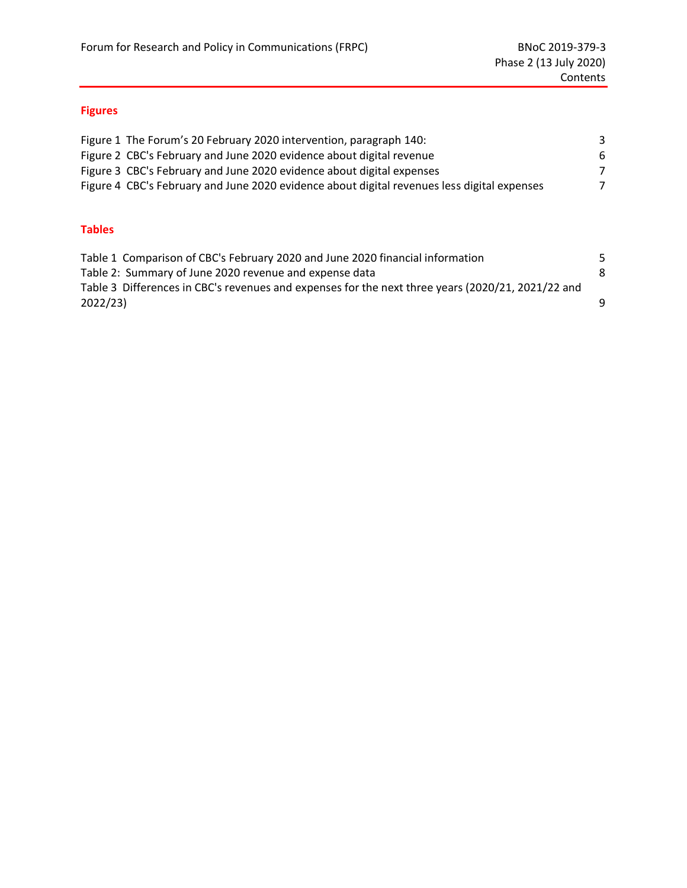## Figures

Figure 1 The Forum's 20 February 2020 intervention, paragraph 140: 3
Figure 2 CBC's February and June 2020 evidence about digital revenue 6
Figure 3 CBC's February and June 2020 evidence about digital expenses 7
Figure 4 CBC's February and June 2020 evidence about digital revenues less digital expenses 7

## Tables

Table 1 Comparison of CBC's February 2020 and June 2020 financial information 5
Table 2: Summary of June 2020 revenue and expense data 8
Table 3 Differences in CBC's revenues and expenses for the next three years (2020/21, 2021/22 and 2022/23) 9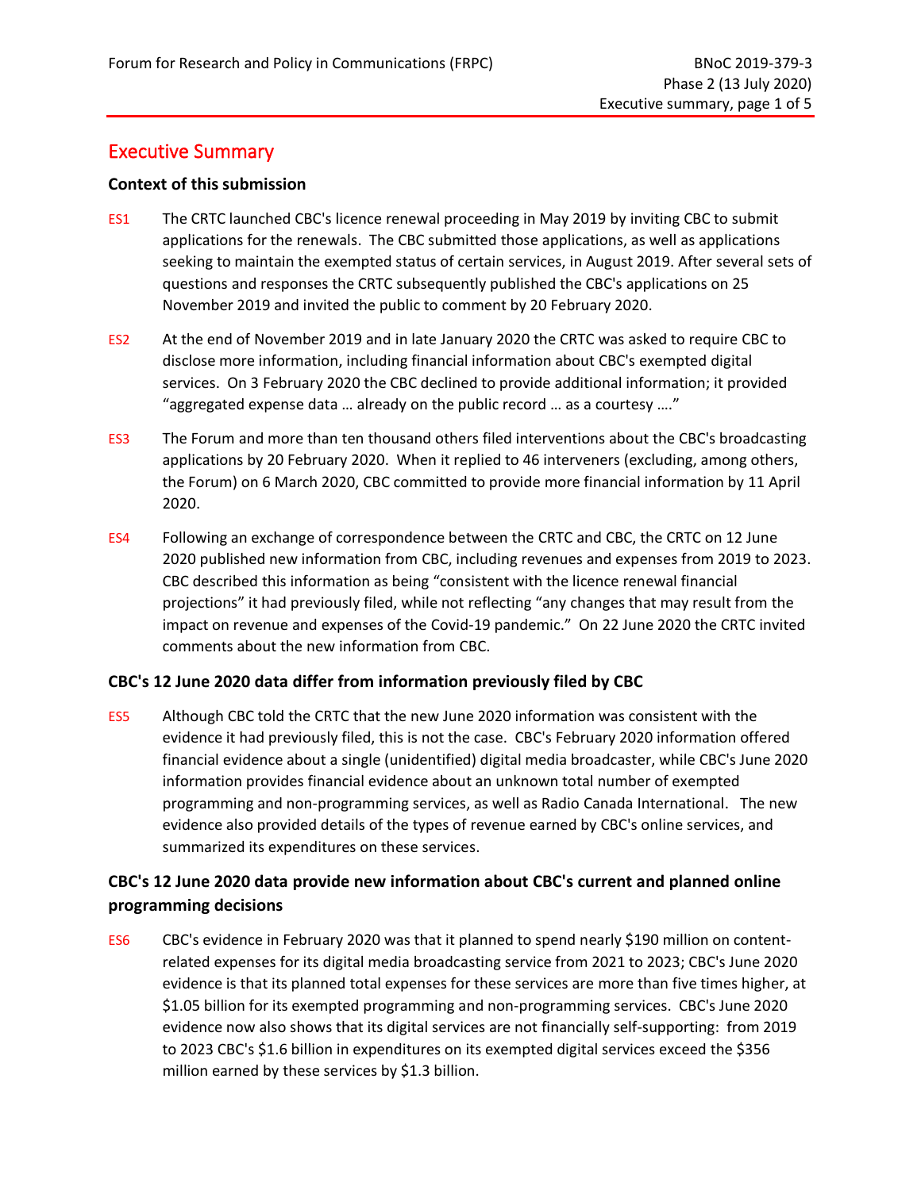# Executive Summary

### Context of this submission

ES1 The CRTC launched CBC's licence renewal proceeding in May 2019 by inviting CBC to submit applications for the renewals. The CBC submitted those applications, as well as applications seeking to maintain the exempted status of certain services, in August 2019. After several sets of questions and responses the CRTC subsequently published the CBC's applications on 25 November 2019 and invited the public to comment by 20 February 2020.

ES2 At the end of November 2019 and in late January 2020 the CRTC was asked to require CBC to disclose more information, including financial information about CBC's exempted digital services. On 3 February 2020 the CBC declined to provide additional information; it provided "aggregated expense data … already on the public record … as a courtesy …."

ES3 The Forum and more than ten thousand others filed interventions about the CBC's broadcasting applications by 20 February 2020. When it replied to 46 interveners (excluding, among others, the Forum) on 6 March 2020, CBC committed to provide more financial information by 11 April 2020.

ES4 Following an exchange of correspondence between the CRTC and CBC, the CRTC on 12 June 2020 published new information from CBC, including revenues and expenses from 2019 to 2023. CBC described this information as being "consistent with the licence renewal financial projections" it had previously filed, while not reflecting "any changes that may result from the impact on revenue and expenses of the Covid-19 pandemic." On 22 June 2020 the CRTC invited comments about the new information from CBC.

### CBC's 12 June 2020 data differ from information previously filed by CBC

ES5 Although CBC told the CRTC that the new June 2020 information was consistent with the evidence it had previously filed, this is not the case. CBC's February 2020 information offered financial evidence about a single (unidentified) digital media broadcaster, while CBC's June 2020 information provides financial evidence about an unknown total number of exempted programming and non-programming services, as well as Radio Canada International. The new evidence also provided details of the types of revenue earned by CBC's online services, and summarized its expenditures on these services.

### CBC's 12 June 2020 data provide new information about CBC's current and planned online programming decisions

ES6 CBC's evidence in February 2020 was that it planned to spend nearly $190 million on content-related expenses for its digital media broadcasting service from 2021 to 2023; CBC's June 2020 evidence is that its planned total expenses for these services are more than five times higher, at $1.05 billion for its exempted programming and non-programming services. CBC's June 2020 evidence now also shows that its digital services are not financially self-supporting: from 2019 to 2023 CBC's $1.6 billion in expenditures on its exempted digital services exceed the $356 million earned by these services by $1.3 billion.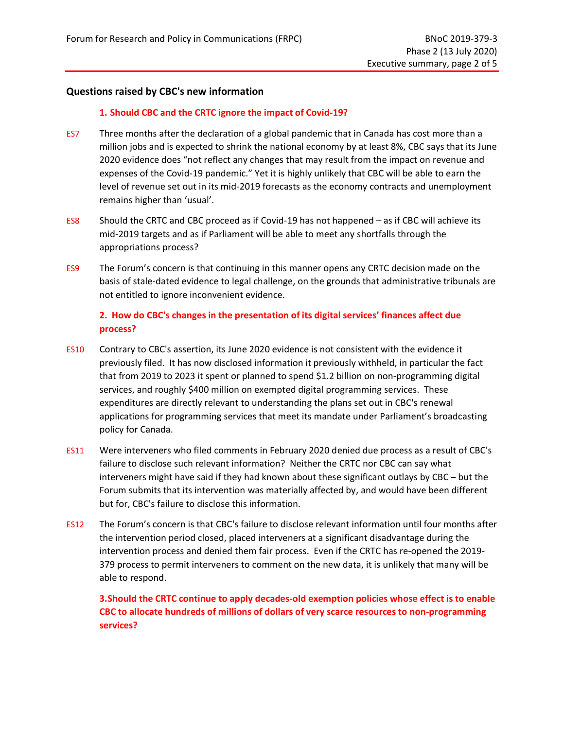## Questions raised by CBC's new information

### 1. Should CBC and the CRTC ignore the impact of Covid-19?

ES7 Three months after the declaration of a global pandemic that in Canada has cost more than a million jobs and is expected to shrink the national economy by at least 8%, CBC says that its June 2020 evidence does "not reflect any changes that may result from the impact on revenue and expenses of the Covid-19 pandemic." Yet it is highly unlikely that CBC will be able to earn the level of revenue set out in its mid-2019 forecasts as the economy contracts and unemployment remains higher than 'usual'.

ES8 Should the CRTC and CBC proceed as if Covid-19 has not happened – as if CBC will achieve its mid-2019 targets and as if Parliament will be able to meet any shortfalls through the appropriations process?

ES9 The Forum's concern is that continuing in this manner opens any CRTC decision made on the basis of stale-dated evidence to legal challenge, on the grounds that administrative tribunals are not entitled to ignore inconvenient evidence.

### 2. How do CBC's changes in the presentation of its digital services' finances affect due process?

ES10 Contrary to CBC's assertion, its June 2020 evidence is not consistent with the evidence it previously filed. It has now disclosed information it previously withheld, in particular the fact that from 2019 to 2023 it spent or planned to spend \$1.2 billion on non-programming digital services, and roughly \$400 million on exempted digital programming services. These expenditures are directly relevant to understanding the plans set out in CBC's renewal applications for programming services that meet its mandate under Parliament's broadcasting policy for Canada.

ES11 Were interveners who filed comments in February 2020 denied due process as a result of CBC's failure to disclose such relevant information? Neither the CRTC nor CBC can say what interveners might have said if they had known about these significant outlays by CBC – but the Forum submits that its intervention was materially affected by, and would have been different but for, CBC's failure to disclose this information.

ES12 The Forum's concern is that CBC's failure to disclose relevant information until four months after the intervention period closed, placed interveners at a significant disadvantage during the intervention process and denied them fair process. Even if the CRTC has re-opened the 2019-379 process to permit interveners to comment on the new data, it is unlikely that many will be able to respond.

### 3. Should the CRTC continue to apply decades-old exemption policies whose effect is to enable CBC to allocate hundreds of millions of dollars of very scarce resources to non-programming services?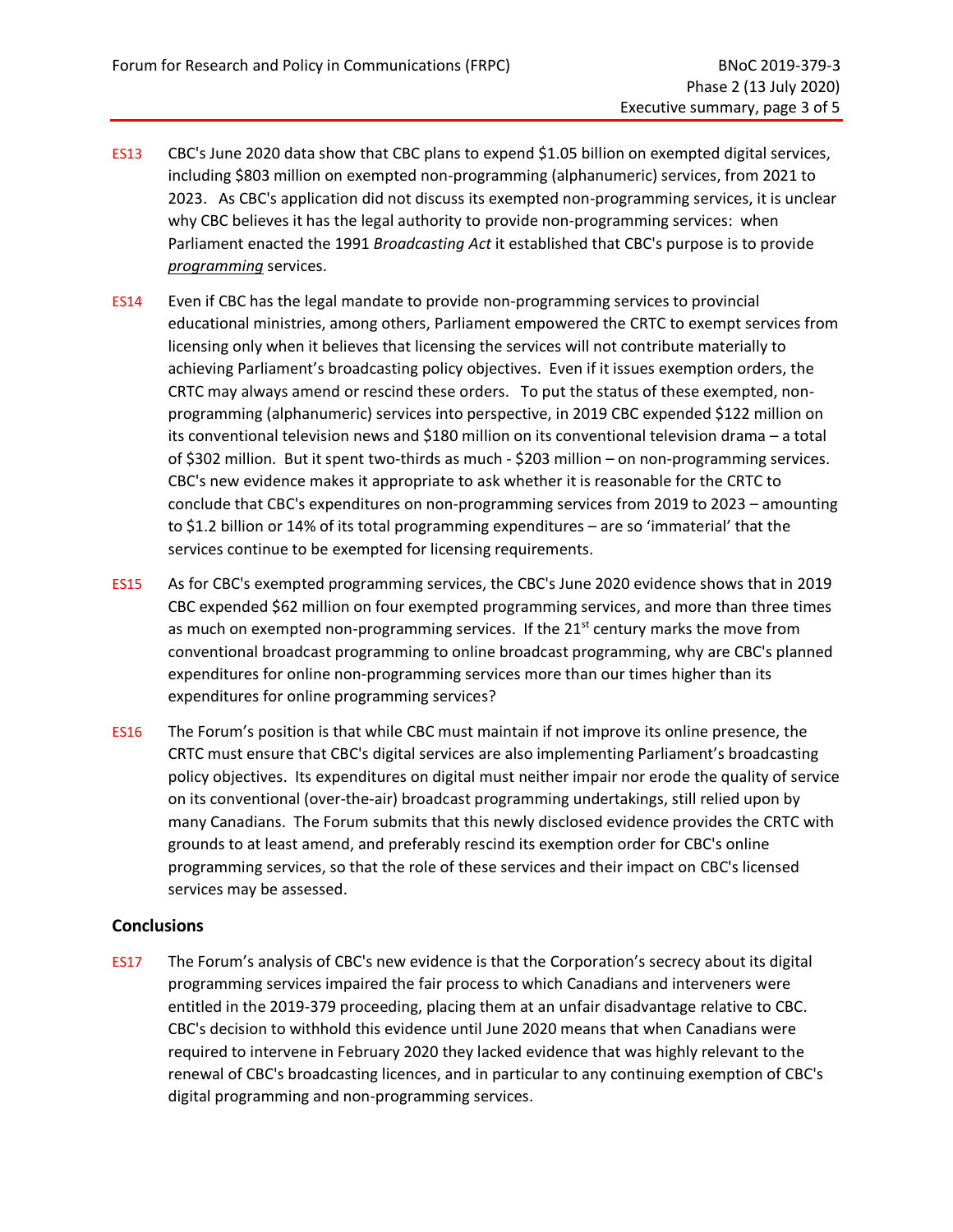ES13 CBC's June 2020 data show that CBC plans to expend $1.05 billion on exempted digital services, including $803 million on exempted non-programming (alphanumeric) services, from 2021 to 2023. As CBC's application did not discuss its exempted non-programming services, it is unclear why CBC believes it has the legal authority to provide non-programming services: when Parliament enacted the 1991 *Broadcasting Act* it established that CBC's purpose is to provide ***programming*** services.

ES14 Even if CBC has the legal mandate to provide non-programming services to provincial educational ministries, among others, Parliament empowered the CRTC to exempt services from licensing only when it believes that licensing the services will not contribute materially to achieving Parliament's broadcasting policy objectives. Even if it issues exemption orders, the CRTC may always amend or rescind these orders. To put the status of these exempted, non-programming (alphanumeric) services into perspective, in 2019 CBC expended $122 million on its conventional television news and $180 million on its conventional television drama – a total of $302 million. But it spent two-thirds as much - $203 million – on non-programming services. CBC's new evidence makes it appropriate to ask whether it is reasonable for the CRTC to conclude that CBC's expenditures on non-programming services from 2019 to 2023 – amounting to $1.2 billion or 14% of its total programming expenditures – are so 'immaterial' that the services continue to be exempted for licensing requirements.

ES15 As for CBC's exempted programming services, the CBC's June 2020 evidence shows that in 2019 CBC expended $62 million on four exempted programming services, and more than three times as much on exempted non-programming services. If the 21st century marks the move from conventional broadcast programming to online broadcast programming, why are CBC's planned expenditures for online non-programming services more than our times higher than its expenditures for online programming services?

ES16 The Forum's position is that while CBC must maintain if not improve its online presence, the CRTC must ensure that CBC's digital services are also implementing Parliament's broadcasting policy objectives. Its expenditures on digital must neither impair nor erode the quality of service on its conventional (over-the-air) broadcast programming undertakings, still relied upon by many Canadians. The Forum submits that this newly disclosed evidence provides the CRTC with grounds to at least amend, and preferably rescind its exemption order for CBC's online programming services, so that the role of these services and their impact on CBC's licensed services may be assessed.

## Conclusions

ES17 The Forum's analysis of CBC's new evidence is that the Corporation's secrecy about its digital programming services impaired the fair process to which Canadians and interveners were entitled in the 2019-379 proceeding, placing them at an unfair disadvantage relative to CBC. CBC's decision to withhold this evidence until June 2020 means that when Canadians were required to intervene in February 2020 they lacked evidence that was highly relevant to the renewal of CBC's broadcasting licences, and in particular to any continuing exemption of CBC's digital programming and non-programming services.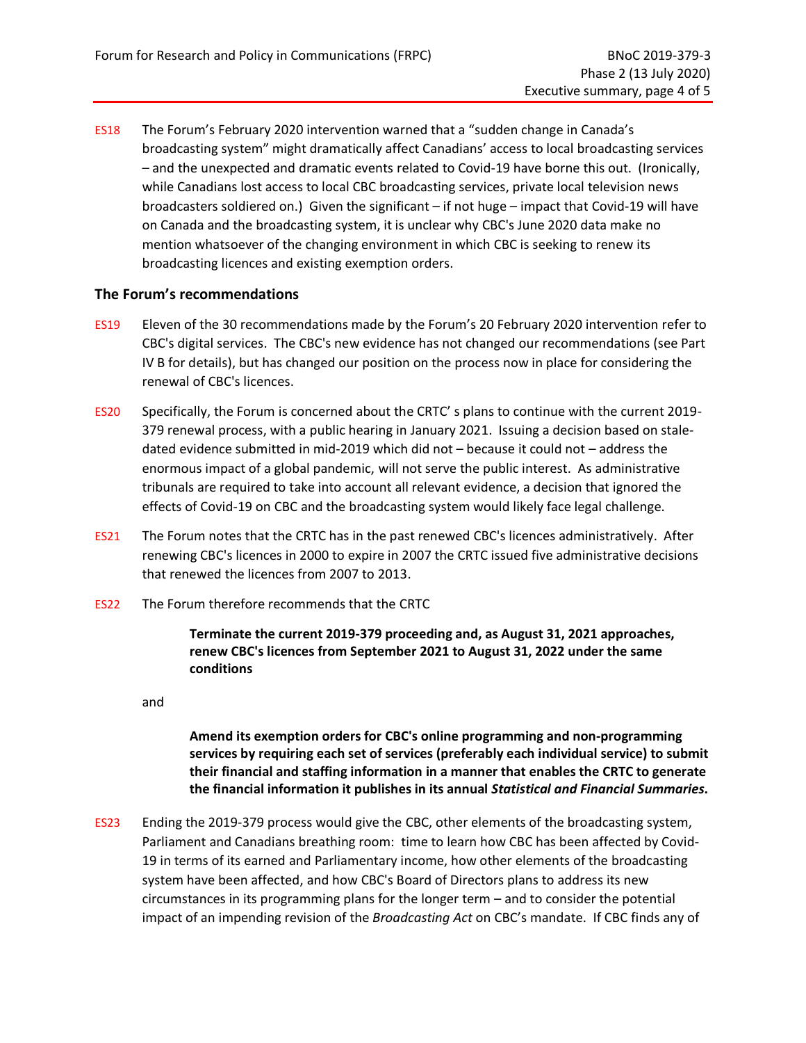ES18 The Forum's February 2020 intervention warned that a "sudden change in Canada's broadcasting system" might dramatically affect Canadians' access to local broadcasting services – and the unexpected and dramatic events related to Covid-19 have borne this out. (Ironically, while Canadians lost access to local CBC broadcasting services, private local television news broadcasters soldiered on.) Given the significant – if not huge – impact that Covid-19 will have on Canada and the broadcasting system, it is unclear why CBC's June 2020 data make no mention whatsoever of the changing environment in which CBC is seeking to renew its broadcasting licences and existing exemption orders.

## The Forum's recommendations

ES19 Eleven of the 30 recommendations made by the Forum's 20 February 2020 intervention refer to CBC's digital services. The CBC's new evidence has not changed our recommendations (see Part IV B for details), but has changed our position on the process now in place for considering the renewal of CBC's licences.

ES20 Specifically, the Forum is concerned about the CRTC' s plans to continue with the current 2019-379 renewal process, with a public hearing in January 2021. Issuing a decision based on stale-dated evidence submitted in mid-2019 which did not – because it could not – address the enormous impact of a global pandemic, will not serve the public interest. As administrative tribunals are required to take into account all relevant evidence, a decision that ignored the effects of Covid-19 on CBC and the broadcasting system would likely face legal challenge.

ES21 The Forum notes that the CRTC has in the past renewed CBC's licences administratively. After renewing CBC's licences in 2000 to expire in 2007 the CRTC issued five administrative decisions that renewed the licences from 2007 to 2013.

ES22 The Forum therefore recommends that the CRTC

> **Terminate the current 2019-379 proceeding and, as August 31, 2021 approaches, renew CBC's licences from September 2021 to August 31, 2022 under the same conditions**

and

> **Amend its exemption orders for CBC's online programming and non-programming services by requiring each set of services (preferably each individual service) to submit their financial and staffing information in a manner that enables the CRTC to generate the financial information it publishes in its annual *Statistical and Financial Summaries*.**

ES23 Ending the 2019-379 process would give the CBC, other elements of the broadcasting system, Parliament and Canadians breathing room: time to learn how CBC has been affected by Covid-19 in terms of its earned and Parliamentary income, how other elements of the broadcasting system have been affected, and how CBC's Board of Directors plans to address its new circumstances in its programming plans for the longer term – and to consider the potential impact of an impending revision of the *Broadcasting Act* on CBC's mandate. If CBC finds any of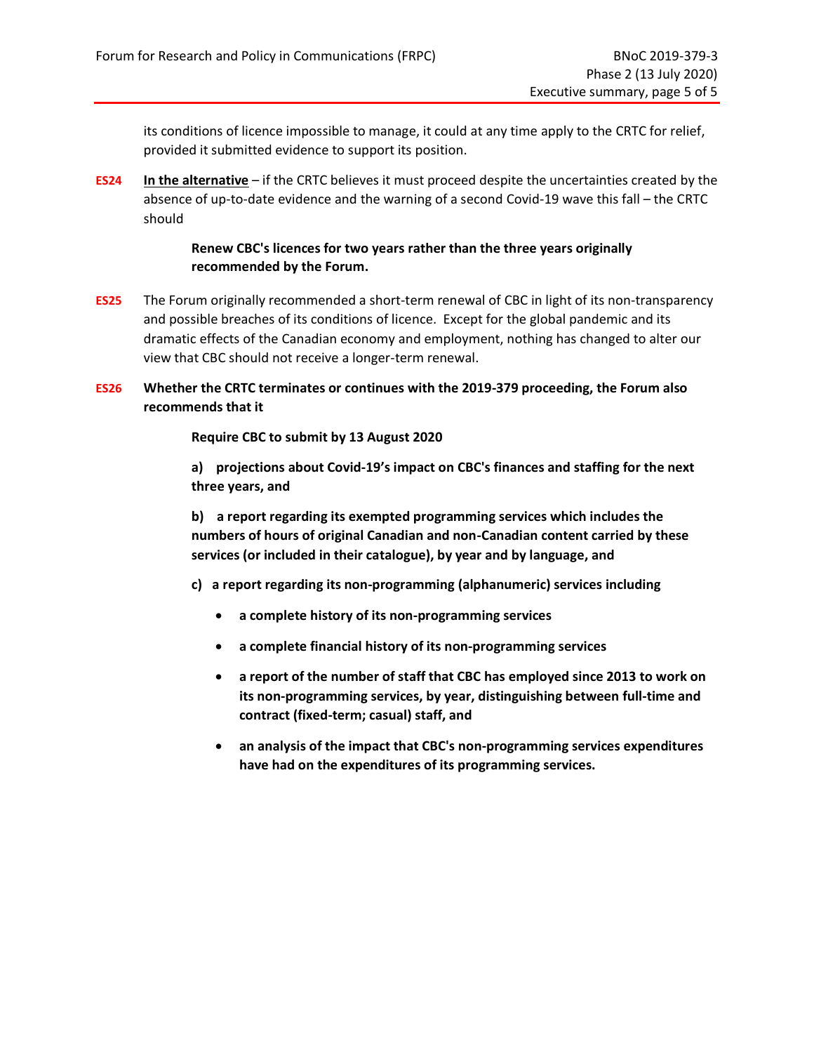its conditions of licence impossible to manage, it could at any time apply to the CRTC for relief, provided it submitted evidence to support its position.

**ES24** **In the alternative** – if the CRTC believes it must proceed despite the uncertainties created by the absence of up-to-date evidence and the warning of a second Covid-19 wave this fall – the CRTC should

> **Renew CBC's licences for two years rather than the three years originally recommended by the Forum.**

**ES25** The Forum originally recommended a short-term renewal of CBC in light of its non-transparency and possible breaches of its conditions of licence. Except for the global pandemic and its dramatic effects of the Canadian economy and employment, nothing has changed to alter our view that CBC should not receive a longer-term renewal.

**ES26** **Whether the CRTC terminates or continues with the 2019-379 proceeding, the Forum also recommends that it**

> **Require CBC to submit by 13 August 2020**
>
> **a) projections about Covid-19's impact on CBC's finances and staffing for the next three years, and**
>
> **b) a report regarding its exempted programming services which includes the numbers of hours of original Canadian and non-Canadian content carried by these services (or included in their catalogue), by year and by language, and**
>
> **c) a report regarding its non-programming (alphanumeric) services including**
>
> - **a complete history of its non-programming services**
> - **a complete financial history of its non-programming services**
> - **a report of the number of staff that CBC has employed since 2013 to work on its non-programming services, by year, distinguishing between full-time and contract (fixed-term; casual) staff, and**
> - **an analysis of the impact that CBC's non-programming services expenditures have had on the expenditures of its programming services.**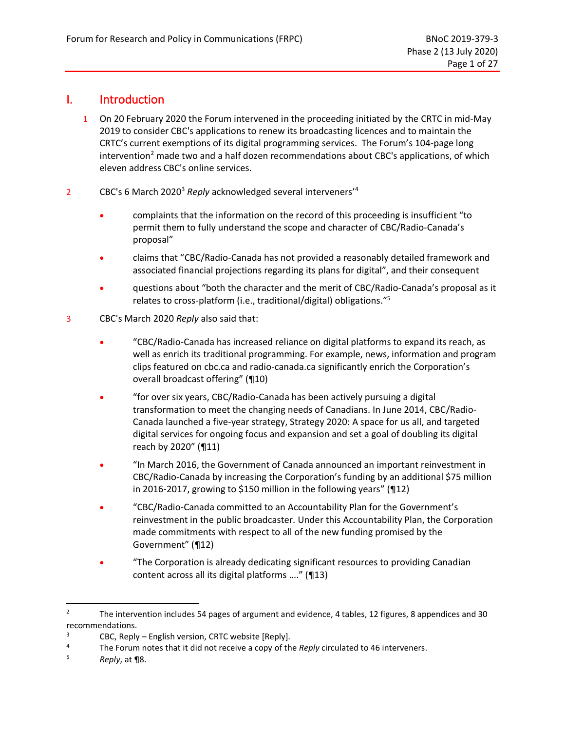# I. Introduction

1 On 20 February 2020 the Forum intervened in the proceeding initiated by the CRTC in mid-May 2019 to consider CBC's applications to renew its broadcasting licences and to maintain the CRTC's current exemptions of its digital programming services. The Forum's 104-page long intervention[2] made two and a half dozen recommendations about CBC's applications, of which eleven address CBC's online services.

2 CBC's 6 March 2020[3] *Reply* acknowledged several interveners'[4]

- complaints that the information on the record of this proceeding is insufficient "to permit them to fully understand the scope and character of CBC/Radio-Canada's proposal"
- claims that "CBC/Radio-Canada has not provided a reasonably detailed framework and associated financial projections regarding its plans for digital", and their consequent
- questions about "both the character and the merit of CBC/Radio-Canada's proposal as it relates to cross-platform (i.e., traditional/digital) obligations."[5]

3 CBC's March 2020 *Reply* also said that:

- "CBC/Radio-Canada has increased reliance on digital platforms to expand its reach, as well as enrich its traditional programming. For example, news, information and program clips featured on cbc.ca and radio-canada.ca significantly enrich the Corporation's overall broadcast offering" (¶10)
- "for over six years, CBC/Radio-Canada has been actively pursuing a digital transformation to meet the changing needs of Canadians. In June 2014, CBC/Radio-Canada launched a five-year strategy, Strategy 2020: A space for us all, and targeted digital services for ongoing focus and expansion and set a goal of doubling its digital reach by 2020" (¶11)
- "In March 2016, the Government of Canada announced an important reinvestment in CBC/Radio-Canada by increasing the Corporation's funding by an additional $75 million in 2016-2017, growing to $150 million in the following years" (¶12)
- "CBC/Radio-Canada committed to an Accountability Plan for the Government's reinvestment in the public broadcaster. Under this Accountability Plan, the Corporation made commitments with respect to all of the new funding promised by the Government" (¶12)
- "The Corporation is already dedicating significant resources to providing Canadian content across all its digital platforms …." (¶13)

---

[2] The intervention includes 54 pages of argument and evidence, 4 tables, 12 figures, 8 appendices and 30 recommendations.

[3] CBC, Reply – English version, CRTC website [Reply].

[4] The Forum notes that it did not receive a copy of the *Reply* circulated to 46 interveners.

[5] *Reply*, at ¶8.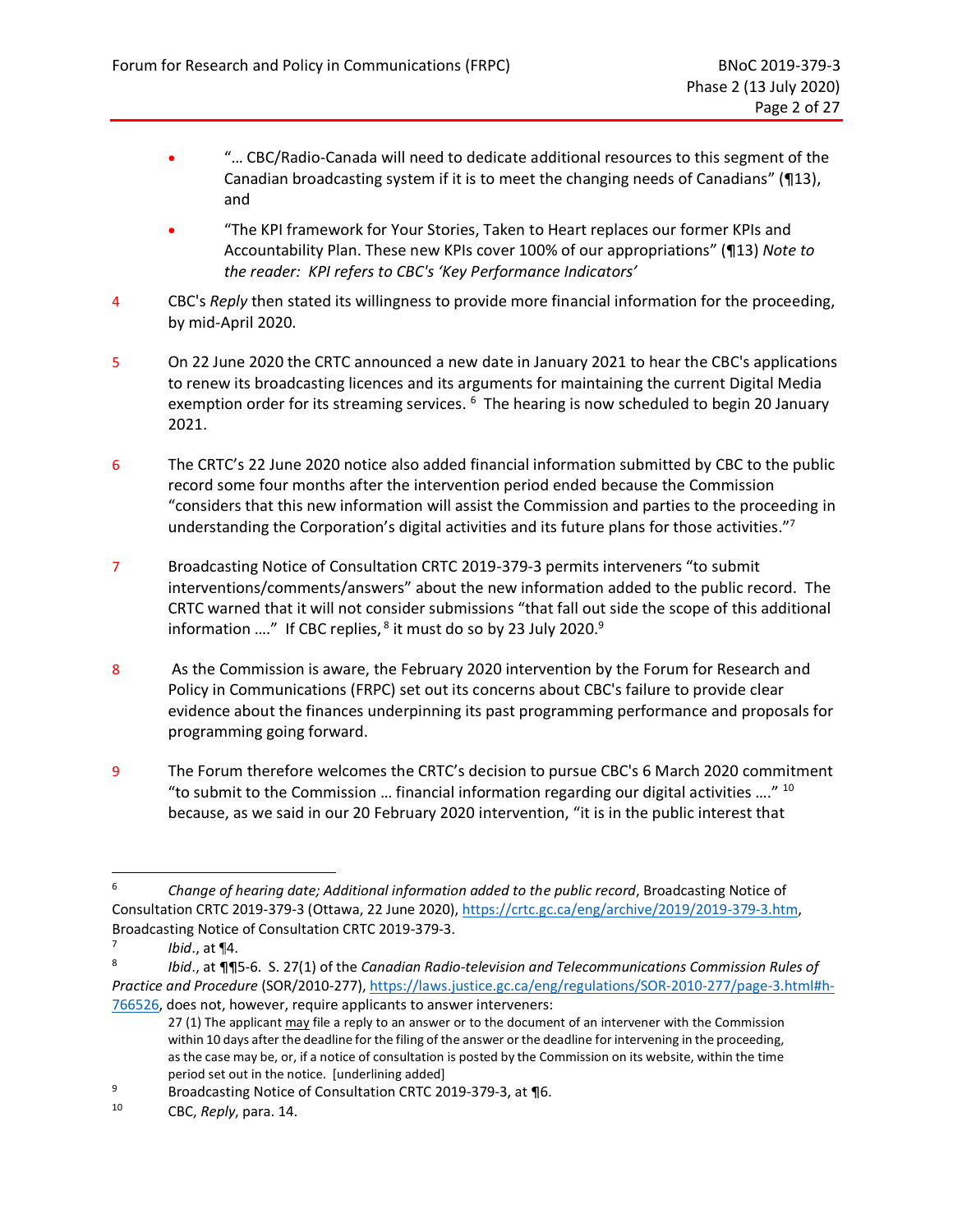- "… CBC/Radio-Canada will need to dedicate additional resources to this segment of the Canadian broadcasting system if it is to meet the changing needs of Canadians" (¶13), and
- "The KPI framework for Your Stories, Taken to Heart replaces our former KPIs and Accountability Plan. These new KPIs cover 100% of our appropriations" (¶13) *Note to the reader: KPI refers to CBC's 'Key Performance Indicators'*

4 CBC's *Reply* then stated its willingness to provide more financial information for the proceeding, by mid-April 2020.

5 On 22 June 2020 the CRTC announced a new date in January 2021 to hear the CBC's applications to renew its broadcasting licences and its arguments for maintaining the current Digital Media exemption order for its streaming services. [6] The hearing is now scheduled to begin 20 January 2021.

6 The CRTC's 22 June 2020 notice also added financial information submitted by CBC to the public record some four months after the intervention period ended because the Commission "considers that this new information will assist the Commission and parties to the proceeding in understanding the Corporation's digital activities and its future plans for those activities."[7]

7 Broadcasting Notice of Consultation CRTC 2019-379-3 permits interveners "to submit interventions/comments/answers" about the new information added to the public record. The CRTC warned that it will not consider submissions "that fall out side the scope of this additional information …." If CBC replies, [8] it must do so by 23 July 2020.[9]

8 As the Commission is aware, the February 2020 intervention by the Forum for Research and Policy in Communications (FRPC) set out its concerns about CBC's failure to provide clear evidence about the finances underpinning its past programming performance and proposals for programming going forward.

9 The Forum therefore welcomes the CRTC's decision to pursue CBC's 6 March 2020 commitment "to submit to the Commission … financial information regarding our digital activities …." [10] because, as we said in our 20 February 2020 intervention, "it is in the public interest that

---

[6] *Change of hearing date; Additional information added to the public record*, Broadcasting Notice of Consultation CRTC 2019-379-3 (Ottawa, 22 June 2020), https://crtc.gc.ca/eng/archive/2019/2019-379-3.htm, Broadcasting Notice of Consultation CRTC 2019-379-3.

[7] *Ibid.*, at ¶4.

[8] *Ibid.*, at ¶¶5-6. S. 27(1) of the *Canadian Radio-television and Telecommunications Commission Rules of Practice and Procedure* (SOR/2010-277), https://laws.justice.gc.ca/eng/regulations/SOR-2010-277/page-3.html#h-766526, does not, however, require applicants to answer interveners:

> 27 (1) The applicant may file a reply to an answer or to the document of an intervener with the Commission within 10 days after the deadline for the filing of the answer or the deadline for intervening in the proceeding, as the case may be, or, if a notice of consultation is posted by the Commission on its website, within the time period set out in the notice. [underlining added]

[9] Broadcasting Notice of Consultation CRTC 2019-379-3, at ¶6.

[10] CBC, *Reply*, para. 14.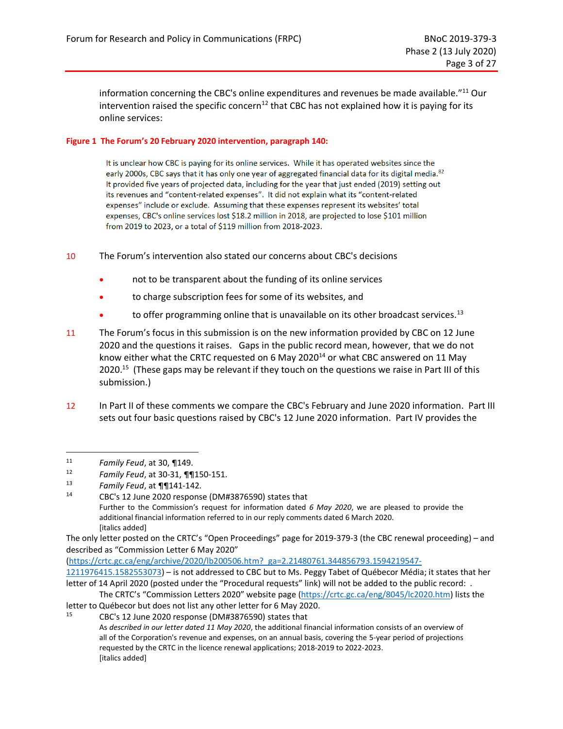information concerning the CBC's online expenditures and revenues be made available."[11] Our intervention raised the specific concern[12] that CBC has not explained how it is paying for its online services:

**Figure 1 The Forum's 20 February 2020 intervention, paragraph 140:**

> It is unclear how CBC is paying for its online services. While it has operated websites since the early 2000s, CBC says that it has only one year of aggregated financial data for its digital media.[82] It provided five years of projected data, including for the year that just ended (2019) setting out its revenues and "content-related expenses". It did not explain what its "content-related expenses" include or exclude. Assuming that these expenses represent its websites' total expenses, CBC's online services lost $18.2 million in 2018, are projected to lose $101 million from 2019 to 2023, or a total of $119 million from 2018-2023.

10 The Forum's intervention also stated our concerns about CBC's decisions

- not to be transparent about the funding of its online services
- to charge subscription fees for some of its websites, and
- to offer programming online that is unavailable on its other broadcast services.[13]

11 The Forum's focus in this submission is on the new information provided by CBC on 12 June 2020 and the questions it raises. Gaps in the public record mean, however, that we do not know either what the CRTC requested on 6 May 2020[14] or what CBC answered on 11 May 2020.[15] (These gaps may be relevant if they touch on the questions we raise in Part III of this submission.)

12 In Part II of these comments we compare the CBC's February and June 2020 information. Part III sets out four basic questions raised by CBC's 12 June 2020 information. Part IV provides the

---

[11] *Family Feud*, at 30, ¶149.

[12] *Family Feud*, at 30-31, ¶¶150-151.

[13] *Family Feud*, at ¶¶141-142.

[14] CBC's 12 June 2020 response (DM#3876590) states that

> Further to the Commission's request for information dated *6 May 2020*, we are pleased to provide the additional financial information referred to in our reply comments dated 6 March 2020.
> [italics added]

The only letter posted on the CRTC's "Open Proceedings" page for 2019-379-3 (the CBC renewal proceeding) – and described as "Commission Letter 6 May 2020" (https://crtc.gc.ca/eng/archive/2020/lb200506.htm?_ga=2.21480761.344856793.1594219547-1211976415.1582553073) – is not addressed to CBC but to Ms. Peggy Tabet of Québecor Média; it states that her letter of 14 April 2020 (posted under the "Procedural requests" link) will not be added to the public record: .

The CRTC's "Commission Letters 2020" website page (https://crtc.gc.ca/eng/8045/lc2020.htm) lists the letter to Québecor but does not list any other letter for 6 May 2020.

[15] CBC's 12 June 2020 response (DM#3876590) states that

> As *described in our letter dated 11 May 2020*, the additional financial information consists of an overview of all of the Corporation's revenue and expenses, on an annual basis, covering the 5-year period of projections requested by the CRTC in the licence renewal applications; 2018-2019 to 2022-2023.
> [italics added]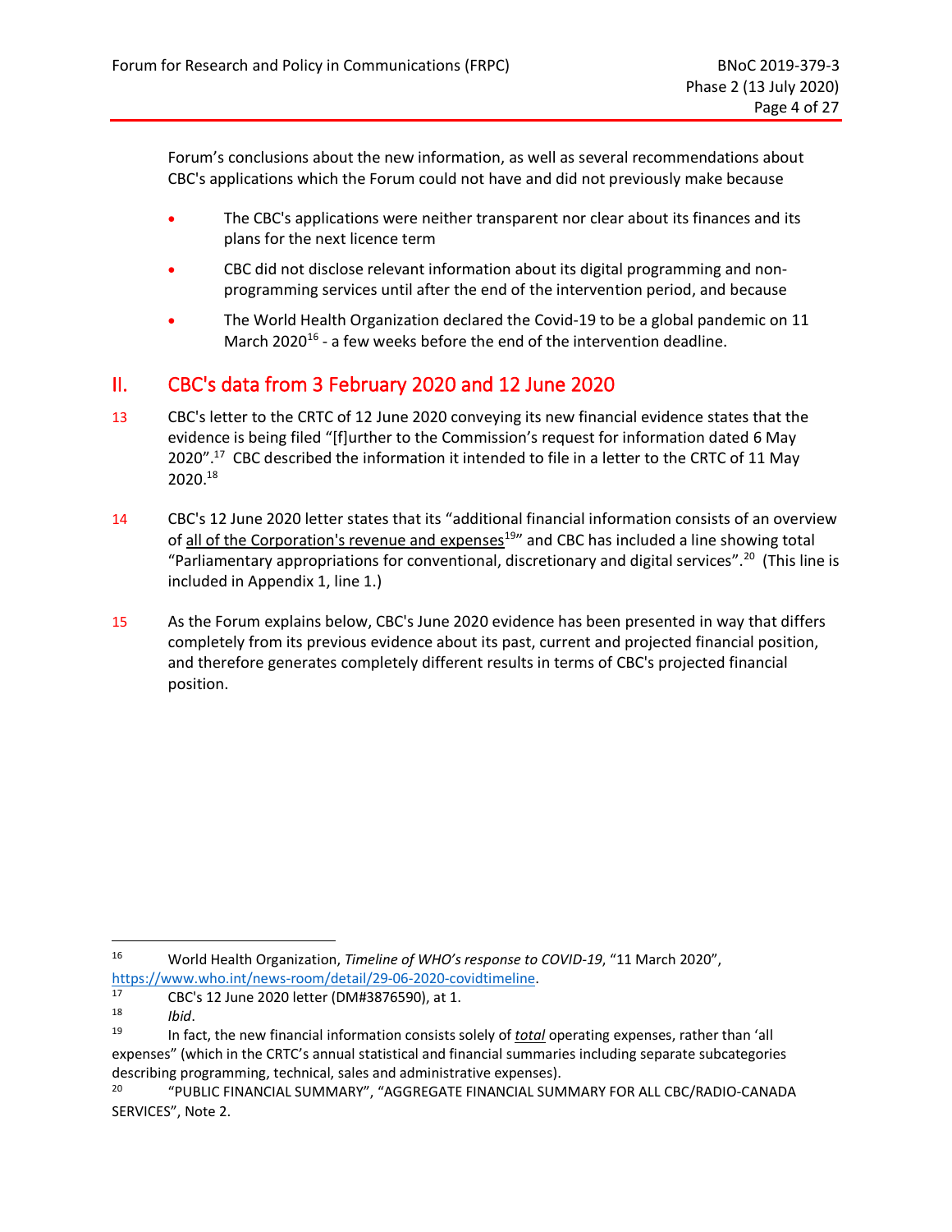Forum's conclusions about the new information, as well as several recommendations about CBC's applications which the Forum could not have and did not previously make because

- The CBC's applications were neither transparent nor clear about its finances and its plans for the next licence term
- CBC did not disclose relevant information about its digital programming and non-programming services until after the end of the intervention period, and because
- The World Health Organization declared the Covid-19 to be a global pandemic on 11 March 2020[16] - a few weeks before the end of the intervention deadline.

## II. CBC's data from 3 February 2020 and 12 June 2020

13 CBC's letter to the CRTC of 12 June 2020 conveying its new financial evidence states that the evidence is being filed "[f]urther to the Commission's request for information dated 6 May 2020".[17] CBC described the information it intended to file in a letter to the CRTC of 11 May 2020.[18]

14 CBC's 12 June 2020 letter states that its "additional financial information consists of an overview of <u>all of the Corporation's revenue and expenses</u>[19]" and CBC has included a line showing total "Parliamentary appropriations for conventional, discretionary and digital services".[20] (This line is included in Appendix 1, line 1.)

15 As the Forum explains below, CBC's June 2020 evidence has been presented in way that differs completely from its previous evidence about its past, current and projected financial position, and therefore generates completely different results in terms of CBC's projected financial position.

---

[16] World Health Organization, *Timeline of WHO's response to COVID-19*, "11 March 2020", https://www.who.int/news-room/detail/29-06-2020-covidtimeline.

[17] CBC's 12 June 2020 letter (DM#3876590), at 1.

[18] *Ibid*.

[19] In fact, the new financial information consists solely of ***<u>total</u>*** operating expenses, rather than 'all expenses" (which in the CRTC's annual statistical and financial summaries including separate subcategories describing programming, technical, sales and administrative expenses).

[20] "PUBLIC FINANCIAL SUMMARY", "AGGREGATE FINANCIAL SUMMARY FOR ALL CBC/RADIO-CANADA SERVICES", Note 2.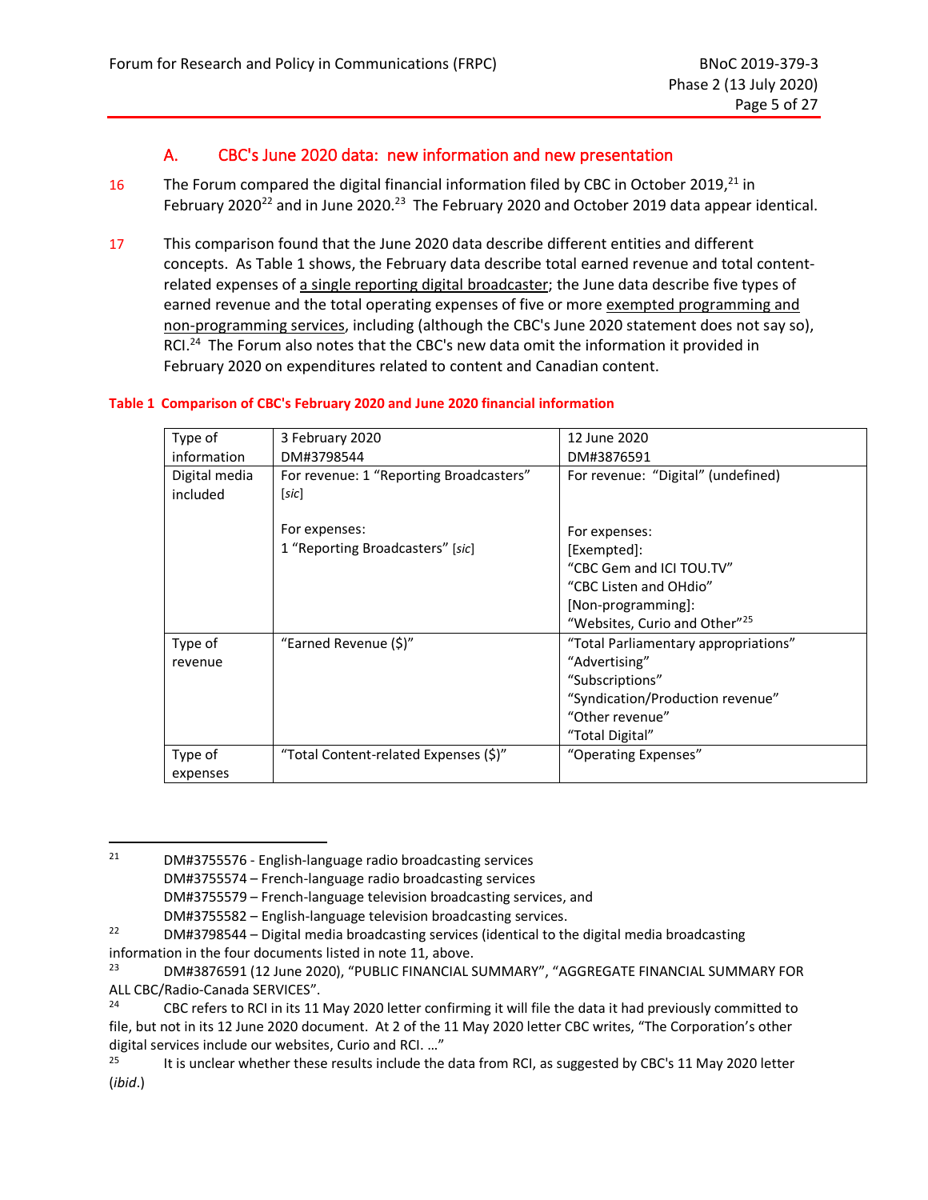## A. CBC's June 2020 data: new information and new presentation

16 The Forum compared the digital financial information filed by CBC in October 2019,[21] in February 2020[22] and in June 2020.[23] The February 2020 and October 2019 data appear identical.

17 This comparison found that the June 2020 data describe different entities and different concepts. As Table 1 shows, the February data describe total earned revenue and total content-related expenses of <u>a single reporting digital broadcaster</u>; the June data describe five types of earned revenue and the total operating expenses of five or more <u>exempted programming and non-programming services</u>, including (although the CBC's June 2020 statement does not say so), RCI.[24] The Forum also notes that the CBC's new data omit the information it provided in February 2020 on expenditures related to content and Canadian content.

**Table 1 Comparison of CBC's February 2020 and June 2020 financial information**

| Type of information | 3 February 2020<br>DM#3798544 | 12 June 2020<br>DM#3876591 |
|---|---|---|
| Digital media included | For revenue: 1 "Reporting Broadcasters" [*sic*]<br><br>For expenses:<br>1 "Reporting Broadcasters" [*sic*] | For revenue: "Digital" (undefined)<br><br>For expenses:<br>[Exempted]:<br>"CBC Gem and ICI TOU.TV"<br>"CBC Listen and OHdio"<br>[Non-programming]:<br>"Websites, Curio and Other"[25] |
| Type of revenue | "Earned Revenue ($)" | "Total Parliamentary appropriations"<br>"Advertising"<br>"Subscriptions"<br>"Syndication/Production revenue"<br>"Other revenue"<br>"Total Digital" |
| Type of expenses | "Total Content-related Expenses ($)" | "Operating Expenses" |

---

[21] DM#3755576 - English-language radio broadcasting services
DM#3755574 – French-language radio broadcasting services
DM#3755579 – French-language television broadcasting services, and
DM#3755582 – English-language television broadcasting services.

[22] DM#3798544 – Digital media broadcasting services (identical to the digital media broadcasting information in the four documents listed in note 11, above.

[23] DM#3876591 (12 June 2020), "PUBLIC FINANCIAL SUMMARY", "AGGREGATE FINANCIAL SUMMARY FOR ALL CBC/Radio-Canada SERVICES".

[24] CBC refers to RCI in its 11 May 2020 letter confirming it will file the data it had previously committed to file, but not in its 12 June 2020 document. At 2 of the 11 May 2020 letter CBC writes, "The Corporation's other digital services include our websites, Curio and RCI. …"

[25] It is unclear whether these results include the data from RCI, as suggested by CBC's 11 May 2020 letter (*ibid*.)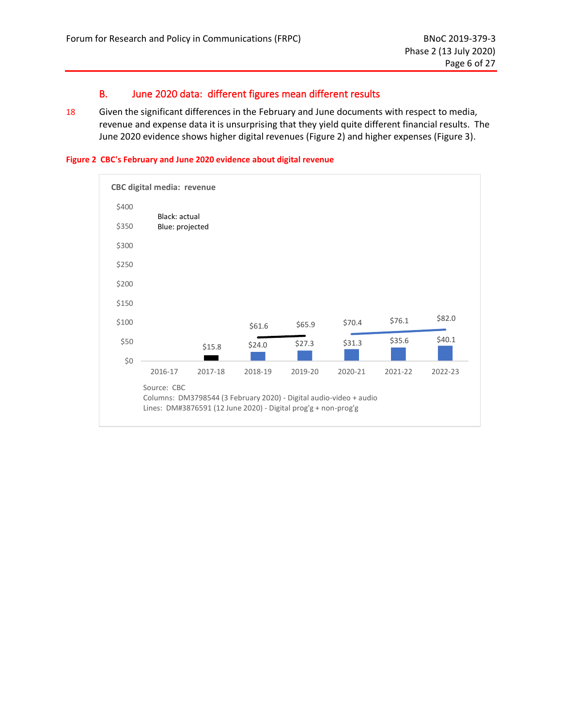## B. June 2020 data: different figures mean different results

18 Given the significant differences in the February and June documents with respect to media, revenue and expense data it is unsurprising that they yield quite different financial results. The June 2020 evidence shows higher digital revenues (Figure 2) and higher expenses (Figure 3).

**Figure 2 CBC's February and June 2020 evidence about digital revenue**

CBC digital media: revenue

Black: actual
Blue: projected

| | 2016-17 | 2017-18 | 2018-19 | 2019-20 | 2020-21 | 2021-22 | 2022-23 |
|---|---|---|---|---|---|---|---|
| Columns | | $15.8 | $24.0 | $27.3 | $31.3 | $35.6 | $40.1 |
| Lines | | | $61.6 | $65.9 | $70.4 | $76.1 | $82.0 |

Source: CBC
Columns: DM3798544 (3 February 2020) - Digital audio-video + audio
Lines: DM#3876591 (12 June 2020) - Digital prog'g + non-prog'g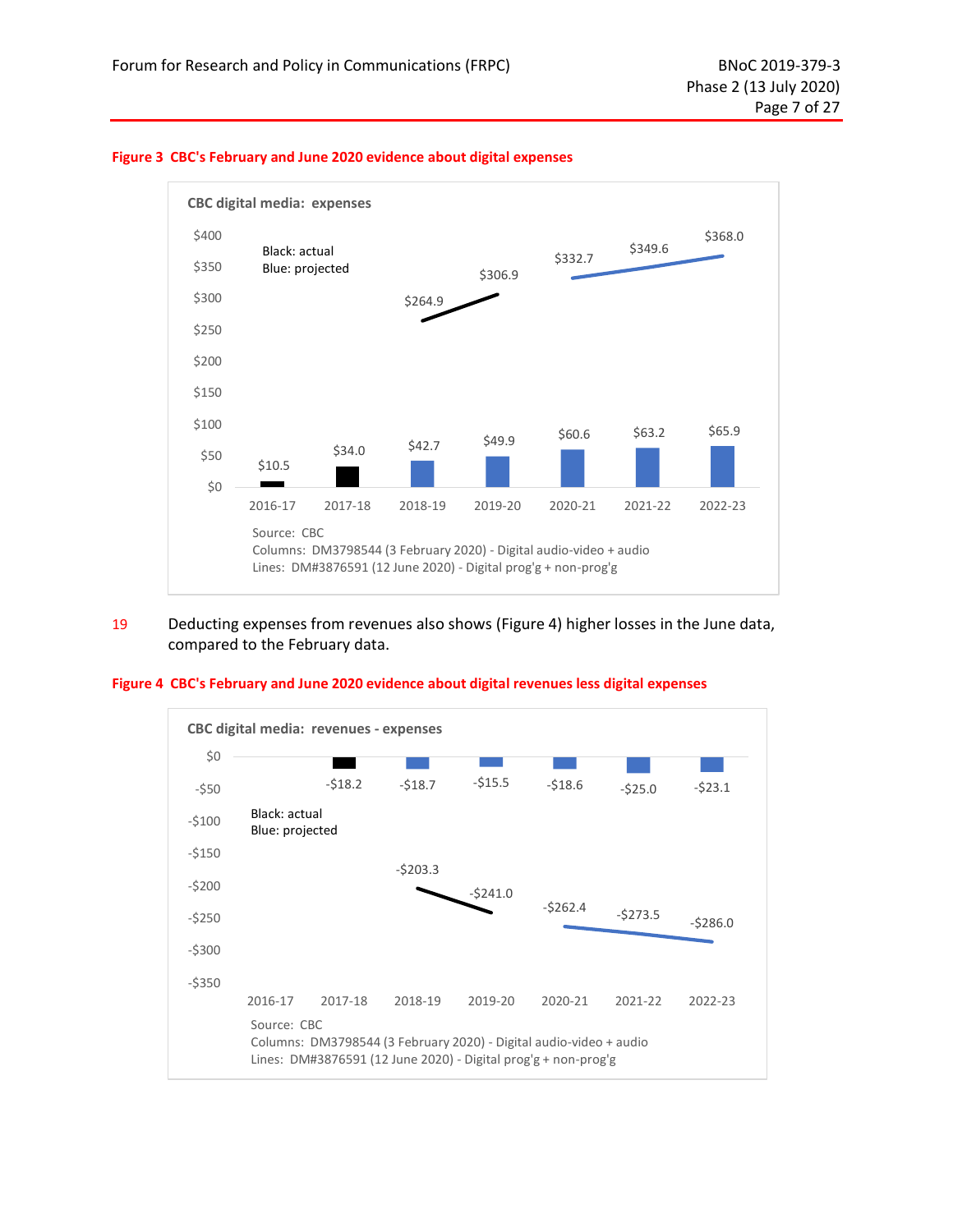**Figure 3 CBC's February and June 2020 evidence about digital expenses**

CBC digital media: expenses

| | 2016-17 | 2017-18 | 2018-19 | 2019-20 | 2020-21 | 2021-22 | 2022-23 |
|---|---|---|---|---|---|---|---|
| Columns | $10.5 | $34.0 | $42.7 | $49.9 | $60.6 | $63.2 | $65.9 |
| Lines | | | $264.9 | $306.9 | $332.7 | $349.6 | $368.0 |

Black: actual
Blue: projected

Source: CBC
Columns: DM3798544 (3 February 2020) - Digital audio-video + audio
Lines: DM#3876591 (12 June 2020) - Digital prog'g + non-prog'g

19 Deducting expenses from revenues also shows (Figure 4) higher losses in the June data, compared to the February data.

**Figure 4 CBC's February and June 2020 evidence about digital revenues less digital expenses**

CBC digital media: revenues - expenses

| | 2016-17 | 2017-18 | 2018-19 | 2019-20 | 2020-21 | 2021-22 | 2022-23 |
|---|---|---|---|---|---|---|---|
| Columns | | -$18.2 | -$18.7 | -$15.5 | -$18.6 | -$25.0 | -$23.1 |
| Lines | | | -$203.3 | -$241.0 | -$262.4 | -$273.5 | -$286.0 |

Black: actual
Blue: projected

Source: CBC
Columns: DM3798544 (3 February 2020) - Digital audio-video + audio
Lines: DM#3876591 (12 June 2020) - Digital prog'g + non-prog'g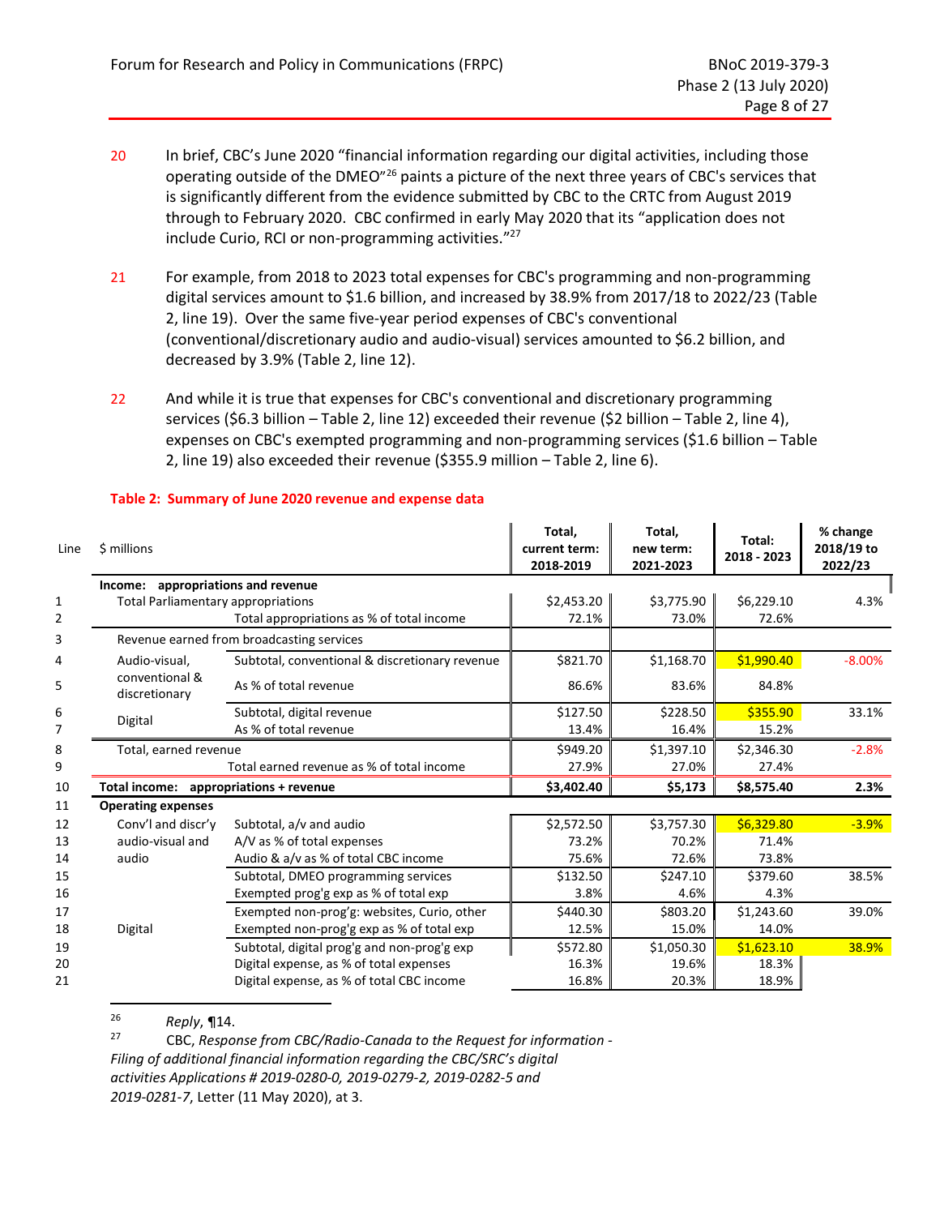20 In brief, CBC's June 2020 "financial information regarding our digital activities, including those operating outside of the DMEO"[26] paints a picture of the next three years of CBC's services that is significantly different from the evidence submitted by CBC to the CRTC from August 2019 through to February 2020. CBC confirmed in early May 2020 that its "application does not include Curio, RCI or non-programming activities."[27]

21 For example, from 2018 to 2023 total expenses for CBC's programming and non-programming digital services amount to $1.6 billion, and increased by 38.9% from 2017/18 to 2022/23 (Table 2, line 19). Over the same five-year period expenses of CBC's conventional (conventional/discretionary audio and audio-visual) services amounted to $6.2 billion, and decreased by 3.9% (Table 2, line 12).

22 And while it is true that expenses for CBC's conventional and discretionary programming services ($6.3 billion – Table 2, line 12) exceeded their revenue ($2 billion – Table 2, line 4), expenses on CBC's exempted programming and non-programming services ($1.6 billion – Table 2, line 19) also exceeded their revenue ($355.9 million – Table 2, line 6).

**Table 2: Summary of June 2020 revenue and expense data**

| Line | $ millions | | Total, current term: 2018-2019 | Total, new term: 2021-2023 | Total: 2018 - 2023 | % change 2018/19 to 2022/23 |
|---|---|---|---|---|---|---|
| | **Income: appropriations and revenue** | | | | | |
| 1 | Total Parliamentary appropriations | | $2,453.20 | $3,775.90 | $6,229.10 | 4.3% |
| 2 | | Total appropriations as % of total income | 72.1% | 73.0% | 72.6% | |
| 3 | Revenue earned from broadcasting services | | | | | |
| 4 | Audio-visual, conventional & discretionary | Subtotal, conventional & discretionary revenue | $821.70 | $1,168.70 | $1,990.40 | -8.00% |
| 5 | | As % of total revenue | 86.6% | 83.6% | 84.8% | |
| 6 | Digital | Subtotal, digital revenue | $127.50 | $228.50 | $355.90 | 33.1% |
| 7 | | As % of total revenue | 13.4% | 16.4% | 15.2% | |
| 8 | Total, earned revenue | | $949.20 | $1,397.10 | $2,346.30 | -2.8% |
| 9 | | Total earned revenue as % of total income | 27.9% | 27.0% | 27.4% | |
| 10 | **Total income: appropriations + revenue** | | **$3,402.40** | **$5,173** | **$8,575.40** | **2.3%** |
| 11 | **Operating expenses** | | | | | |
| 12 | Conv'l and discr'y audio-visual and audio | Subtotal, a/v and audio | $2,572.50 | $3,757.30 | $6,329.80 | -3.9% |
| 13 | | A/V as % of total expenses | 73.2% | 70.2% | 71.4% | |
| 14 | | Audio & a/v as % of total CBC income | 75.6% | 72.6% | 73.8% | |
| 15 | Digital | Subtotal, DMEO programming services | $132.50 | $247.10 | $379.60 | 38.5% |
| 16 | | Exempted prog'g exp as % of total exp | 3.8% | 4.6% | 4.3% | |
| 17 | | Exempted non-prog'g: websites, Curio, other | $440.30 | $803.20 | $1,243.60 | 39.0% |
| 18 | | Exempted non-prog'g exp as % of total exp | 12.5% | 15.0% | 14.0% | |
| 19 | | Subtotal, digital prog'g and non-prog'g exp | $572.80 | $1,050.30 | $1,623.10 | 38.9% |
| 20 | | Digital expense, as % of total expenses | 16.3% | 19.6% | 18.3% | |
| 21 | | Digital expense, as % of total CBC income | 16.8% | 20.3% | 18.9% | |

---

[26] *Reply*, ¶14.

[27] CBC, *Response from CBC/Radio-Canada to the Request for information - Filing of additional financial information regarding the CBC/SRC's digital activities Applications # 2019-0280-0, 2019-0279-2, 2019-0282-5 and 2019-0281-7*, Letter (11 May 2020), at 3.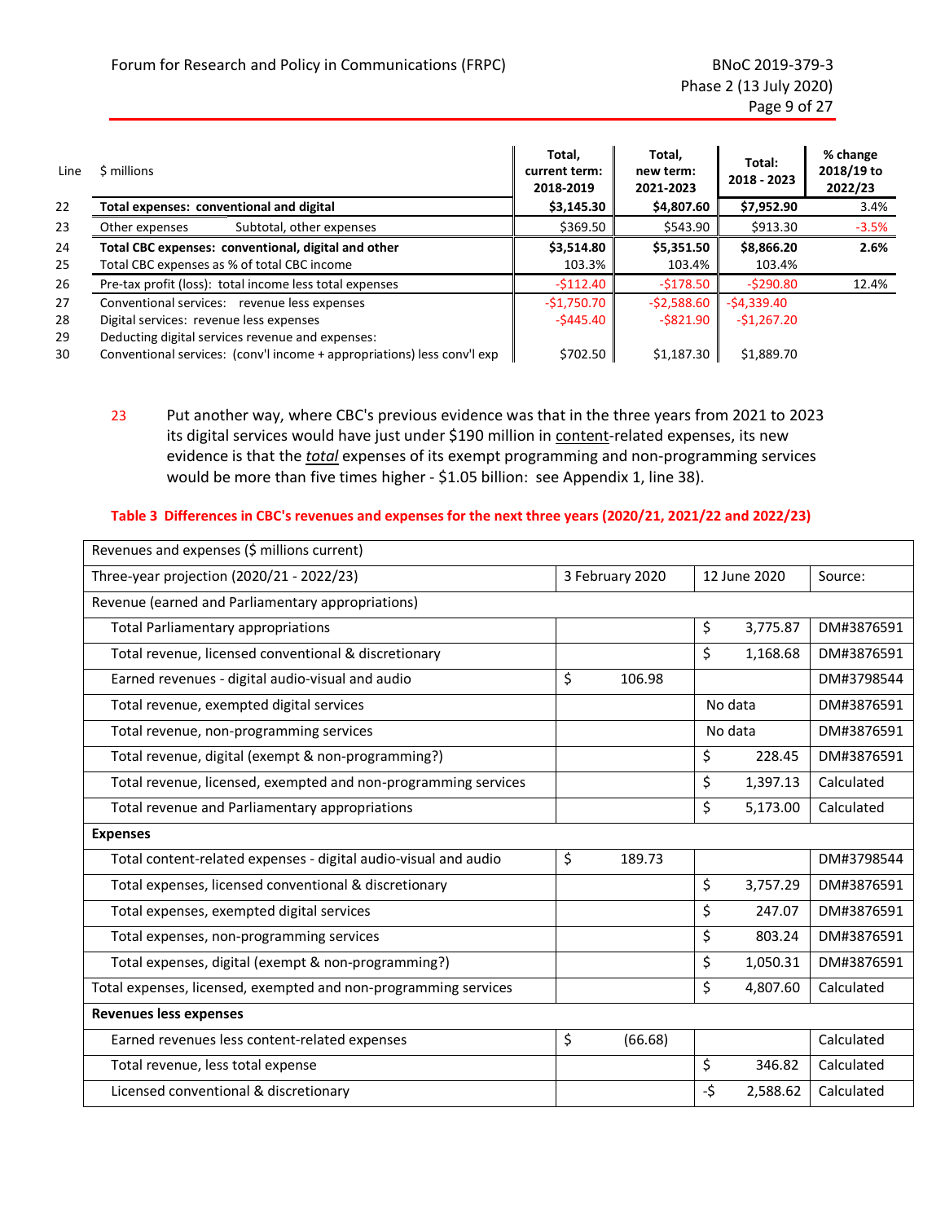| Line | $ millions | | Total, current term: 2018-2019 | Total, new term: 2021-2023 | Total: 2018 - 2023 | % change 2018/19 to 2022/23 |
|---|---|---|---|---|---|---|
| 22 | **Total expenses: conventional and digital** | | **$3,145.30** | **$4,807.60** | **$7,952.90** | 3.4% |
| 23 | Other expenses | Subtotal, other expenses | $369.50 | $543.90 | $913.30 | -3.5% |
| 24 | **Total CBC expenses: conventional, digital and other** | | **$3,514.80** | **$5,351.50** | **$8,866.20** | **2.6%** |
| 25 | Total CBC expenses as % of total CBC income | | 103.3% | 103.4% | 103.4% | |
| 26 | Pre-tax profit (loss): total income less total expenses | | -$112.40 | -$178.50 | -$290.80 | 12.4% |
| 27 | Conventional services: revenue less expenses | | -$1,750.70 | -$2,588.60 | -$4,339.40 | |
| 28 | Digital services: revenue less expenses | | -$445.40 | -$821.90 | -$1,267.20 | |
| 29 | Deducting digital services revenue and expenses: | | | | | |
| 30 | Conventional services: (conv'l income + appropriations) less conv'l exp | | $702.50 | $1,187.30 | $1,889.70 | |

23 Put another way, where CBC's previous evidence was that in the three years from 2021 to 2023 its digital services would have just under $190 million in content-related expenses, its new evidence is that the *total* expenses of its exempt programming and non-programming services would be more than five times higher - $1.05 billion: see Appendix 1, line 38).

**Table 3 Differences in CBC's revenues and expenses for the next three years (2020/21, 2021/22 and 2022/23)**

| Revenues and expenses ($ millions current) | | | |
|---|---|---|---|
| Three-year projection (2020/21 - 2022/23) | 3 February 2020 | 12 June 2020 | Source: |
| Revenue (earned and Parliamentary appropriations) | | | |
| Total Parliamentary appropriations | | $ 3,775.87 | DM#3876591 |
| Total revenue, licensed conventional & discretionary | | $ 1,168.68 | DM#3876591 |
| Earned revenues - digital audio-visual and audio | $ 106.98 | | DM#3798544 |
| Total revenue, exempted digital services | | No data | DM#3876591 |
| Total revenue, non-programming services | | No data | DM#3876591 |
| Total revenue, digital (exempt & non-programming?) | | $ 228.45 | DM#3876591 |
| Total revenue, licensed, exempted and non-programming services | | $ 1,397.13 | Calculated |
| Total revenue and Parliamentary appropriations | | $ 5,173.00 | Calculated |
| **Expenses** | | | |
| Total content-related expenses - digital audio-visual and audio | $ 189.73 | | DM#3798544 |
| Total expenses, licensed conventional & discretionary | | $ 3,757.29 | DM#3876591 |
| Total expenses, exempted digital services | | $ 247.07 | DM#3876591 |
| Total expenses, non-programming services | | $ 803.24 | DM#3876591 |
| Total expenses, digital (exempt & non-programming?) | | $ 1,050.31 | DM#3876591 |
| Total expenses, licensed, exempted and non-programming services | | $ 4,807.60 | Calculated |
| **Revenues less expenses** | | | |
| Earned revenues less content-related expenses | $ (66.68) | | Calculated |
| Total revenue, less total expense | | $ 346.82 | Calculated |
| Licensed conventional & discretionary | | -$ 2,588.62 | Calculated |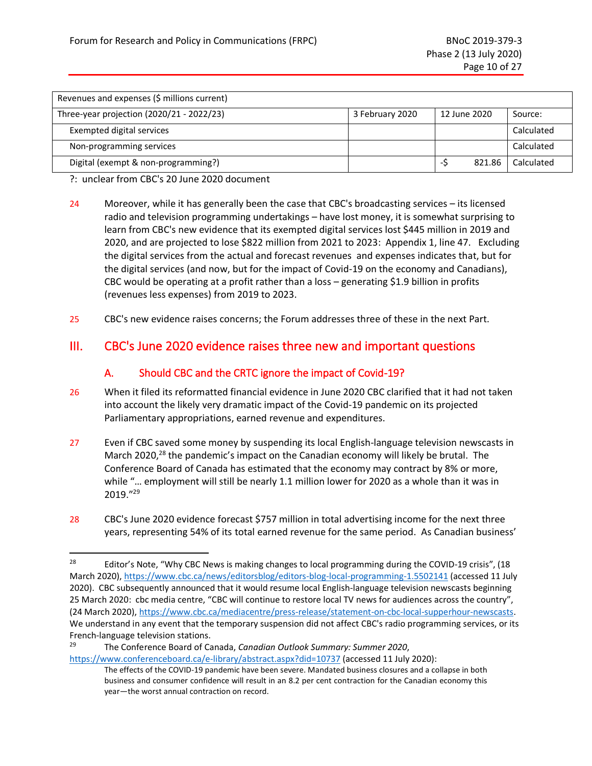| Revenues and expenses ($ millions current) | | | |
|---|---|---|---|
| Three-year projection (2020/21 - 2022/23) | 3 February 2020 | 12 June 2020 | Source: |
| Exempted digital services | | | Calculated |
| Non-programming services | | | Calculated |
| Digital (exempt & non-programming?) | | -$ 821.86 | Calculated |

?: unclear from CBC's 20 June 2020 document

24 Moreover, while it has generally been the case that CBC's broadcasting services – its licensed radio and television programming undertakings – have lost money, it is somewhat surprising to learn from CBC's new evidence that its exempted digital services lost $445 million in 2019 and 2020, and are projected to lose $822 million from 2021 to 2023: Appendix 1, line 47. Excluding the digital services from the actual and forecast revenues and expenses indicates that, but for the digital services (and now, but for the impact of Covid-19 on the economy and Canadians), CBC would be operating at a profit rather than a loss – generating $1.9 billion in profits (revenues less expenses) from 2019 to 2023.

25 CBC's new evidence raises concerns; the Forum addresses three of these in the next Part.

## III. CBC's June 2020 evidence raises three new and important questions

### A. Should CBC and the CRTC ignore the impact of Covid-19?

26 When it filed its reformatted financial evidence in June 2020 CBC clarified that it had not taken into account the likely very dramatic impact of the Covid-19 pandemic on its projected Parliamentary appropriations, earned revenue and expenditures.

27 Even if CBC saved some money by suspending its local English-language television newscasts in March 2020,[28] the pandemic's impact on the Canadian economy will likely be brutal. The Conference Board of Canada has estimated that the economy may contract by 8% or more, while "… employment will still be nearly 1.1 million lower for 2020 as a whole than it was in 2019."[29]

28 CBC's June 2020 evidence forecast $757 million in total advertising income for the next three years, representing 54% of its total earned revenue for the same period. As Canadian business'

---

[28] Editor's Note, "Why CBC News is making changes to local programming during the COVID-19 crisis", (18 March 2020), https://www.cbc.ca/news/editorsblog/editors-blog-local-programming-1.5502141 (accessed 11 July 2020). CBC subsequently announced that it would resume local English-language television newscasts beginning 25 March 2020: cbc media centre, "CBC will continue to restore local TV news for audiences across the country", (24 March 2020), https://www.cbc.ca/mediacentre/press-release/statement-on-cbc-local-supperhour-newscasts. We understand in any event that the temporary suspension did not affect CBC's radio programming services, or its French-language television stations.

[29] The Conference Board of Canada, *Canadian Outlook Summary: Summer 2020*, https://www.conferenceboard.ca/e-library/abstract.aspx?did=10737 (accessed 11 July 2020):

> The effects of the COVID-19 pandemic have been severe. Mandated business closures and a collapse in both business and consumer confidence will result in an 8.2 per cent contraction for the Canadian economy this year—the worst annual contraction on record.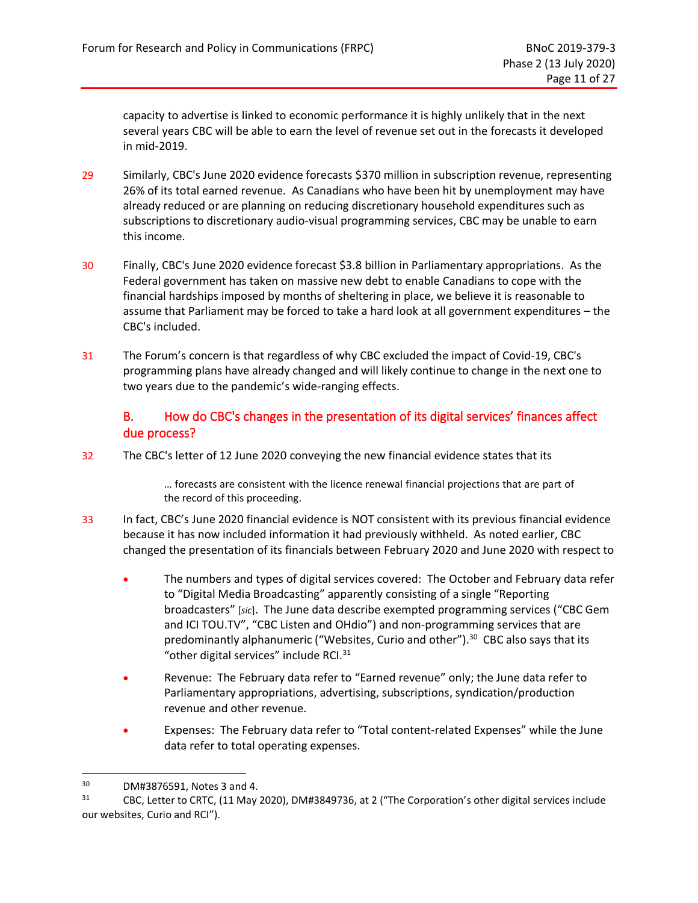capacity to advertise is linked to economic performance it is highly unlikely that in the next several years CBC will be able to earn the level of revenue set out in the forecasts it developed in mid-2019.

29 Similarly, CBC's June 2020 evidence forecasts $370 million in subscription revenue, representing 26% of its total earned revenue. As Canadians who have been hit by unemployment may have already reduced or are planning on reducing discretionary household expenditures such as subscriptions to discretionary audio-visual programming services, CBC may be unable to earn this income.

30 Finally, CBC's June 2020 evidence forecast $3.8 billion in Parliamentary appropriations. As the Federal government has taken on massive new debt to enable Canadians to cope with the financial hardships imposed by months of sheltering in place, we believe it is reasonable to assume that Parliament may be forced to take a hard look at all government expenditures – the CBC's included.

31 The Forum's concern is that regardless of why CBC excluded the impact of Covid-19, CBC's programming plans have already changed and will likely continue to change in the next one to two years due to the pandemic's wide-ranging effects.

### B. How do CBC's changes in the presentation of its digital services' finances affect due process?

32 The CBC's letter of 12 June 2020 conveying the new financial evidence states that its

> … forecasts are consistent with the licence renewal financial projections that are part of the record of this proceeding.

33 In fact, CBC's June 2020 financial evidence is NOT consistent with its previous financial evidence because it has now included information it had previously withheld. As noted earlier, CBC changed the presentation of its financials between February 2020 and June 2020 with respect to

- The numbers and types of digital services covered: The October and February data refer to "Digital Media Broadcasting" apparently consisting of a single "Reporting broadcasters" [*sic*]. The June data describe exempted programming services ("CBC Gem and ICI TOU.TV", "CBC Listen and OHdio") and non-programming services that are predominantly alphanumeric ("Websites, Curio and other").[30] CBC also says that its "other digital services" include RCI.[31]
- Revenue: The February data refer to "Earned revenue" only; the June data refer to Parliamentary appropriations, advertising, subscriptions, syndication/production revenue and other revenue.
- Expenses: The February data refer to "Total content-related Expenses" while the June data refer to total operating expenses.

---

[30] DM#3876591, Notes 3 and 4.

[31] CBC, Letter to CRTC, (11 May 2020), DM#3849736, at 2 ("The Corporation's other digital services include our websites, Curio and RCI").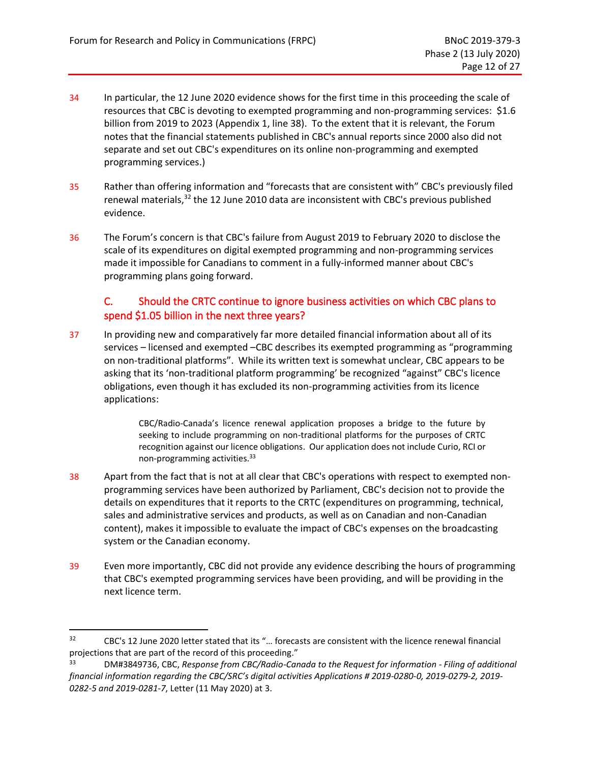34 In particular, the 12 June 2020 evidence shows for the first time in this proceeding the scale of resources that CBC is devoting to exempted programming and non-programming services: $1.6 billion from 2019 to 2023 (Appendix 1, line 38). To the extent that it is relevant, the Forum notes that the financial statements published in CBC's annual reports since 2000 also did not separate and set out CBC's expenditures on its online non-programming and exempted programming services.)

35 Rather than offering information and "forecasts that are consistent with" CBC's previously filed renewal materials,[32] the 12 June 2010 data are inconsistent with CBC's previous published evidence.

36 The Forum's concern is that CBC's failure from August 2019 to February 2020 to disclose the scale of its expenditures on digital exempted programming and non-programming services made it impossible for Canadians to comment in a fully-informed manner about CBC's programming plans going forward.

## C. Should the CRTC continue to ignore business activities on which CBC plans to spend $1.05 billion in the next three years?

37 In providing new and comparatively far more detailed financial information about all of its services – licensed and exempted –CBC describes its exempted programming as "programming on non-traditional platforms". While its written text is somewhat unclear, CBC appears to be asking that its 'non-traditional platform programming' be recognized "against" CBC's licence obligations, even though it has excluded its non-programming activities from its licence applications:

> CBC/Radio-Canada's licence renewal application proposes a bridge to the future by seeking to include programming on non-traditional platforms for the purposes of CRTC recognition against our licence obligations. Our application does not include Curio, RCI or non-programming activities.[33]

38 Apart from the fact that is not at all clear that CBC's operations with respect to exempted non-programming services have been authorized by Parliament, CBC's decision not to provide the details on expenditures that it reports to the CRTC (expenditures on programming, technical, sales and administrative services and products, as well as on Canadian and non-Canadian content), makes it impossible to evaluate the impact of CBC's expenses on the broadcasting system or the Canadian economy.

39 Even more importantly, CBC did not provide any evidence describing the hours of programming that CBC's exempted programming services have been providing, and will be providing in the next licence term.

---

[32] CBC's 12 June 2020 letter stated that its "… forecasts are consistent with the licence renewal financial projections that are part of the record of this proceeding."

[33] DM#3849736, CBC, *Response from CBC/Radio-Canada to the Request for information - Filing of additional financial information regarding the CBC/SRC's digital activities Applications # 2019-0280-0, 2019-0279-2, 2019-0282-5 and 2019-0281-7*, Letter (11 May 2020) at 3.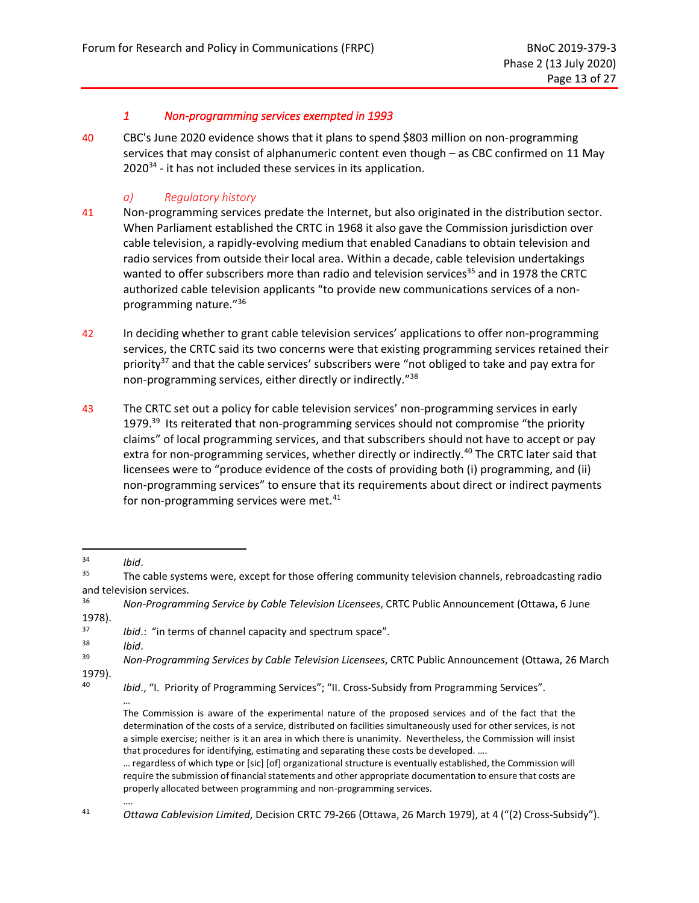### *1 Non-programming services exempted in 1993*

40 CBC's June 2020 evidence shows that it plans to spend $803 million on non-programming services that may consist of alphanumeric content even though – as CBC confirmed on 11 May 2020[34] - it has not included these services in its application.

#### *a) Regulatory history*

41 Non-programming services predate the Internet, but also originated in the distribution sector. When Parliament established the CRTC in 1968 it also gave the Commission jurisdiction over cable television, a rapidly-evolving medium that enabled Canadians to obtain television and radio services from outside their local area. Within a decade, cable television undertakings wanted to offer subscribers more than radio and television services[35] and in 1978 the CRTC authorized cable television applicants "to provide new communications services of a non-programming nature."[36]

42 In deciding whether to grant cable television services' applications to offer non-programming services, the CRTC said its two concerns were that existing programming services retained their priority[37] and that the cable services' subscribers were "not obliged to take and pay extra for non-programming services, either directly or indirectly."[38]

43 The CRTC set out a policy for cable television services' non-programming services in early 1979.[39] Its reiterated that non-programming services should not compromise "the priority claims" of local programming services, and that subscribers should not have to accept or pay extra for non-programming services, whether directly or indirectly.[40] The CRTC later said that licensees were to "produce evidence of the costs of providing both (i) programming, and (ii) non-programming services" to ensure that its requirements about direct or indirect payments for non-programming services were met.[41]

---

[34] *Ibid*.

[35] The cable systems were, except for those offering community television channels, rebroadcasting radio and television services.

[36] *Non-Programming Service by Cable Television Licensees*, CRTC Public Announcement (Ottawa, 6 June 1978).

[37] *Ibid*.: "in terms of channel capacity and spectrum space".

[38] *Ibid*.

[39] *Non-Programming Services by Cable Television Licensees*, CRTC Public Announcement (Ottawa, 26 March 1979).

[40] *Ibid*., "I. Priority of Programming Services"; "II. Cross-Subsidy from Programming Services".

> …
>
> The Commission is aware of the experimental nature of the proposed services and of the fact that the determination of the costs of a service, distributed on facilities simultaneously used for other services, is not a simple exercise; neither is it an area in which there is unanimity. Nevertheless, the Commission will insist that procedures for identifying, estimating and separating these costs be developed. ….
>
> … regardless of which type or [sic] [of] organizational structure is eventually established, the Commission will require the submission of financial statements and other appropriate documentation to ensure that costs are properly allocated between programming and non-programming services.
>
> ….

[41] *Ottawa Cablevision Limited*, Decision CRTC 79-266 (Ottawa, 26 March 1979), at 4 ("(2) Cross-Subsidy").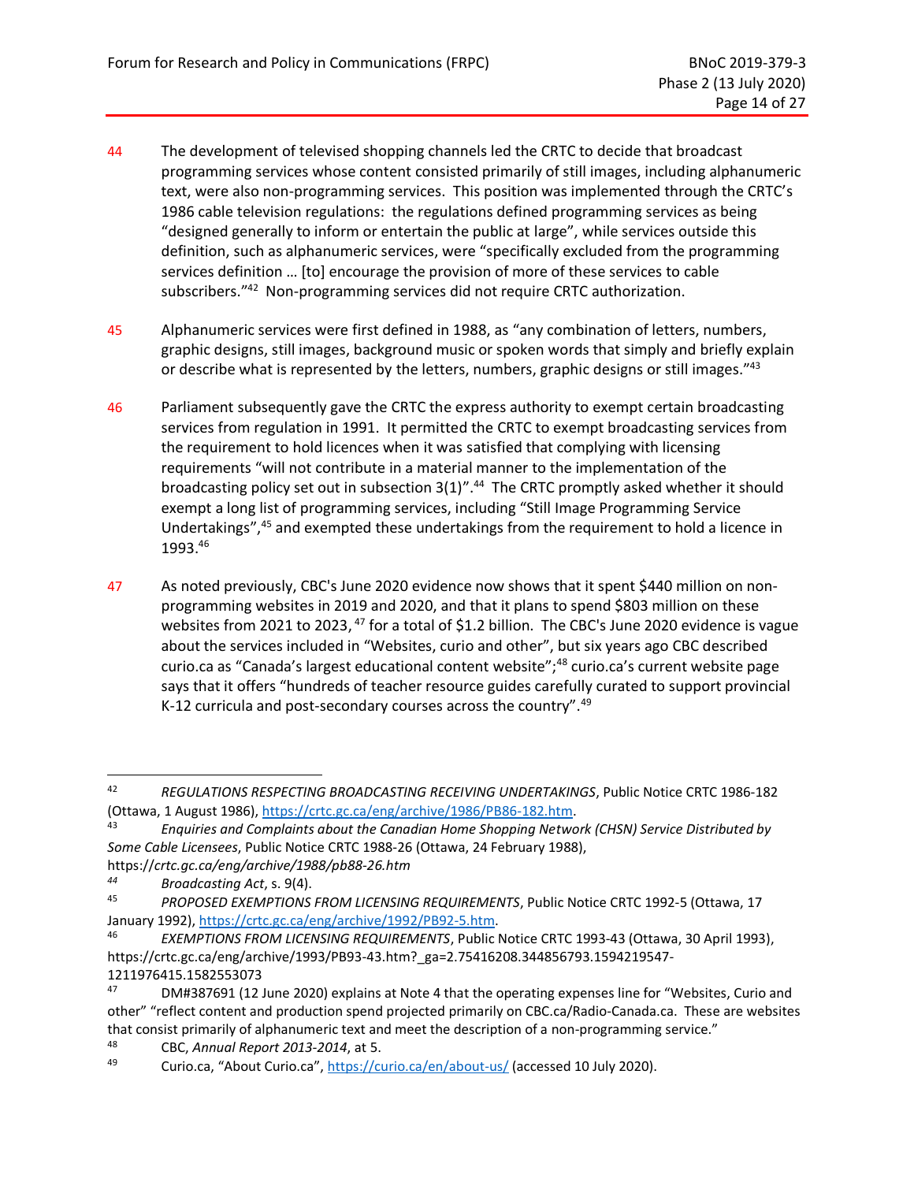44 The development of televised shopping channels led the CRTC to decide that broadcast programming services whose content consisted primarily of still images, including alphanumeric text, were also non-programming services. This position was implemented through the CRTC's 1986 cable television regulations: the regulations defined programming services as being "designed generally to inform or entertain the public at large", while services outside this definition, such as alphanumeric services, were "specifically excluded from the programming services definition … [to] encourage the provision of more of these services to cable subscribers."[42] Non-programming services did not require CRTC authorization.

45 Alphanumeric services were first defined in 1988, as "any combination of letters, numbers, graphic designs, still images, background music or spoken words that simply and briefly explain or describe what is represented by the letters, numbers, graphic designs or still images."[43]

46 Parliament subsequently gave the CRTC the express authority to exempt certain broadcasting services from regulation in 1991. It permitted the CRTC to exempt broadcasting services from the requirement to hold licences when it was satisfied that complying with licensing requirements "will not contribute in a material manner to the implementation of the broadcasting policy set out in subsection 3(1)".[44] The CRTC promptly asked whether it should exempt a long list of programming services, including "Still Image Programming Service Undertakings",[45] and exempted these undertakings from the requirement to hold a licence in 1993.[46]

47 As noted previously, CBC's June 2020 evidence now shows that it spent $440 million on non-programming websites in 2019 and 2020, and that it plans to spend $803 million on these websites from 2021 to 2023,[47] for a total of $1.2 billion. The CBC's June 2020 evidence is vague about the services included in "Websites, curio and other", but six years ago CBC described curio.ca as "Canada's largest educational content website";[48] curio.ca's current website page says that it offers "hundreds of teacher resource guides carefully curated to support provincial K-12 curricula and post-secondary courses across the country".[49]

---

42 *REGULATIONS RESPECTING BROADCASTING RECEIVING UNDERTAKINGS*, Public Notice CRTC 1986-182 (Ottawa, 1 August 1986), https://crtc.gc.ca/eng/archive/1986/PB86-182.htm.

43 *Enquiries and Complaints about the Canadian Home Shopping Network (CHSN) Service Distributed by Some Cable Licensees*, Public Notice CRTC 1988-26 (Ottawa, 24 February 1988), https://*crtc.gc.ca/eng/archive/1988/pb88-26.htm*

*44* *Broadcasting Act*, s. 9(4).

45 *PROPOSED EXEMPTIONS FROM LICENSING REQUIREMENTS*, Public Notice CRTC 1992-5 (Ottawa, 17 January 1992), https://crtc.gc.ca/eng/archive/1992/PB92-5.htm.

46 *EXEMPTIONS FROM LICENSING REQUIREMENTS*, Public Notice CRTC 1993-43 (Ottawa, 30 April 1993), https://crtc.gc.ca/eng/archive/1993/PB93-43.htm?_ga=2.75416208.344856793.1594219547-1211976415.1582553073

47 DM#387691 (12 June 2020) explains at Note 4 that the operating expenses line for "Websites, Curio and other" "reflect content and production spend projected primarily on CBC.ca/Radio-Canada.ca. These are websites that consist primarily of alphanumeric text and meet the description of a non-programming service."

48 CBC, *Annual Report 2013-2014*, at 5.

49 Curio.ca, "About Curio.ca", https://curio.ca/en/about-us/ (accessed 10 July 2020).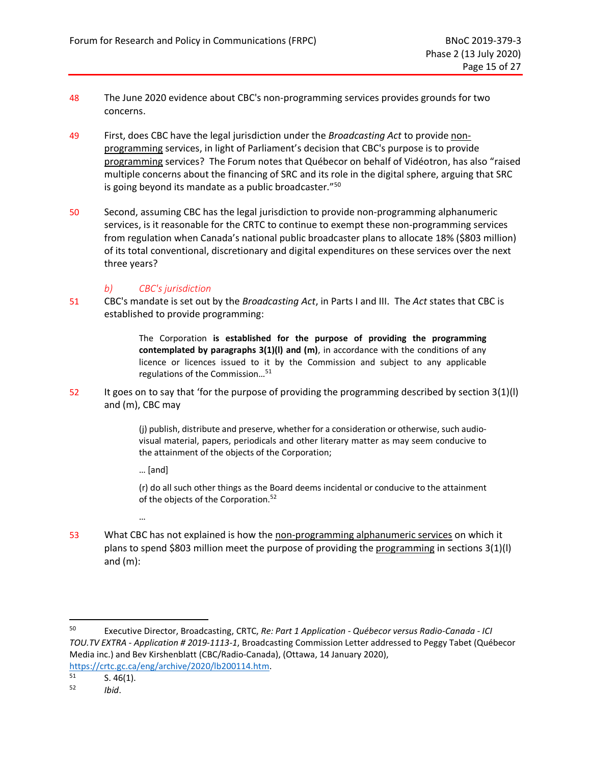48 The June 2020 evidence about CBC's non-programming services provides grounds for two concerns.

49 First, does CBC have the legal jurisdiction under the *Broadcasting Act* to provide non-programming services, in light of Parliament's decision that CBC's purpose is to provide programming services? The Forum notes that Québecor on behalf of Vidéotron, has also "raised multiple concerns about the financing of SRC and its role in the digital sphere, arguing that SRC is going beyond its mandate as a public broadcaster."[50]

50 Second, assuming CBC has the legal jurisdiction to provide non-programming alphanumeric services, is it reasonable for the CRTC to continue to exempt these non-programming services from regulation when Canada's national public broadcaster plans to allocate 18% ($803 million) of its total conventional, discretionary and digital expenditures on these services over the next three years?

### *b) CBC's jurisdiction*

51 CBC's mandate is set out by the *Broadcasting Act*, in Parts I and III. The *Act* states that CBC is established to provide programming:

> The Corporation **is established for the purpose of providing the programming contemplated by paragraphs 3(1)(l) and (m)**, in accordance with the conditions of any licence or licences issued to it by the Commission and subject to any applicable regulations of the Commission…[51]

52 It goes on to say that 'for the purpose of providing the programming described by section 3(1)(l) and (m), CBC may

> (j) publish, distribute and preserve, whether for a consideration or otherwise, such audio-visual material, papers, periodicals and other literary matter as may seem conducive to the attainment of the objects of the Corporation;
>
> … [and]
>
> (r) do all such other things as the Board deems incidental or conducive to the attainment of the objects of the Corporation.[52]
>
> …

53 What CBC has not explained is how the non-programming alphanumeric services on which it plans to spend $803 million meet the purpose of providing the programming in sections 3(1)(l) and (m):

---

[50] Executive Director, Broadcasting, CRTC, *Re: Part 1 Application - Québecor versus Radio-Canada - ICI TOU.TV EXTRA - Application # 2019-1113-1*, Broadcasting Commission Letter addressed to Peggy Tabet (Québecor Media inc.) and Bev Kirshenblatt (CBC/Radio-Canada), (Ottawa, 14 January 2020), https://crtc.gc.ca/eng/archive/2020/lb200114.htm.

[51] S. 46(1).

[52] *Ibid*.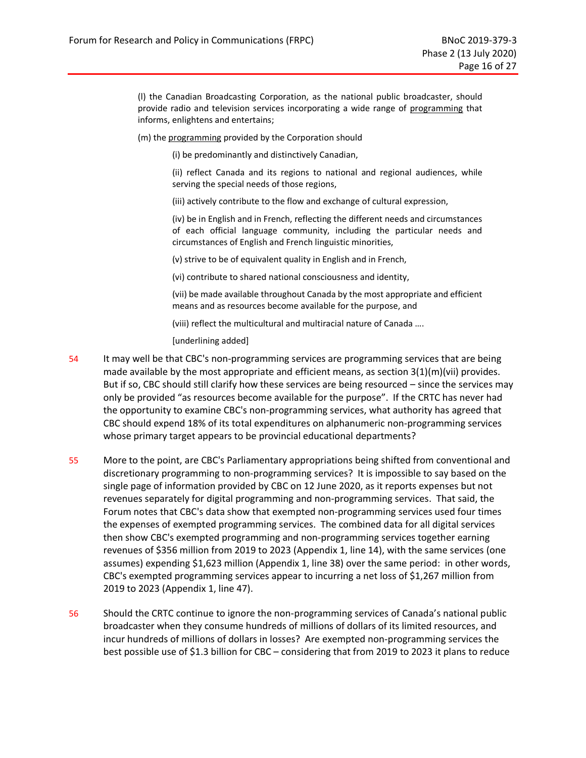> (l) the Canadian Broadcasting Corporation, as the national public broadcaster, should provide radio and television services incorporating a wide range of <u>programming</u> that informs, enlightens and entertains;
>
> (m) the <u>programming</u> provided by the Corporation should
>
> > (i) be predominantly and distinctively Canadian,
> >
> > (ii) reflect Canada and its regions to national and regional audiences, while serving the special needs of those regions,
> >
> > (iii) actively contribute to the flow and exchange of cultural expression,
> >
> > (iv) be in English and in French, reflecting the different needs and circumstances of each official language community, including the particular needs and circumstances of English and French linguistic minorities,
> >
> > (v) strive to be of equivalent quality in English and in French,
> >
> > (vi) contribute to shared national consciousness and identity,
> >
> > (vii) be made available throughout Canada by the most appropriate and efficient means and as resources become available for the purpose, and
> >
> > (viii) reflect the multicultural and multiracial nature of Canada ….
> >
> > [underlining added]

54 It may well be that CBC's non-programming services are programming services that are being made available by the most appropriate and efficient means, as section 3(1)(m)(vii) provides. But if so, CBC should still clarify how these services are being resourced – since the services may only be provided "as resources become available for the purpose". If the CRTC has never had the opportunity to examine CBC's non-programming services, what authority has agreed that CBC should expend 18% of its total expenditures on alphanumeric non-programming services whose primary target appears to be provincial educational departments?

55 More to the point, are CBC's Parliamentary appropriations being shifted from conventional and discretionary programming to non-programming services? It is impossible to say based on the single page of information provided by CBC on 12 June 2020, as it reports expenses but not revenues separately for digital programming and non-programming services. That said, the Forum notes that CBC's data show that exempted non-programming services used four times the expenses of exempted programming services. The combined data for all digital services then show CBC's exempted programming and non-programming services together earning revenues of $356 million from 2019 to 2023 (Appendix 1, line 14), with the same services (one assumes) expending $1,623 million (Appendix 1, line 38) over the same period: in other words, CBC's exempted programming services appear to incurring a net loss of $1,267 million from 2019 to 2023 (Appendix 1, line 47).

56 Should the CRTC continue to ignore the non-programming services of Canada's national public broadcaster when they consume hundreds of millions of dollars of its limited resources, and incur hundreds of millions of dollars in losses? Are exempted non-programming services the best possible use of $1.3 billion for CBC – considering that from 2019 to 2023 it plans to reduce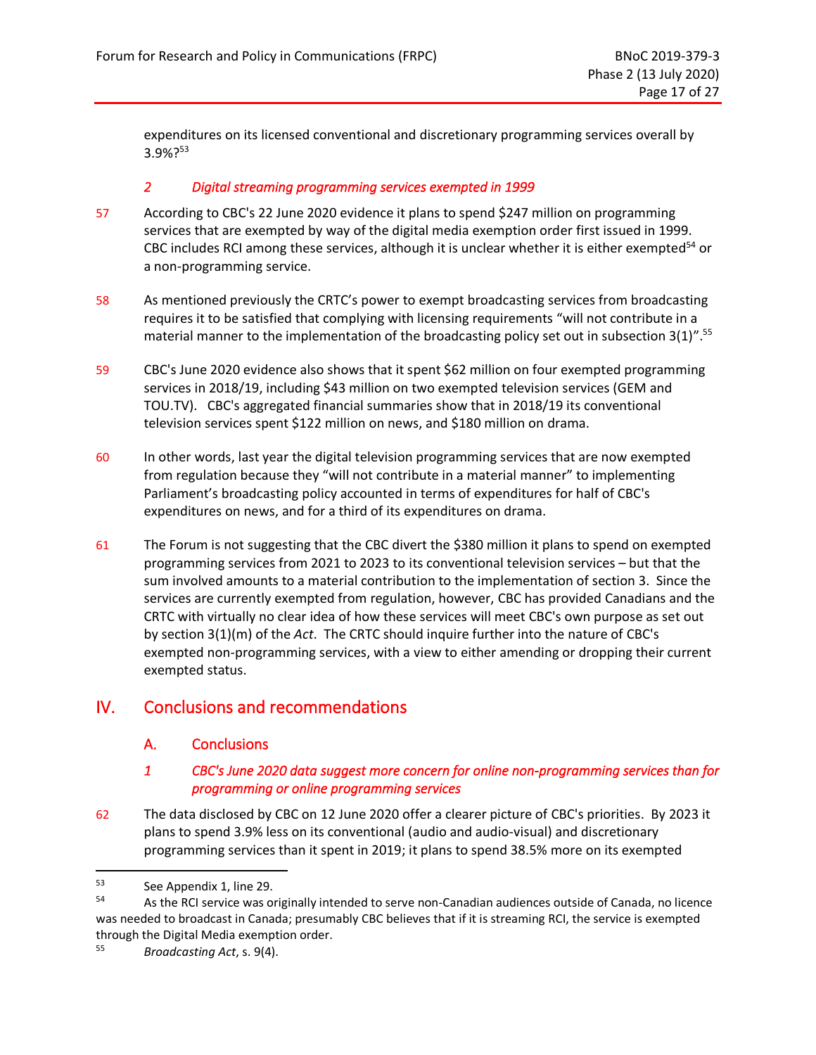expenditures on its licensed conventional and discretionary programming services overall by 3.9%?[53]

### *2 Digital streaming programming services exempted in 1999*

57 According to CBC's 22 June 2020 evidence it plans to spend $247 million on programming services that are exempted by way of the digital media exemption order first issued in 1999. CBC includes RCI among these services, although it is unclear whether it is either exempted[54] or a non-programming service.

58 As mentioned previously the CRTC's power to exempt broadcasting services from broadcasting requires it to be satisfied that complying with licensing requirements "will not contribute in a material manner to the implementation of the broadcasting policy set out in subsection 3(1)".[55]

59 CBC's June 2020 evidence also shows that it spent $62 million on four exempted programming services in 2018/19, including $43 million on two exempted television services (GEM and TOU.TV). CBC's aggregated financial summaries show that in 2018/19 its conventional television services spent $122 million on news, and $180 million on drama.

60 In other words, last year the digital television programming services that are now exempted from regulation because they "will not contribute in a material manner" to implementing Parliament's broadcasting policy accounted in terms of expenditures for half of CBC's expenditures on news, and for a third of its expenditures on drama.

61 The Forum is not suggesting that the CBC divert the $380 million it plans to spend on exempted programming services from 2021 to 2023 to its conventional television services – but that the sum involved amounts to a material contribution to the implementation of section 3. Since the services are currently exempted from regulation, however, CBC has provided Canadians and the CRTC with virtually no clear idea of how these services will meet CBC's own purpose as set out by section 3(1)(m) of the *Act*. The CRTC should inquire further into the nature of CBC's exempted non-programming services, with a view to either amending or dropping their current exempted status.

## IV. Conclusions and recommendations

### A. Conclusions

#### *1 CBC's June 2020 data suggest more concern for online non-programming services than for programming or online programming services*

62 The data disclosed by CBC on 12 June 2020 offer a clearer picture of CBC's priorities. By 2023 it plans to spend 3.9% less on its conventional (audio and audio-visual) and discretionary programming services than it spent in 2019; it plans to spend 38.5% more on its exempted

---

[53] See Appendix 1, line 29.

[54] As the RCI service was originally intended to serve non-Canadian audiences outside of Canada, no licence was needed to broadcast in Canada; presumably CBC believes that if it is streaming RCI, the service is exempted through the Digital Media exemption order.

[55] *Broadcasting Act*, s. 9(4).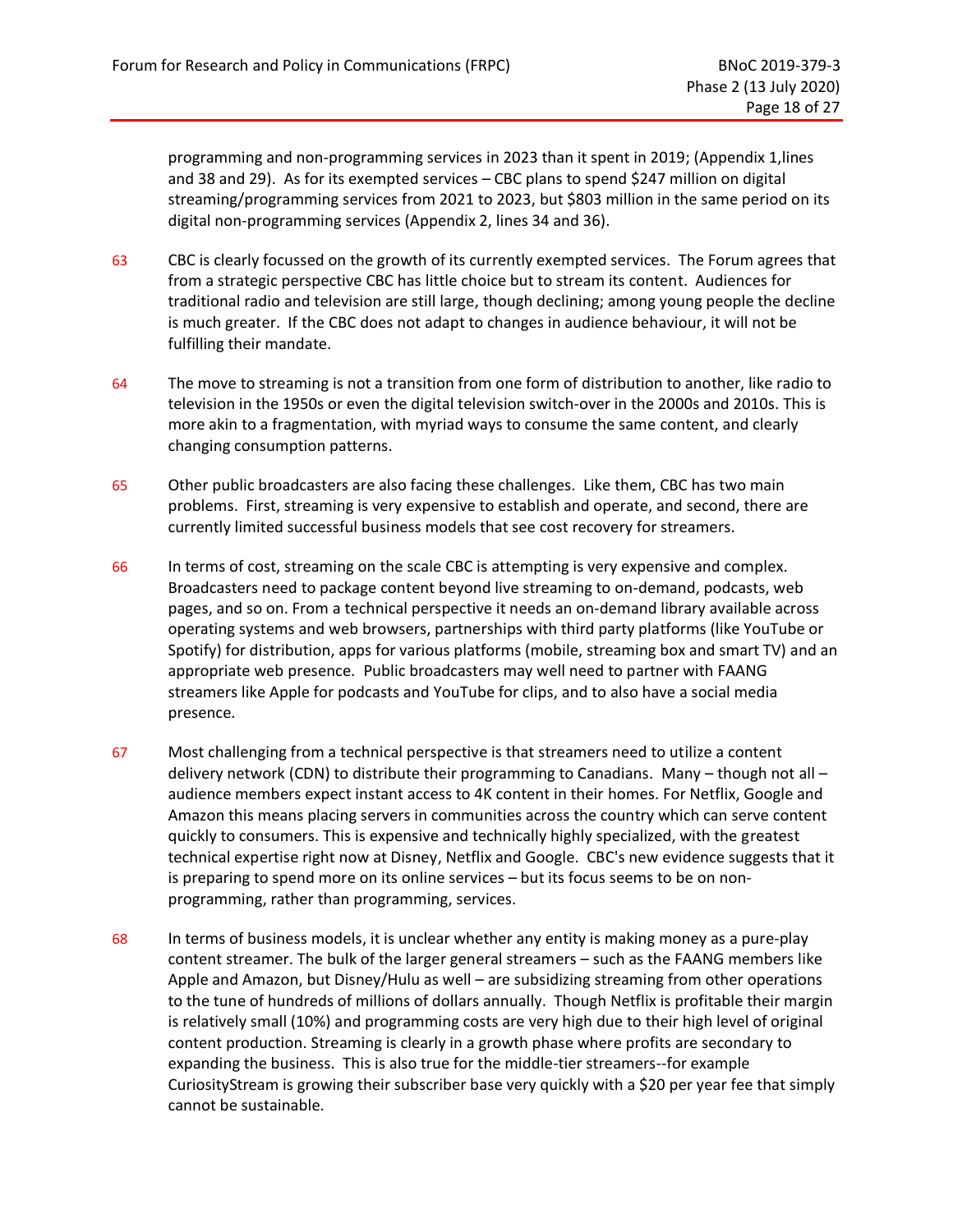programming and non-programming services in 2023 than it spent in 2019; (Appendix 1,lines and 38 and 29). As for its exempted services – CBC plans to spend $247 million on digital streaming/programming services from 2021 to 2023, but $803 million in the same period on its digital non-programming services (Appendix 2, lines 34 and 36).

63 CBC is clearly focussed on the growth of its currently exempted services. The Forum agrees that from a strategic perspective CBC has little choice but to stream its content. Audiences for traditional radio and television are still large, though declining; among young people the decline is much greater. If the CBC does not adapt to changes in audience behaviour, it will not be fulfilling their mandate.

64 The move to streaming is not a transition from one form of distribution to another, like radio to television in the 1950s or even the digital television switch-over in the 2000s and 2010s. This is more akin to a fragmentation, with myriad ways to consume the same content, and clearly changing consumption patterns.

65 Other public broadcasters are also facing these challenges. Like them, CBC has two main problems. First, streaming is very expensive to establish and operate, and second, there are currently limited successful business models that see cost recovery for streamers.

66 In terms of cost, streaming on the scale CBC is attempting is very expensive and complex. Broadcasters need to package content beyond live streaming to on-demand, podcasts, web pages, and so on. From a technical perspective it needs an on-demand library available across operating systems and web browsers, partnerships with third party platforms (like YouTube or Spotify) for distribution, apps for various platforms (mobile, streaming box and smart TV) and an appropriate web presence. Public broadcasters may well need to partner with FAANG streamers like Apple for podcasts and YouTube for clips, and to also have a social media presence.

67 Most challenging from a technical perspective is that streamers need to utilize a content delivery network (CDN) to distribute their programming to Canadians. Many – though not all – audience members expect instant access to 4K content in their homes. For Netflix, Google and Amazon this means placing servers in communities across the country which can serve content quickly to consumers. This is expensive and technically highly specialized, with the greatest technical expertise right now at Disney, Netflix and Google. CBC's new evidence suggests that it is preparing to spend more on its online services – but its focus seems to be on non-programming, rather than programming, services.

68 In terms of business models, it is unclear whether any entity is making money as a pure-play content streamer. The bulk of the larger general streamers – such as the FAANG members like Apple and Amazon, but Disney/Hulu as well – are subsidizing streaming from other operations to the tune of hundreds of millions of dollars annually. Though Netflix is profitable their margin is relatively small (10%) and programming costs are very high due to their high level of original content production. Streaming is clearly in a growth phase where profits are secondary to expanding the business. This is also true for the middle-tier streamers--for example CuriosityStream is growing their subscriber base very quickly with a $20 per year fee that simply cannot be sustainable.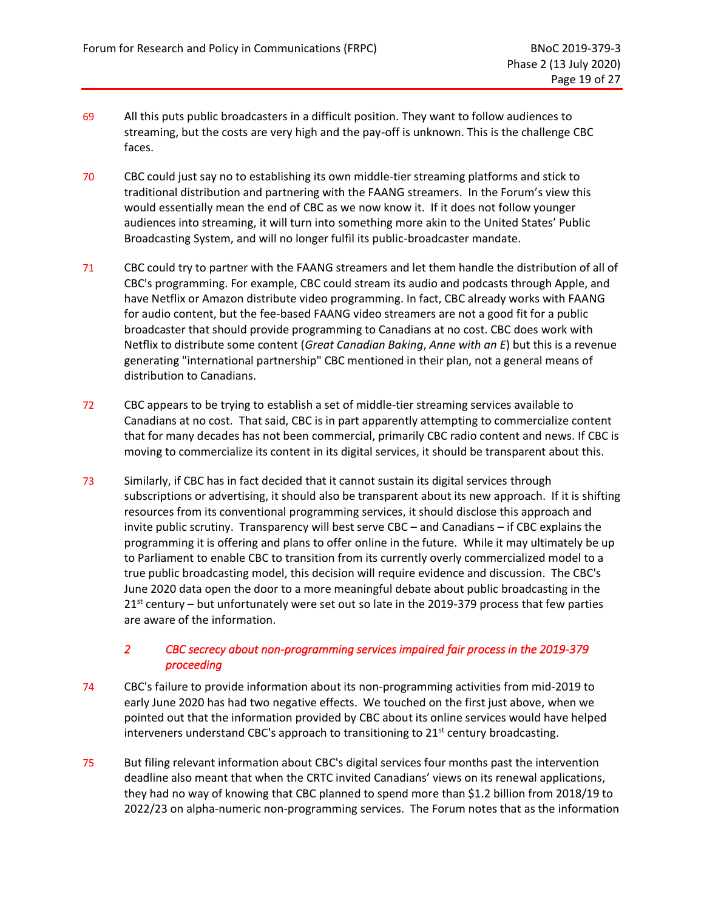69 All this puts public broadcasters in a difficult position. They want to follow audiences to streaming, but the costs are very high and the pay-off is unknown. This is the challenge CBC faces.

70 CBC could just say no to establishing its own middle-tier streaming platforms and stick to traditional distribution and partnering with the FAANG streamers. In the Forum's view this would essentially mean the end of CBC as we now know it. If it does not follow younger audiences into streaming, it will turn into something more akin to the United States' Public Broadcasting System, and will no longer fulfil its public-broadcaster mandate.

71 CBC could try to partner with the FAANG streamers and let them handle the distribution of all of CBC's programming. For example, CBC could stream its audio and podcasts through Apple, and have Netflix or Amazon distribute video programming. In fact, CBC already works with FAANG for audio content, but the fee-based FAANG video streamers are not a good fit for a public broadcaster that should provide programming to Canadians at no cost. CBC does work with Netflix to distribute some content (*Great Canadian Baking*, *Anne with an E*) but this is a revenue generating "international partnership" CBC mentioned in their plan, not a general means of distribution to Canadians.

72 CBC appears to be trying to establish a set of middle-tier streaming services available to Canadians at no cost. That said, CBC is in part apparently attempting to commercialize content that for many decades has not been commercial, primarily CBC radio content and news. If CBC is moving to commercialize its content in its digital services, it should be transparent about this.

73 Similarly, if CBC has in fact decided that it cannot sustain its digital services through subscriptions or advertising, it should also be transparent about its new approach. If it is shifting resources from its conventional programming services, it should disclose this approach and invite public scrutiny. Transparency will best serve CBC – and Canadians – if CBC explains the programming it is offering and plans to offer online in the future. While it may ultimately be up to Parliament to enable CBC to transition from its currently overly commercialized model to a true public broadcasting model, this decision will require evidence and discussion. The CBC's June 2020 data open the door to a more meaningful debate about public broadcasting in the 21st century – but unfortunately were set out so late in the 2019-379 process that few parties are aware of the information.

### *2 CBC secrecy about non-programming services impaired fair process in the 2019-379 proceeding*

74 CBC's failure to provide information about its non-programming activities from mid-2019 to early June 2020 has had two negative effects. We touched on the first just above, when we pointed out that the information provided by CBC about its online services would have helped interveners understand CBC's approach to transitioning to 21st century broadcasting.

75 But filing relevant information about CBC's digital services four months past the intervention deadline also meant that when the CRTC invited Canadians' views on its renewal applications, they had no way of knowing that CBC planned to spend more than $1.2 billion from 2018/19 to 2022/23 on alpha-numeric non-programming services. The Forum notes that as the information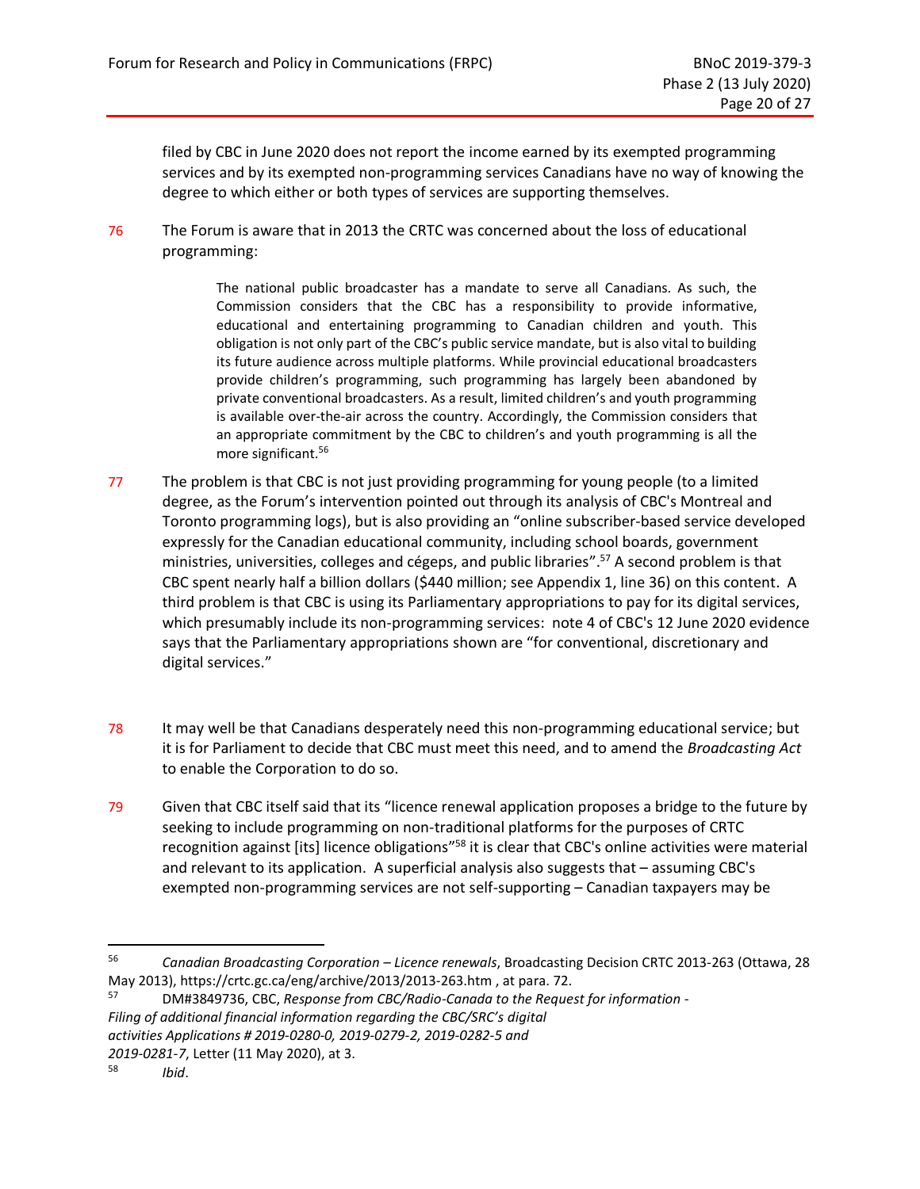filed by CBC in June 2020 does not report the income earned by its exempted programming services and by its exempted non-programming services Canadians have no way of knowing the degree to which either or both types of services are supporting themselves.

76 The Forum is aware that in 2013 the CRTC was concerned about the loss of educational programming:

> The national public broadcaster has a mandate to serve all Canadians. As such, the Commission considers that the CBC has a responsibility to provide informative, educational and entertaining programming to Canadian children and youth. This obligation is not only part of the CBC's public service mandate, but is also vital to building its future audience across multiple platforms. While provincial educational broadcasters provide children's programming, such programming has largely been abandoned by private conventional broadcasters. As a result, limited children's and youth programming is available over-the-air across the country. Accordingly, the Commission considers that an appropriate commitment by the CBC to children's and youth programming is all the more significant.[56]

77 The problem is that CBC is not just providing programming for young people (to a limited degree, as the Forum's intervention pointed out through its analysis of CBC's Montreal and Toronto programming logs), but is also providing an "online subscriber-based service developed expressly for the Canadian educational community, including school boards, government ministries, universities, colleges and cégeps, and public libraries".[57] A second problem is that CBC spent nearly half a billion dollars ($440 million; see Appendix 1, line 36) on this content. A third problem is that CBC is using its Parliamentary appropriations to pay for its digital services, which presumably include its non-programming services: note 4 of CBC's 12 June 2020 evidence says that the Parliamentary appropriations shown are "for conventional, discretionary and digital services."

78 It may well be that Canadians desperately need this non-programming educational service; but it is for Parliament to decide that CBC must meet this need, and to amend the *Broadcasting Act* to enable the Corporation to do so.

79 Given that CBC itself said that its "licence renewal application proposes a bridge to the future by seeking to include programming on non-traditional platforms for the purposes of CRTC recognition against [its] licence obligations"[58] it is clear that CBC's online activities were material and relevant to its application. A superficial analysis also suggests that – assuming CBC's exempted non-programming services are not self-supporting – Canadian taxpayers may be

---

[56] *Canadian Broadcasting Corporation – Licence renewals*, Broadcasting Decision CRTC 2013-263 (Ottawa, 28 May 2013), https://crtc.gc.ca/eng/archive/2013/2013-263.htm , at para. 72.

[57] DM#3849736, CBC, *Response from CBC/Radio-Canada to the Request for information - Filing of additional financial information regarding the CBC/SRC's digital activities Applications # 2019-0280-0, 2019-0279-2, 2019-0282-5 and 2019-0281-7*, Letter (11 May 2020), at 3.

[58] *Ibid*.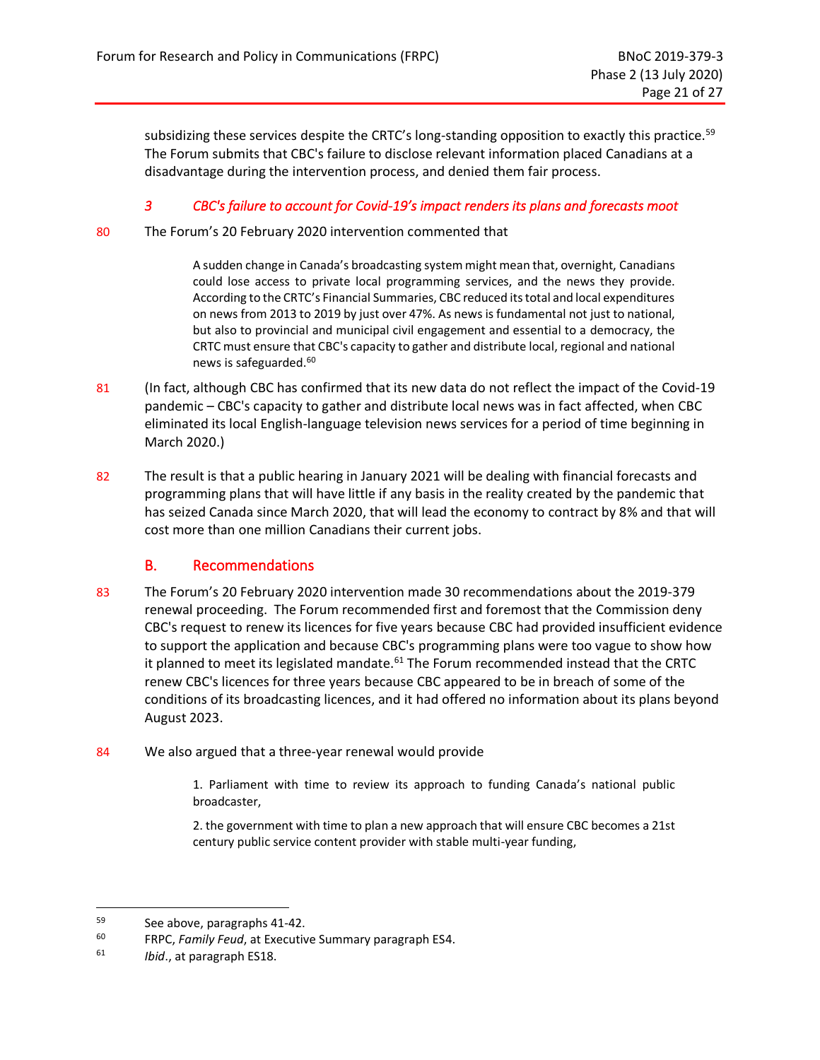subsidizing these services despite the CRTC's long-standing opposition to exactly this practice.[59] The Forum submits that CBC's failure to disclose relevant information placed Canadians at a disadvantage during the intervention process, and denied them fair process.

### *3 CBC's failure to account for Covid-19's impact renders its plans and forecasts moot*

80 The Forum's 20 February 2020 intervention commented that

> A sudden change in Canada's broadcasting system might mean that, overnight, Canadians could lose access to private local programming services, and the news they provide. According to the CRTC's Financial Summaries, CBC reduced its total and local expenditures on news from 2013 to 2019 by just over 47%. As news is fundamental not just to national, but also to provincial and municipal civil engagement and essential to a democracy, the CRTC must ensure that CBC's capacity to gather and distribute local, regional and national news is safeguarded.[60]

81 (In fact, although CBC has confirmed that its new data do not reflect the impact of the Covid-19 pandemic – CBC's capacity to gather and distribute local news was in fact affected, when CBC eliminated its local English-language television news services for a period of time beginning in March 2020.)

82 The result is that a public hearing in January 2021 will be dealing with financial forecasts and programming plans that will have little if any basis in the reality created by the pandemic that has seized Canada since March 2020, that will lead the economy to contract by 8% and that will cost more than one million Canadians their current jobs.

## B. Recommendations

83 The Forum's 20 February 2020 intervention made 30 recommendations about the 2019-379 renewal proceeding. The Forum recommended first and foremost that the Commission deny CBC's request to renew its licences for five years because CBC had provided insufficient evidence to support the application and because CBC's programming plans were too vague to show how it planned to meet its legislated mandate.[61] The Forum recommended instead that the CRTC renew CBC's licences for three years because CBC appeared to be in breach of some of the conditions of its broadcasting licences, and it had offered no information about its plans beyond August 2023.

84 We also argued that a three-year renewal would provide

> 1. Parliament with time to review its approach to funding Canada's national public broadcaster,
>
> 2. the government with time to plan a new approach that will ensure CBC becomes a 21st century public service content provider with stable multi-year funding,

---

[59] See above, paragraphs 41-42.

[60] FRPC, *Family Feud*, at Executive Summary paragraph ES4.

[61] *Ibid*., at paragraph ES18.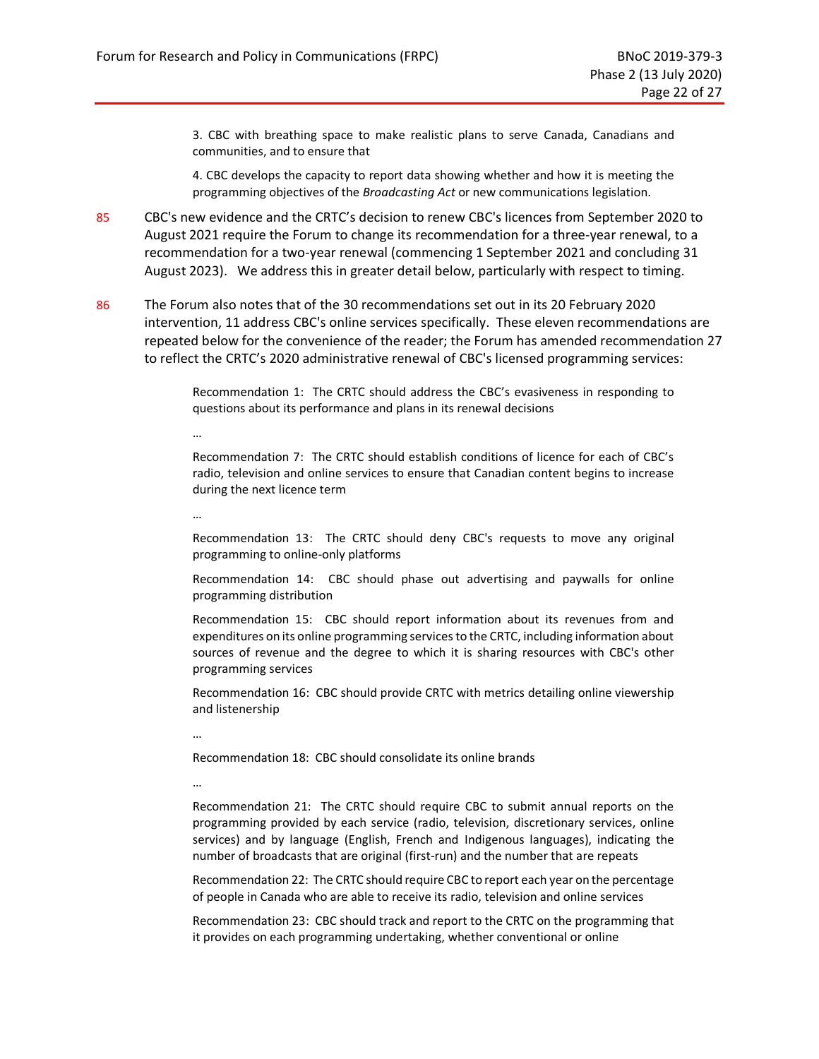3. CBC with breathing space to make realistic plans to serve Canada, Canadians and communities, and to ensure that

4. CBC develops the capacity to report data showing whether and how it is meeting the programming objectives of the *Broadcasting Act* or new communications legislation.

85 CBC's new evidence and the CRTC's decision to renew CBC's licences from September 2020 to August 2021 require the Forum to change its recommendation for a three-year renewal, to a recommendation for a two-year renewal (commencing 1 September 2021 and concluding 31 August 2023). We address this in greater detail below, particularly with respect to timing.

86 The Forum also notes that of the 30 recommendations set out in its 20 February 2020 intervention, 11 address CBC's online services specifically. These eleven recommendations are repeated below for the convenience of the reader; the Forum has amended recommendation 27 to reflect the CRTC's 2020 administrative renewal of CBC's licensed programming services:

> Recommendation 1: The CRTC should address the CBC's evasiveness in responding to questions about its performance and plans in its renewal decisions
>
> …
>
> Recommendation 7: The CRTC should establish conditions of licence for each of CBC's radio, television and online services to ensure that Canadian content begins to increase during the next licence term
>
> …
>
> Recommendation 13: The CRTC should deny CBC's requests to move any original programming to online-only platforms
>
> Recommendation 14: CBC should phase out advertising and paywalls for online programming distribution
>
> Recommendation 15: CBC should report information about its revenues from and expenditures on its online programming services to the CRTC, including information about sources of revenue and the degree to which it is sharing resources with CBC's other programming services
>
> Recommendation 16: CBC should provide CRTC with metrics detailing online viewership and listenership
>
> …
>
> Recommendation 18: CBC should consolidate its online brands
>
> …
>
> Recommendation 21: The CRTC should require CBC to submit annual reports on the programming provided by each service (radio, television, discretionary services, online services) and by language (English, French and Indigenous languages), indicating the number of broadcasts that are original (first-run) and the number that are repeats
>
> Recommendation 22: The CRTC should require CBC to report each year on the percentage of people in Canada who are able to receive its radio, television and online services
>
> Recommendation 23: CBC should track and report to the CRTC on the programming that it provides on each programming undertaking, whether conventional or online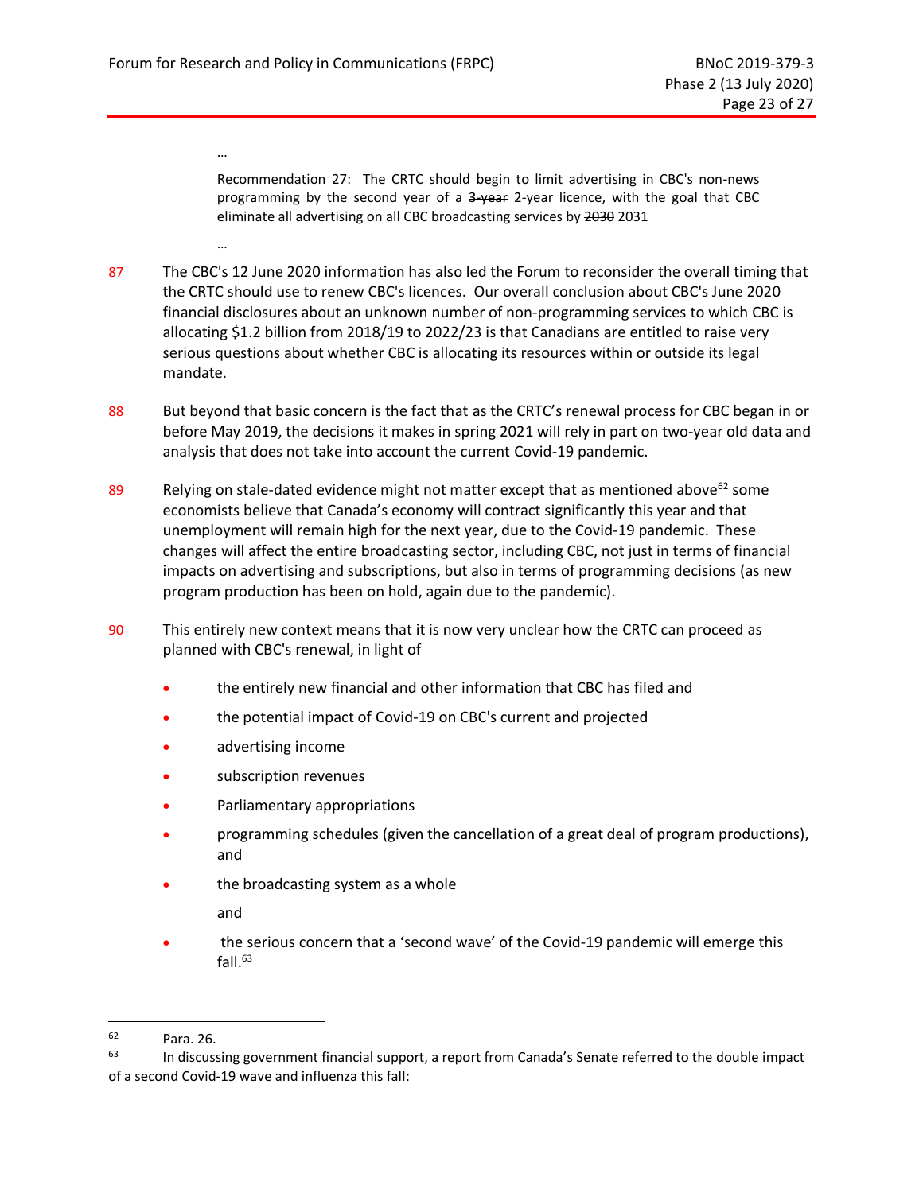…

> Recommendation 27: The CRTC should begin to limit advertising in CBC's non-news programming by the second year of a ~~3-year~~ 2-year licence, with the goal that CBC eliminate all advertising on all CBC broadcasting services by ~~2030~~ 2031

…

87 The CBC's 12 June 2020 information has also led the Forum to reconsider the overall timing that the CRTC should use to renew CBC's licences. Our overall conclusion about CBC's June 2020 financial disclosures about an unknown number of non-programming services to which CBC is allocating $1.2 billion from 2018/19 to 2022/23 is that Canadians are entitled to raise very serious questions about whether CBC is allocating its resources within or outside its legal mandate.

88 But beyond that basic concern is the fact that as the CRTC's renewal process for CBC began in or before May 2019, the decisions it makes in spring 2021 will rely in part on two-year old data and analysis that does not take into account the current Covid-19 pandemic.

89 Relying on stale-dated evidence might not matter except that as mentioned above[62] some economists believe that Canada's economy will contract significantly this year and that unemployment will remain high for the next year, due to the Covid-19 pandemic. These changes will affect the entire broadcasting sector, including CBC, not just in terms of financial impacts on advertising and subscriptions, but also in terms of programming decisions (as new program production has been on hold, again due to the pandemic).

90 This entirely new context means that it is now very unclear how the CRTC can proceed as planned with CBC's renewal, in light of

- the entirely new financial and other information that CBC has filed and
- the potential impact of Covid-19 on CBC's current and projected
- advertising income
- subscription revenues
- Parliamentary appropriations
- programming schedules (given the cancellation of a great deal of program productions), and
- the broadcasting system as a whole

  and

- the serious concern that a 'second wave' of the Covid-19 pandemic will emerge this fall.[63]

---

[62] Para. 26.

[63] In discussing government financial support, a report from Canada's Senate referred to the double impact of a second Covid-19 wave and influenza this fall: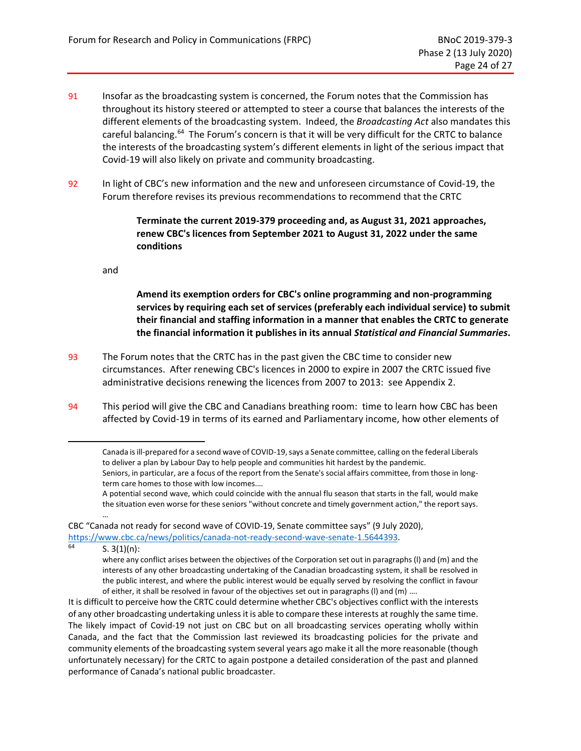91 Insofar as the broadcasting system is concerned, the Forum notes that the Commission has throughout its history steered or attempted to steer a course that balances the interests of the different elements of the broadcasting system. Indeed, the *Broadcasting Act* also mandates this careful balancing.[64] The Forum's concern is that it will be very difficult for the CRTC to balance the interests of the broadcasting system's different elements in light of the serious impact that Covid-19 will also likely on private and community broadcasting.

92 In light of CBC's new information and the new and unforeseen circumstance of Covid-19, the Forum therefore revises its previous recommendations to recommend that the CRTC

> **Terminate the current 2019-379 proceeding and, as August 31, 2021 approaches, renew CBC's licences from September 2021 to August 31, 2022 under the same conditions**

and

> **Amend its exemption orders for CBC's online programming and non-programming services by requiring each set of services (preferably each individual service) to submit their financial and staffing information in a manner that enables the CRTC to generate the financial information it publishes in its annual *Statistical and Financial Summaries*.**

93 The Forum notes that the CRTC has in the past given the CBC time to consider new circumstances. After renewing CBC's licences in 2000 to expire in 2007 the CRTC issued five administrative decisions renewing the licences from 2007 to 2013: see Appendix 2.

94 This period will give the CBC and Canadians breathing room: time to learn how CBC has been affected by Covid-19 in terms of its earned and Parliamentary income, how other elements of

---

> Canada is ill-prepared for a second wave of COVID-19, says a Senate committee, calling on the federal Liberals to deliver a plan by Labour Day to help people and communities hit hardest by the pandemic.
>
> Seniors, in particular, are a focus of the report from the Senate's social affairs committee, from those in long-term care homes to those with low incomes.…
>
> A potential second wave, which could coincide with the annual flu season that starts in the fall, would make the situation even worse for these seniors "without concrete and timely government action," the report says.
>
> …

CBC "Canada not ready for second wave of COVID-19, Senate committee says" (9 July 2020), https://www.cbc.ca/news/politics/canada-not-ready-second-wave-senate-1.5644393.

[64] S. 3(1)(n):

> where any conflict arises between the objectives of the Corporation set out in paragraphs (l) and (m) and the interests of any other broadcasting undertaking of the Canadian broadcasting system, it shall be resolved in the public interest, and where the public interest would be equally served by resolving the conflict in favour of either, it shall be resolved in favour of the objectives set out in paragraphs (l) and (m) ….

It is difficult to perceive how the CRTC could determine whether CBC's objectives conflict with the interests of any other broadcasting undertaking unless it is able to compare these interests at roughly the same time. The likely impact of Covid-19 not just on CBC but on all broadcasting services operating wholly within Canada, and the fact that the Commission last reviewed its broadcasting policies for the private and community elements of the broadcasting system several years ago make it all the more reasonable (though unfortunately necessary) for the CRTC to again postpone a detailed consideration of the past and planned performance of Canada's national public broadcaster.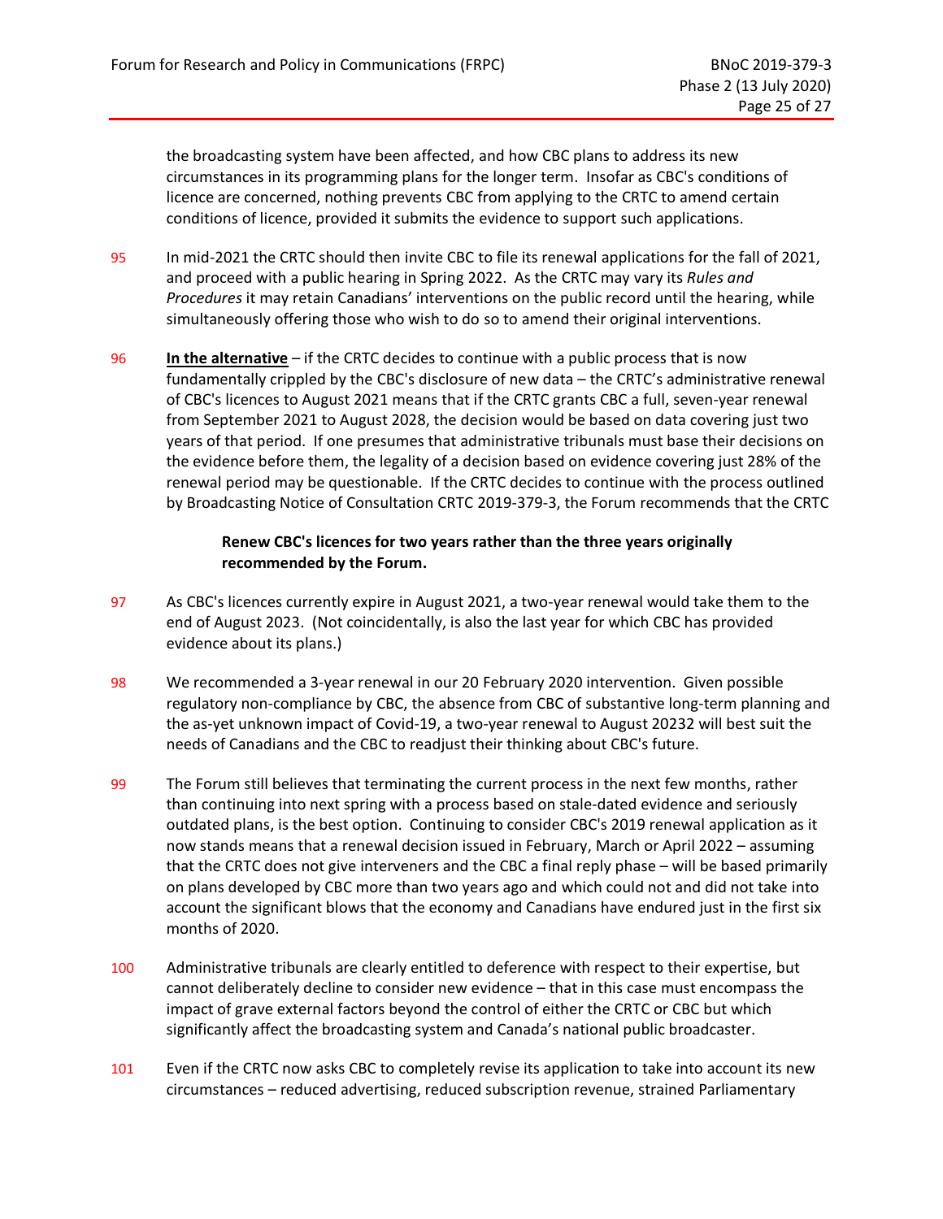the broadcasting system have been affected, and how CBC plans to address its new circumstances in its programming plans for the longer term. Insofar as CBC's conditions of licence are concerned, nothing prevents CBC from applying to the CRTC to amend certain conditions of licence, provided it submits the evidence to support such applications.

95 In mid-2021 the CRTC should then invite CBC to file its renewal applications for the fall of 2021, and proceed with a public hearing in Spring 2022. As the CRTC may vary its *Rules and Procedures* it may retain Canadians' interventions on the public record until the hearing, while simultaneously offering those who wish to do so to amend their original interventions.

96 **<u>In the alternative</u>** – if the CRTC decides to continue with a public process that is now fundamentally crippled by the CBC's disclosure of new data – the CRTC's administrative renewal of CBC's licences to August 2021 means that if the CRTC grants CBC a full, seven-year renewal from September 2021 to August 2028, the decision would be based on data covering just two years of that period. If one presumes that administrative tribunals must base their decisions on the evidence before them, the legality of a decision based on evidence covering just 28% of the renewal period may be questionable. If the CRTC decides to continue with the process outlined by Broadcasting Notice of Consultation CRTC 2019-379-3, the Forum recommends that the CRTC

> **Renew CBC's licences for two years rather than the three years originally recommended by the Forum.**

97 As CBC's licences currently expire in August 2021, a two-year renewal would take them to the end of August 2023. (Not coincidentally, is also the last year for which CBC has provided evidence about its plans.)

98 We recommended a 3-year renewal in our 20 February 2020 intervention. Given possible regulatory non-compliance by CBC, the absence from CBC of substantive long-term planning and the as-yet unknown impact of Covid-19, a two-year renewal to August 20232 will best suit the needs of Canadians and the CBC to readjust their thinking about CBC's future.

99 The Forum still believes that terminating the current process in the next few months, rather than continuing into next spring with a process based on stale-dated evidence and seriously outdated plans, is the best option. Continuing to consider CBC's 2019 renewal application as it now stands means that a renewal decision issued in February, March or April 2022 – assuming that the CRTC does not give interveners and the CBC a final reply phase – will be based primarily on plans developed by CBC more than two years ago and which could not and did not take into account the significant blows that the economy and Canadians have endured just in the first six months of 2020.

100 Administrative tribunals are clearly entitled to deference with respect to their expertise, but cannot deliberately decline to consider new evidence – that in this case must encompass the impact of grave external factors beyond the control of either the CRTC or CBC but which significantly affect the broadcasting system and Canada's national public broadcaster.

101 Even if the CRTC now asks CBC to completely revise its application to take into account its new circumstances – reduced advertising, reduced subscription revenue, strained Parliamentary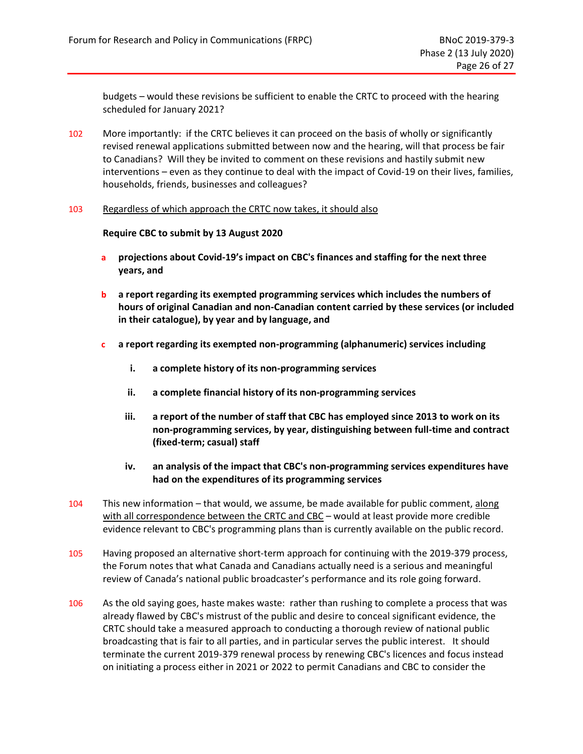budgets – would these revisions be sufficient to enable the CRTC to proceed with the hearing scheduled for January 2021?

102 More importantly: if the CRTC believes it can proceed on the basis of wholly or significantly revised renewal applications submitted between now and the hearing, will that process be fair to Canadians? Will they be invited to comment on these revisions and hastily submit new interventions – even as they continue to deal with the impact of Covid-19 on their lives, families, households, friends, businesses and colleagues?

103 Regardless of which approach the CRTC now takes, it should also

**Require CBC to submit by 13 August 2020**

- **a projections about Covid-19's impact on CBC's finances and staffing for the next three years, and**
- **b a report regarding its exempted programming services which includes the numbers of hours of original Canadian and non-Canadian content carried by these services (or included in their catalogue), by year and by language, and**
- **c a report regarding its exempted non-programming (alphanumeric) services including**
  - **i. a complete history of its non-programming services**
  - **ii. a complete financial history of its non-programming services**
  - **iii. a report of the number of staff that CBC has employed since 2013 to work on its non-programming services, by year, distinguishing between full-time and contract (fixed-term; casual) staff**
  - **iv. an analysis of the impact that CBC's non-programming services expenditures have had on the expenditures of its programming services**

104 This new information – that would, we assume, be made available for public comment, along with all correspondence between the CRTC and CBC – would at least provide more credible evidence relevant to CBC's programming plans than is currently available on the public record.

105 Having proposed an alternative short-term approach for continuing with the 2019-379 process, the Forum notes that what Canada and Canadians actually need is a serious and meaningful review of Canada's national public broadcaster's performance and its role going forward.

106 As the old saying goes, haste makes waste: rather than rushing to complete a process that was already flawed by CBC's mistrust of the public and desire to conceal significant evidence, the CRTC should take a measured approach to conducting a thorough review of national public broadcasting that is fair to all parties, and in particular serves the public interest. It should terminate the current 2019-379 renewal process by renewing CBC's licences and focus instead on initiating a process either in 2021 or 2022 to permit Canadians and CBC to consider the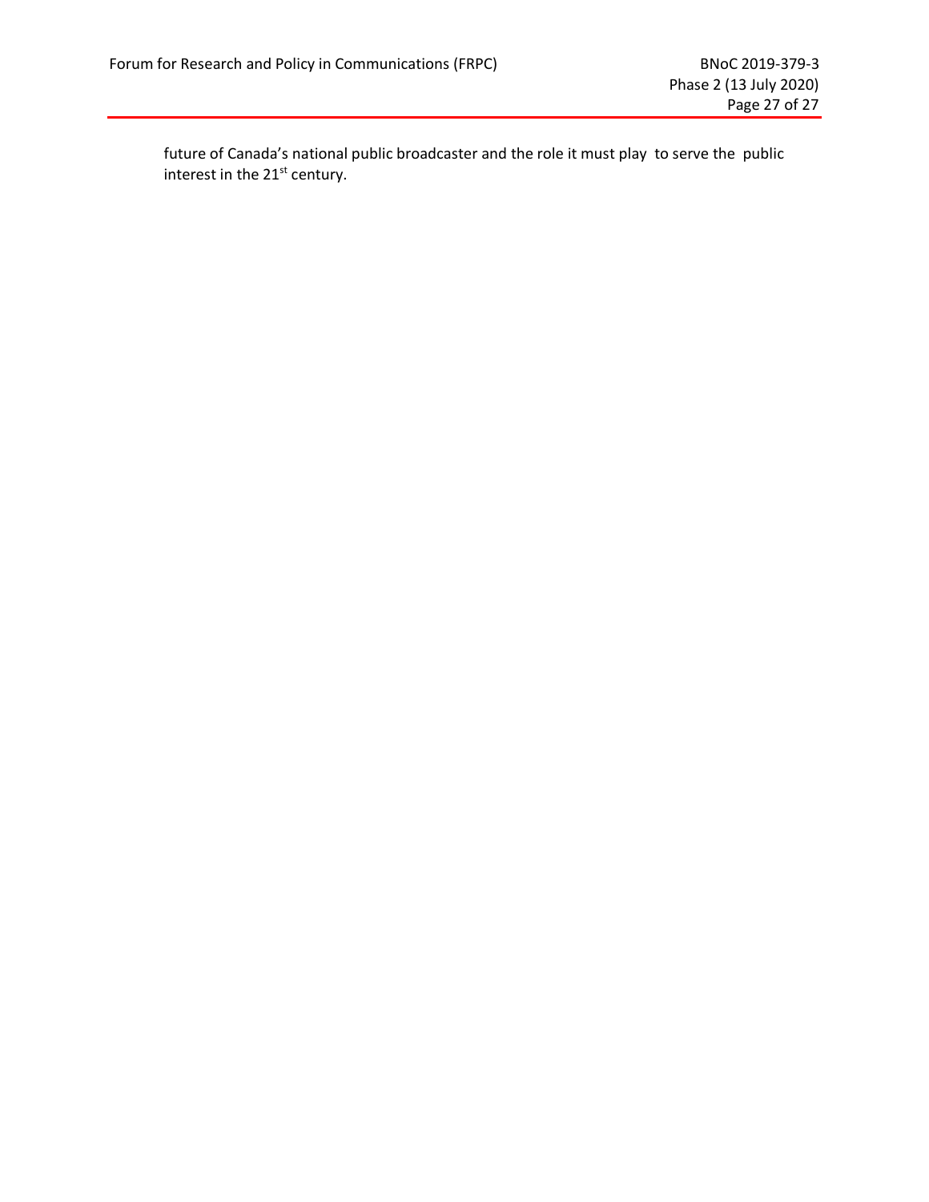future of Canada's national public broadcaster and the role it must play to serve the public interest in the 21st century.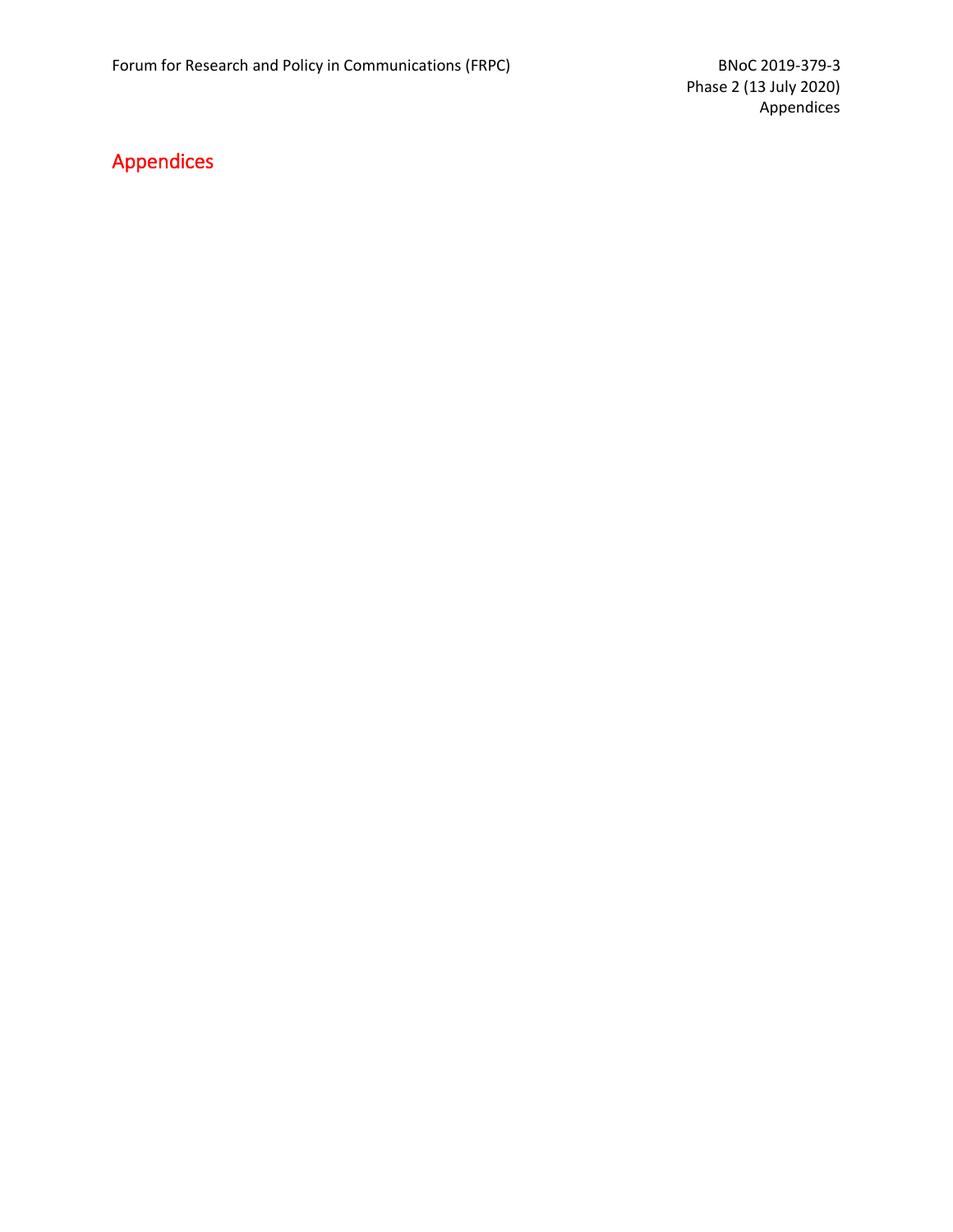# Appendices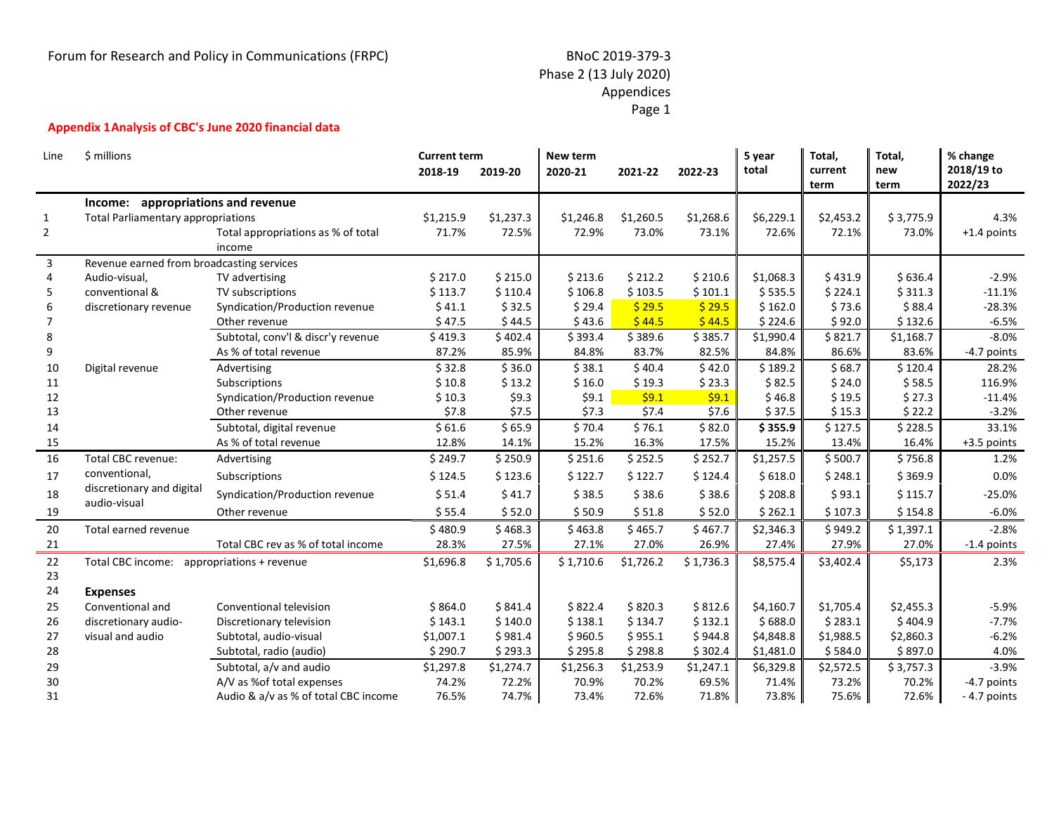Forum for Research and Policy in Communications (FRPC)

BNoC 2019-379-3
Phase 2 (13 July 2020)
Appendices

## Appendix 1 Analysis of CBC's June 2020 financial data

| Line | $ millions | | Current term 2018-19 | 2019-20 | New term 2020-21 | 2021-22 | 2022-23 | 5 year total | Total, current term | Total, new term | % change 2018/19 to 2022/23 |
|---|---|---|---|---|---|---|---|---|---|---|---|
| | **Income: appropriations and revenue** | | | | | | | | | | |
| 1 | Total Parliamentary appropriations | | $1,215.9 | $1,237.3 | $1,246.8 | $1,260.5 | $1,268.6 | $6,229.1 | $2,453.2 | $ 3,775.9 | 4.3% |
| 2 | | Total appropriations as % of total income | 71.7% | 72.5% | 72.9% | 73.0% | 73.1% | 72.6% | 72.1% | 73.0% | +1.4 points |
| 3 | Revenue earned from broadcasting services | | | | | | | | | | |
| 4 | Audio-visual, | TV advertising | $ 217.0 | $ 215.0 | $ 213.6 | $ 212.2 | $ 210.6 | $1,068.3 | $ 431.9 | $ 636.4 | -2.9% |
| 5 | conventional & | TV subscriptions | $ 113.7 | $ 110.4 | $ 106.8 | $ 103.5 | $ 101.1 | $ 535.5 | $ 224.1 | $ 311.3 | -11.1% |
| 6 | discretionary revenue | Syndication/Production revenue | $ 41.1 | $ 32.5 | $ 29.4 | $ 29.5 | $ 29.5 | $ 162.0 | $ 73.6 | $ 88.4 | -28.3% |
| 7 | | Other revenue | $ 47.5 | $ 44.5 | $ 43.6 | $ 44.5 | $ 44.5 | $ 224.6 | $ 92.0 | $ 132.6 | -6.5% |
| 8 | | Subtotal, conv'l & discr'y revenue | $ 419.3 | $ 402.4 | $ 393.4 | $ 389.6 | $ 385.7 | $1,990.4 | $ 821.7 | $1,168.7 | -8.0% |
| 9 | | As % of total revenue | 87.2% | 85.9% | 84.8% | 83.7% | 82.5% | 84.8% | 86.6% | 83.6% | -4.7 points |
| 10 | Digital revenue | Advertising | $ 32.8 | $ 36.0 | $ 38.1 | $ 40.4 | $ 42.0 | $ 189.2 | $ 68.7 | $ 120.4 | 28.2% |
| 11 | | Subscriptions | $ 10.8 | $ 13.2 | $ 16.0 | $ 19.3 | $ 23.3 | $ 82.5 | $ 24.0 | $ 58.5 | 116.9% |
| 12 | | Syndication/Production revenue | $ 10.3 | $9.3 | $9.1 | $9.1 | $9.1 | $ 46.8 | $ 19.5 | $ 27.3 | -11.4% |
| 13 | | Other revenue | $7.8 | $7.5 | $7.3 | $7.4 | $7.6 | $ 37.5 | $ 15.3 | $ 22.2 | -3.2% |
| 14 | | Subtotal, digital revenue | $ 61.6 | $ 65.9 | $ 70.4 | $ 76.1 | $ 82.0 | **$ 355.9** | $ 127.5 | $ 228.5 | 33.1% |
| 15 | | As % of total revenue | 12.8% | 14.1% | 15.2% | 16.3% | 17.5% | 15.2% | 13.4% | 16.4% | +3.5 points |
| 16 | Total CBC revenue: | Advertising | $ 249.7 | $ 250.9 | $ 251.6 | $ 252.5 | $ 252.7 | $1,257.5 | $ 500.7 | $ 756.8 | 1.2% |
| 17 | conventional, | Subscriptions | $ 124.5 | $ 123.6 | $ 122.7 | $ 122.7 | $ 124.4 | $ 618.0 | $ 248.1 | $ 369.9 | 0.0% |
| 18 | discretionary and digital audio-visual | Syndication/Production revenue | $ 51.4 | $ 41.7 | $ 38.5 | $ 38.6 | $ 38.6 | $ 208.8 | $ 93.1 | $ 115.7 | -25.0% |
| 19 | | Other revenue | $ 55.4 | $ 52.0 | $ 50.9 | $ 51.8 | $ 52.0 | $ 262.1 | $ 107.3 | $ 154.8 | -6.0% |
| 20 | Total earned revenue | | $ 480.9 | $ 468.3 | $ 463.8 | $ 465.7 | $ 467.7 | $2,346.3 | $ 949.2 | $ 1,397.1 | -2.8% |
| 21 | | Total CBC rev as % of total income | 28.3% | 27.5% | 27.1% | 27.0% | 26.9% | 27.4% | 27.9% | 27.0% | -1.4 points |
| 22 | Total CBC income: appropriations + revenue | | $1,696.8 | $ 1,705.6 | $ 1,710.6 | $1,726.2 | $ 1,736.3 | $8,575.4 | $3,402.4 | $5,173 | 2.3% |
| 23 | | | | | | | | | | | |
| 24 | **Expenses** | | | | | | | | | | |
| 25 | Conventional and | Conventional television | $ 864.0 | $ 841.4 | $ 822.4 | $ 820.3 | $ 812.6 | $4,160.7 | $1,705.4 | $2,455.3 | -5.9% |
| 26 | discretionary audio- | Discretionary television | $ 143.1 | $ 140.0 | $ 138.1 | $ 134.7 | $ 132.1 | $ 688.0 | $ 283.1 | $ 404.9 | -7.7% |
| 27 | visual and audio | Subtotal, audio-visual | $1,007.1 | $ 981.4 | $ 960.5 | $ 955.1 | $ 944.8 | $4,848.8 | $1,988.5 | $2,860.3 | -6.2% |
| 28 | | Subtotal, radio (audio) | $ 290.7 | $ 293.3 | $ 295.8 | $ 298.8 | $ 302.4 | $1,481.0 | $ 584.0 | $ 897.0 | 4.0% |
| 29 | | Subtotal, a/v and audio | $1,297.8 | $1,274.7 | $1,256.3 | $1,253.9 | $1,247.1 | $6,329.8 | $2,572.5 | $ 3,757.3 | -3.9% |
| 30 | | A/V as %of total expenses | 74.2% | 72.2% | 70.9% | 70.2% | 69.5% | 71.4% | 73.2% | 70.2% | -4.7 points |
| 31 | | Audio & a/v as % of total CBC income | 76.5% | 74.7% | 73.4% | 72.6% | 71.8% | 73.8% | 75.6% | 72.6% | - 4.7 points |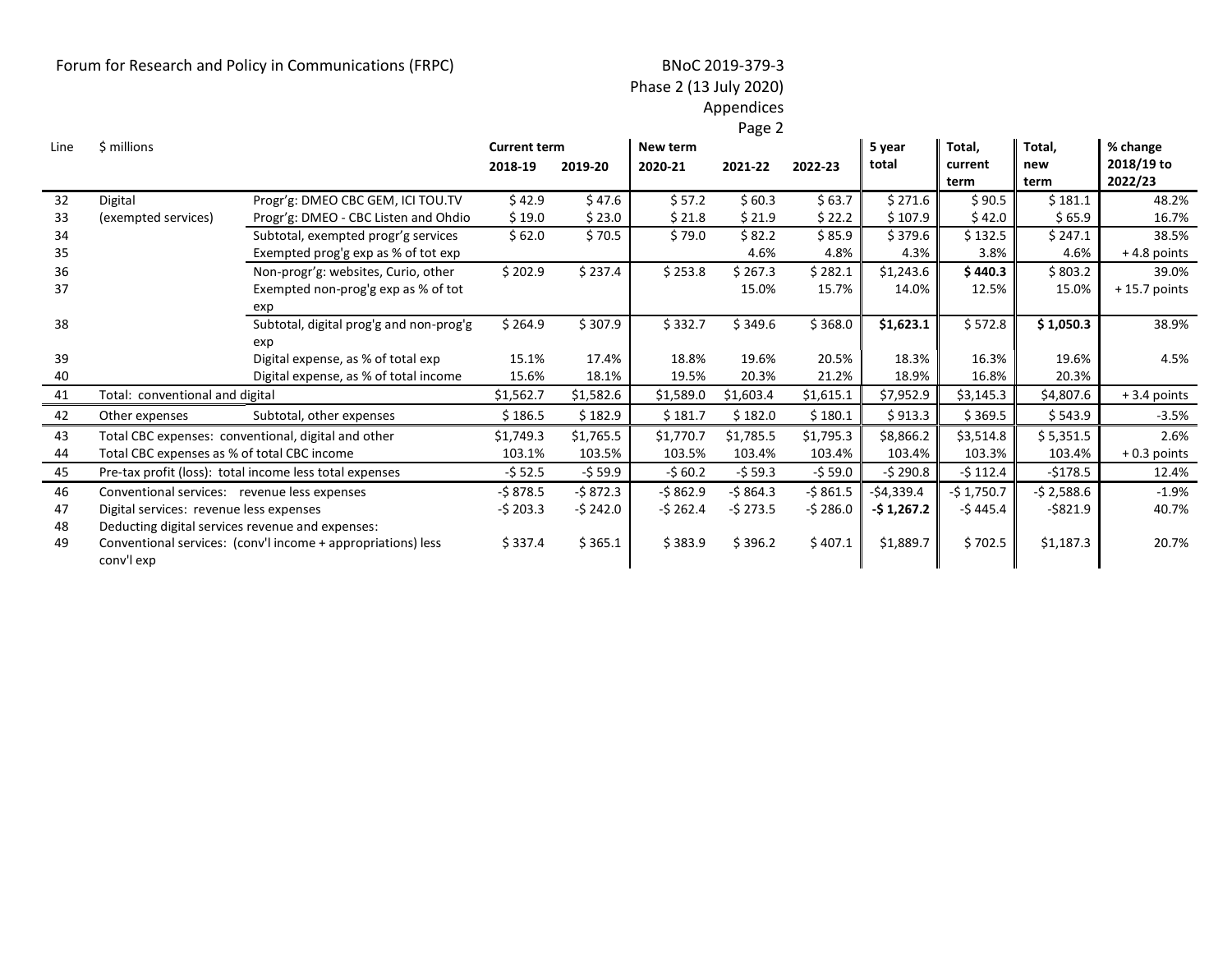Forum for Research and Policy in Communications (FRPC)

BNoC 2019-379-3
Phase 2 (13 July 2020)
Appendices

| Line | $ millions | | Current term 2018-19 | 2019-20 | New term 2020-21 | 2021-22 | 2022-23 | 5 year total | Total, current term | Total, new term | % change 2018/19 to 2022/23 |
|---|---|---|---|---|---|---|---|---|---|---|---|
| 32 | Digital | Progr'g: DMEO CBC GEM, ICI TOU.TV | $ 42.9 | $ 47.6 | $ 57.2 | $ 60.3 | $ 63.7 | $ 271.6 | $ 90.5 | $ 181.1 | 48.2% |
| 33 | (exempted services) | Progr'g: DMEO - CBC Listen and Ohdio | $ 19.0 | $ 23.0 | $ 21.8 | $ 21.9 | $ 22.2 | $ 107.9 | $ 42.0 | $ 65.9 | 16.7% |
| 34 | | Subtotal, exempted progr'g services | $ 62.0 | $ 70.5 | $ 79.0 | $ 82.2 | $ 85.9 | $ 379.6 | $ 132.5 | $ 247.1 | 38.5% |
| 35 | | Exempted prog'g exp as % of tot exp | | | | 4.6% | 4.8% | 4.3% | 3.8% | 4.6% | + 4.8 points |
| 36 | | Non-progr'g: websites, Curio, other | $ 202.9 | $ 237.4 | $ 253.8 | $ 267.3 | $ 282.1 | $1,243.6 | **$ 440.3** | $ 803.2 | 39.0% |
| 37 | | Exempted non-prog'g exp as % of tot exp | | | | 15.0% | 15.7% | 14.0% | 12.5% | 15.0% | + 15.7 points |
| 38 | | Subtotal, digital prog'g and non-prog'g exp | $ 264.9 | $ 307.9 | $ 332.7 | $ 349.6 | $ 368.0 | **$1,623.1** | $ 572.8 | **$ 1,050.3** | 38.9% |
| 39 | | Digital expense, as % of total exp | 15.1% | 17.4% | 18.8% | 19.6% | 20.5% | 18.3% | 16.3% | 19.6% | 4.5% |
| 40 | | Digital expense, as % of total income | 15.6% | 18.1% | 19.5% | 20.3% | 21.2% | 18.9% | 16.8% | 20.3% | |
| 41 | Total: conventional and digital | | $1,562.7 | $1,582.6 | $1,589.0 | $1,603.4 | $1,615.1 | $7,952.9 | $3,145.3 | $4,807.6 | + 3.4 points |
| 42 | Other expenses | Subtotal, other expenses | $ 186.5 | $ 182.9 | $ 181.7 | $ 182.0 | $ 180.1 | $ 913.3 | $ 369.5 | $ 543.9 | -3.5% |
| 43 | Total CBC expenses: conventional, digital and other | | $1,749.3 | $1,765.5 | $1,770.7 | $1,785.5 | $1,795.3 | $8,866.2 | $3,514.8 | $ 5,351.5 | 2.6% |
| 44 | Total CBC expenses as % of total CBC income | | 103.1% | 103.5% | 103.5% | 103.4% | 103.4% | 103.4% | 103.3% | 103.4% | + 0.3 points |
| 45 | Pre-tax profit (loss): total income less total expenses | | -$ 52.5 | -$ 59.9 | -$ 60.2 | -$ 59.3 | -$ 59.0 | -$ 290.8 | -$ 112.4 | -$178.5 | 12.4% |
| 46 | Conventional services: revenue less expenses | | -$ 878.5 | -$ 872.3 | -$ 862.9 | -$ 864.3 | -$ 861.5 | -$4,339.4 | -$ 1,750.7 | -$ 2,588.6 | -1.9% |
| 47 | Digital services: revenue less expenses | | -$ 203.3 | -$ 242.0 | -$ 262.4 | -$ 273.5 | -$ 286.0 | **-$ 1,267.2** | -$ 445.4 | -$821.9 | 40.7% |
| 48 | Deducting digital services revenue and expenses: | | | | | | | | | | |
| 49 | Conventional services: (conv'l income + appropriations) less conv'l exp | | $ 337.4 | $ 365.1 | $ 383.9 | $ 396.2 | $ 407.1 | $1,889.7 | $ 702.5 | $1,187.3 | 20.7% |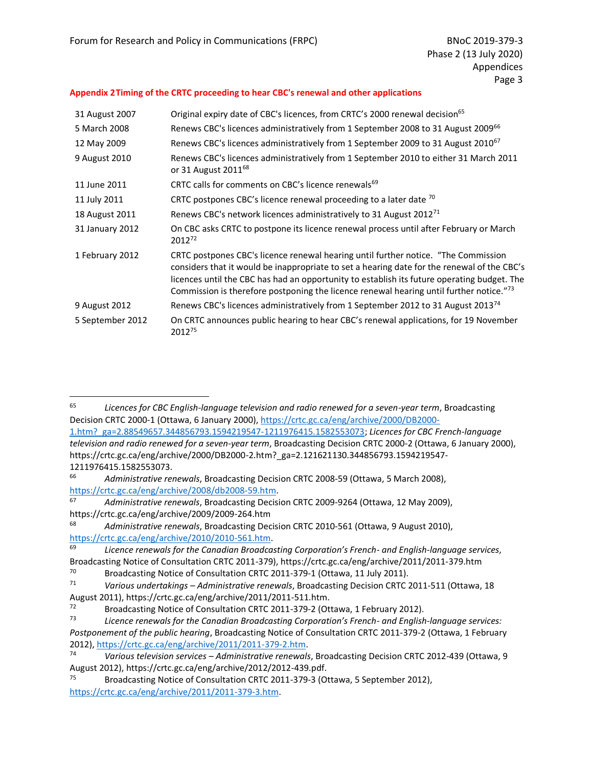## Appendix 2 Timing of the CRTC proceeding to hear CBC's renewal and other applications

| | |
|---|---|
| 31 August 2007 | Original expiry date of CBC's licences, from CRTC's 2000 renewal decision[65] |
| 5 March 2008 | Renews CBC's licences administratively from 1 September 2008 to 31 August 2009[66] |
| 12 May 2009 | Renews CBC's licences administratively from 1 September 2009 to 31 August 2010[67] |
| 9 August 2010 | Renews CBC's licences administratively from 1 September 2010 to either 31 March 2011 or 31 August 2011[68] |
| 11 June 2011 | CRTC calls for comments on CBC's licence renewals[69] |
| 11 July 2011 | CRTC postpones CBC's licence renewal proceeding to a later date [70] |
| 18 August 2011 | Renews CBC's network licences administratively to 31 August 2012[71] |
| 31 January 2012 | On CBC asks CRTC to postpone its licence renewal process until after February or March 2012[72] |
| 1 February 2012 | CRTC postpones CBC's licence renewal hearing until further notice. "The Commission considers that it would be inappropriate to set a hearing date for the renewal of the CBC's licences until the CBC has had an opportunity to establish its future operating budget. The Commission is therefore postponing the licence renewal hearing until further notice."[73] |
| 9 August 2012 | Renews CBC's licences administratively from 1 September 2012 to 31 August 2013[74] |
| 5 September 2012 | On CRTC announces public hearing to hear CBC's renewal applications, for 19 November 2012[75] |

---

[65] *Licences for CBC English-language television and radio renewed for a seven-year term*, Broadcasting Decision CRTC 2000-1 (Ottawa, 6 January 2000), https://crtc.gc.ca/eng/archive/2000/DB2000-1.htm?_ga=2.88549657.344856793.1594219547-1211976415.1582553073; *Licences for CBC French-language television and radio renewed for a seven-year term*, Broadcasting Decision CRTC 2000-2 (Ottawa, 6 January 2000), https://crtc.gc.ca/eng/archive/2000/DB2000-2.htm?_ga=2.121621130.344856793.1594219547-1211976415.1582553073.

[66] *Administrative renewals*, Broadcasting Decision CRTC 2008-59 (Ottawa, 5 March 2008), https://crtc.gc.ca/eng/archive/2008/db2008-59.htm.

[67] *Administrative renewals*, Broadcasting Decision CRTC 2009-9264 (Ottawa, 12 May 2009), https://crtc.gc.ca/eng/archive/2009/2009-264.htm

[68] *Administrative renewals*, Broadcasting Decision CRTC 2010-561 (Ottawa, 9 August 2010), https://crtc.gc.ca/eng/archive/2010/2010-561.htm.

[69] *Licence renewals for the Canadian Broadcasting Corporation's French- and English-language services*, Broadcasting Notice of Consultation CRTC 2011-379), https://crtc.gc.ca/eng/archive/2011/2011-379.htm

[70] Broadcasting Notice of Consultation CRTC 2011-379-1 (Ottawa, 11 July 2011).

[71] *Various undertakings – Administrative renewals*, Broadcasting Decision CRTC 2011-511 (Ottawa, 18 August 2011), https://crtc.gc.ca/eng/archive/2011/2011-511.htm.

[72] Broadcasting Notice of Consultation CRTC 2011-379-2 (Ottawa, 1 February 2012).

[73] *Licence renewals for the Canadian Broadcasting Corporation's French- and English-language services: Postponement of the public hearing*, Broadcasting Notice of Consultation CRTC 2011-379-2 (Ottawa, 1 February 2012), https://crtc.gc.ca/eng/archive/2011/2011-379-2.htm.

[74] *Various television services – Administrative renewals*, Broadcasting Decision CRTC 2012-439 (Ottawa, 9 August 2012), https://crtc.gc.ca/eng/archive/2012/2012-439.pdf.

[75] Broadcasting Notice of Consultation CRTC 2011-379-3 (Ottawa, 5 September 2012), https://crtc.gc.ca/eng/archive/2011/2011-379-3.htm.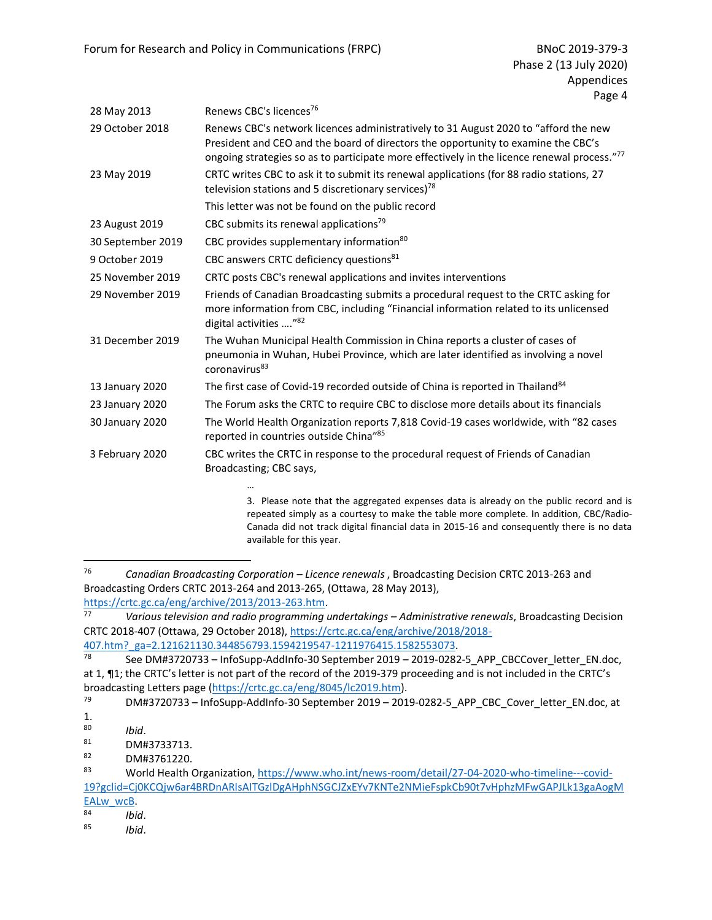| | |
|---|---|
| 28 May 2013 | Renews CBC's licences[76] |
| 29 October 2018 | Renews CBC's network licences administratively to 31 August 2020 to "afford the new President and CEO and the board of directors the opportunity to examine the CBC's ongoing strategies so as to participate more effectively in the licence renewal process."[77] |
| 23 May 2019 | CRTC writes CBC to ask it to submit its renewal applications (for 88 radio stations, 27 television stations and 5 discretionary services)[78]<br>This letter was not be found on the public record |
| 23 August 2019 | CBC submits its renewal applications[79] |
| 30 September 2019 | CBC provides supplementary information[80] |
| 9 October 2019 | CBC answers CRTC deficiency questions[81] |
| 25 November 2019 | CRTC posts CBC's renewal applications and invites interventions |
| 29 November 2019 | Friends of Canadian Broadcasting submits a procedural request to the CRTC asking for more information from CBC, including "Financial information related to its unlicensed digital activities …."[82] |
| 31 December 2019 | The Wuhan Municipal Health Commission in China reports a cluster of cases of pneumonia in Wuhan, Hubei Province, which are later identified as involving a novel coronavirus[83] |
| 13 January 2020 | The first case of Covid-19 recorded outside of China is reported in Thailand[84] |
| 23 January 2020 | The Forum asks the CRTC to require CBC to disclose more details about its financials |
| 30 January 2020 | The World Health Organization reports 7,818 Covid-19 cases worldwide, with "82 cases reported in countries outside China"[85] |
| 3 February 2020 | CBC writes the CRTC in response to the procedural request of Friends of Canadian Broadcasting; CBC says, |

> …
>
> 3. Please note that the aggregated expenses data is already on the public record and is repeated simply as a courtesy to make the table more complete. In addition, CBC/Radio-Canada did not track digital financial data in 2015-16 and consequently there is no data available for this year.

---

[76] *Canadian Broadcasting Corporation – Licence renewals* , Broadcasting Decision CRTC 2013-263 and Broadcasting Orders CRTC 2013-264 and 2013-265, (Ottawa, 28 May 2013), https://crtc.gc.ca/eng/archive/2013/2013-263.htm.

[77] *Various television and radio programming undertakings – Administrative renewals*, Broadcasting Decision CRTC 2018-407 (Ottawa, 29 October 2018), https://crtc.gc.ca/eng/archive/2018/2018-407.htm?_ga=2.121621130.344856793.1594219547-1211976415.1582553073.

[78] See DM#3720733 – InfoSupp-AddInfo-30 September 2019 – 2019-0282-5_APP_CBCCover_letter_EN.doc, at 1, ¶1; the CRTC's letter is not part of the record of the 2019-379 proceeding and is not included in the CRTC's broadcasting Letters page (https://crtc.gc.ca/eng/8045/lc2019.htm).

[79] DM#3720733 – InfoSupp-AddInfo-30 September 2019 – 2019-0282-5_APP_CBC_Cover_letter_EN.doc, at 1.

[80] *Ibid*.

[81] DM#3733713.

[82] DM#3761220.

[83] World Health Organization, https://www.who.int/news-room/detail/27-04-2020-who-timeline---covid-19?gclid=Cj0KCQjw6ar4BRDnARIsAITGzlDgAHphNSGCJZxEYv7KNTe2NMieFspkCb90t7vHphzMFwGAPJLk13gaAogMEALw_wcB.

[84] *Ibid*.

[85] *Ibid*.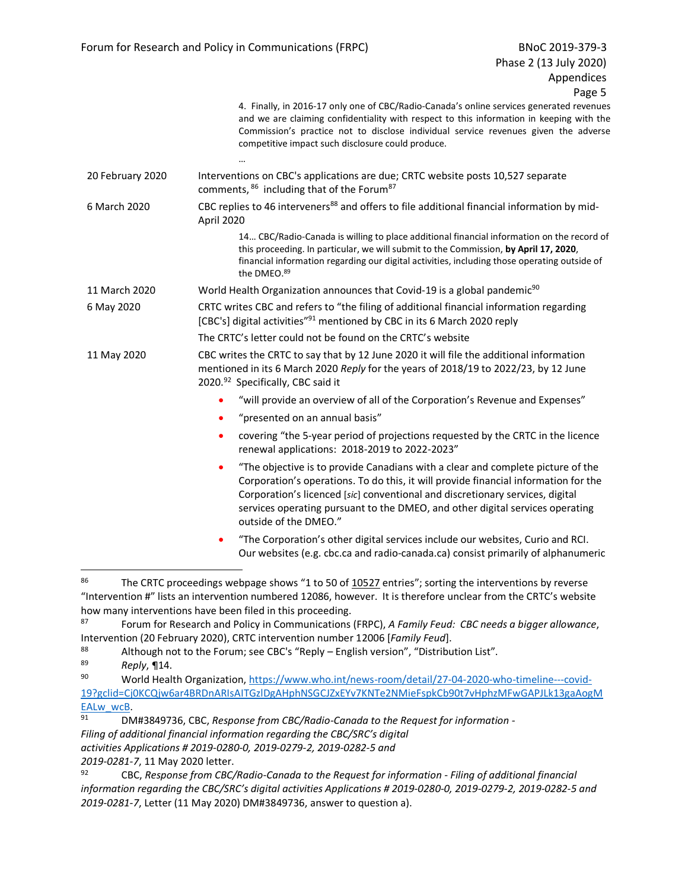4. Finally, in 2016-17 only one of CBC/Radio-Canada's online services generated revenues and we are claiming confidentiality with respect to this information in keeping with the Commission's practice not to disclose individual service revenues given the adverse competitive impact such disclosure could produce.

…

| | |
|---|---|
| 20 February 2020 | Interventions on CBC's applications are due; CRTC website posts 10,527 separate comments,[86] including that of the Forum[87] |
| 6 March 2020 | CBC replies to 46 interveners[88] and offers to file additional financial information by mid-April 2020<br><br>14… CBC/Radio-Canada is willing to place additional financial information on the record of this proceeding. In particular, we will submit to the Commission, **by April 17, 2020**, financial information regarding our digital activities, including those operating outside of the DMEO.[89] |
| 11 March 2020 | World Health Organization announces that Covid-19 is a global pandemic[90] |
| 6 May 2020 | CRTC writes CBC and refers to "the filing of additional financial information regarding [CBC's] digital activities"[91] mentioned by CBC in its 6 March 2020 reply<br><br>The CRTC's letter could not be found on the CRTC's website |
| 11 May 2020 | CBC writes the CRTC to say that by 12 June 2020 it will file the additional information mentioned in its 6 March 2020 *Reply* for the years of 2018/19 to 2022/23, by 12 June 2020.[92] Specifically, CBC said it<br><br>• "will provide an overview of all of the Corporation's Revenue and Expenses"<br>• "presented on an annual basis"<br>• covering "the 5-year period of projections requested by the CRTC in the licence renewal applications: 2018-2019 to 2022-2023"<br>• "The objective is to provide Canadians with a clear and complete picture of the Corporation's operations. To do this, it will provide financial information for the Corporation's licenced [*sic*] conventional and discretionary services, digital services operating pursuant to the DMEO, and other digital services operating outside of the DMEO."<br>• "The Corporation's other digital services include our websites, Curio and RCI. Our websites (e.g. cbc.ca and radio-canada.ca) consist primarily of alphanumeric |

---

[86] The CRTC proceedings webpage shows "1 to 50 of 10527 entries"; sorting the interventions by reverse "Intervention #" lists an intervention numbered 12086, however. It is therefore unclear from the CRTC's website how many interventions have been filed in this proceeding.

[87] Forum for Research and Policy in Communications (FRPC), *A Family Feud: CBC needs a bigger allowance*, Intervention (20 February 2020), CRTC intervention number 12006 [*Family Feud*].

[88] Although not to the Forum; see CBC's "Reply – English version", "Distribution List".

[89] *Reply*, ¶14.

[90] World Health Organization, https://www.who.int/news-room/detail/27-04-2020-who-timeline---covid-19?gclid=Cj0KCQjw6ar4BRDnARIsAITGzlDgAHphNSGCJZxEYv7KNTe2NMieFspkCb90t7vHphzMFwGAPJLk13gaAogMEALw_wcB.

[91] DM#3849736, CBC, *Response from CBC/Radio-Canada to the Request for information - Filing of additional financial information regarding the CBC/SRC's digital activities Applications # 2019-0280-0, 2019-0279-2, 2019-0282-5 and 2019-0281-7*, 11 May 2020 letter.

[92] CBC, *Response from CBC/Radio-Canada to the Request for information - Filing of additional financial information regarding the CBC/SRC's digital activities Applications # 2019-0280-0, 2019-0279-2, 2019-0282-5 and 2019-0281-7*, Letter (11 May 2020) DM#3849736, answer to question a).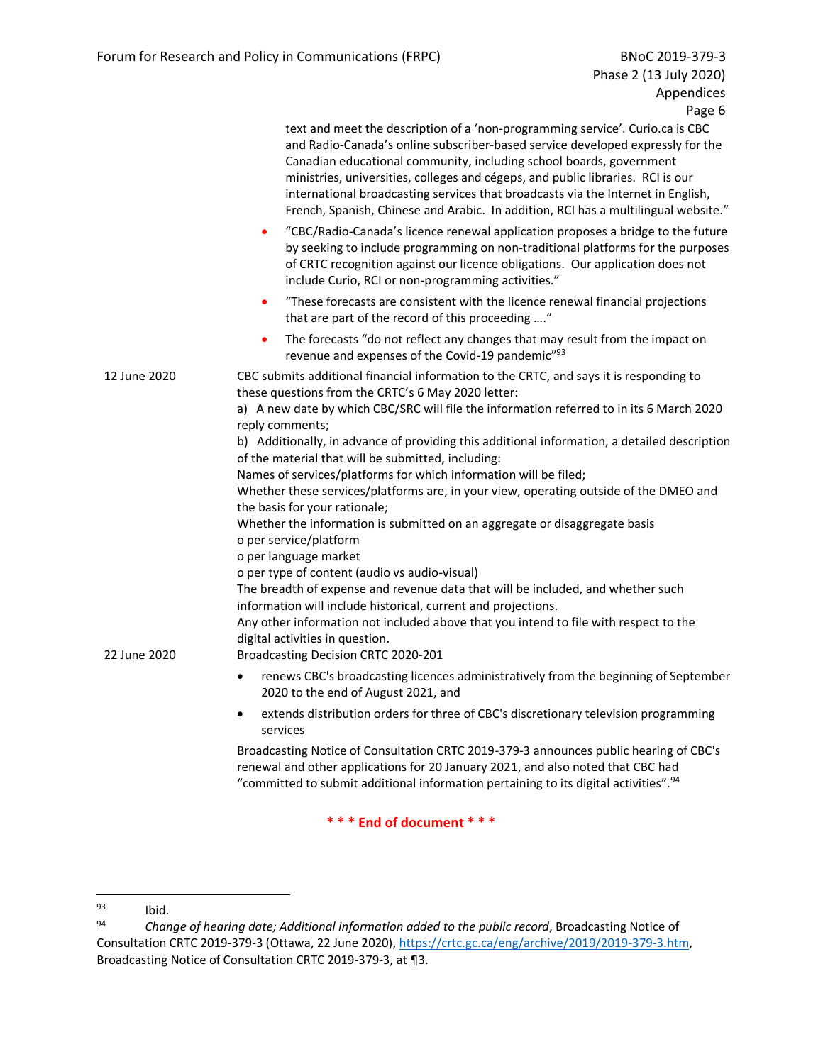text and meet the description of a 'non-programming service'. Curio.ca is CBC and Radio-Canada's online subscriber-based service developed expressly for the Canadian educational community, including school boards, government ministries, universities, colleges and cégeps, and public libraries. RCI is our international broadcasting services that broadcasts via the Internet in English, French, Spanish, Chinese and Arabic. In addition, RCI has a multilingual website."

- "CBC/Radio-Canada's licence renewal application proposes a bridge to the future by seeking to include programming on non-traditional platforms for the purposes of CRTC recognition against our licence obligations. Our application does not include Curio, RCI or non-programming activities."
- "These forecasts are consistent with the licence renewal financial projections that are part of the record of this proceeding …."
- The forecasts "do not reflect any changes that may result from the impact on revenue and expenses of the Covid-19 pandemic"[93]

| | |
|---|---|
| 12 June 2020 | CBC submits additional financial information to the CRTC, and says it is responding to these questions from the CRTC's 6 May 2020 letter:<br>a) A new date by which CBC/SRC will file the information referred to in its 6 March 2020 reply comments;<br>b) Additionally, in advance of providing this additional information, a detailed description of the material that will be submitted, including:<br>Names of services/platforms for which information will be filed;<br>Whether these services/platforms are, in your view, operating outside of the DMEO and the basis for your rationale;<br>Whether the information is submitted on an aggregate or disaggregate basis<br>o per service/platform<br>o per language market<br>o per type of content (audio vs audio-visual)<br>The breadth of expense and revenue data that will be included, and whether such information will include historical, current and projections.<br>Any other information not included above that you intend to file with respect to the digital activities in question. |
| 22 June 2020 | Broadcasting Decision CRTC 2020-201<br>• renews CBC's broadcasting licences administratively from the beginning of September 2020 to the end of August 2021, and<br>• extends distribution orders for three of CBC's discretionary television programming services<br>Broadcasting Notice of Consultation CRTC 2019-379-3 announces public hearing of CBC's renewal and other applications for 20 January 2021, and also noted that CBC had "committed to submit additional information pertaining to its digital activities".[94] |

*** End of document ***

[93] Ibid.

[94] *Change of hearing date; Additional information added to the public record*, Broadcasting Notice of Consultation CRTC 2019-379-3 (Ottawa, 22 June 2020), https://crtc.gc.ca/eng/archive/2019/2019-379-3.htm, Broadcasting Notice of Consultation CRTC 2019-379-3, at ¶3.